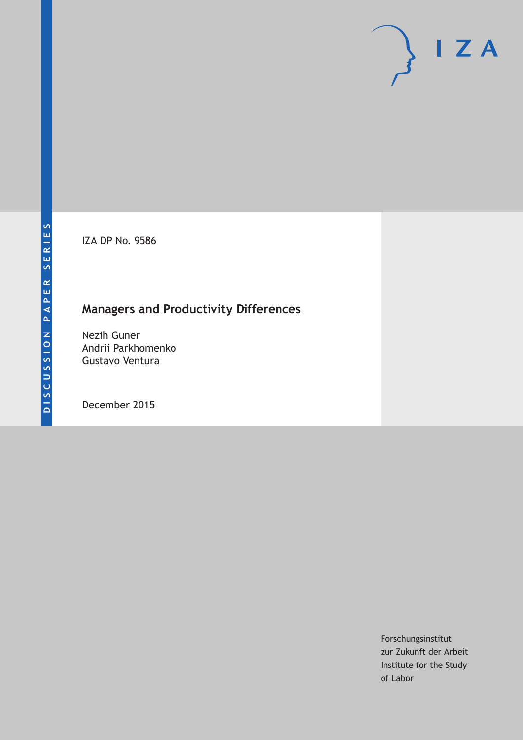DISCUSSION PAPER SERIES

IZA DP No. 9586

# Managers and Productivity Differences

Nezih Guner
Andrii Parkhomenko
Gustavo Ventura

December 2015

Forschungsinstitut
zur Zukunft der Arbeit
Institute for the Study
of Labor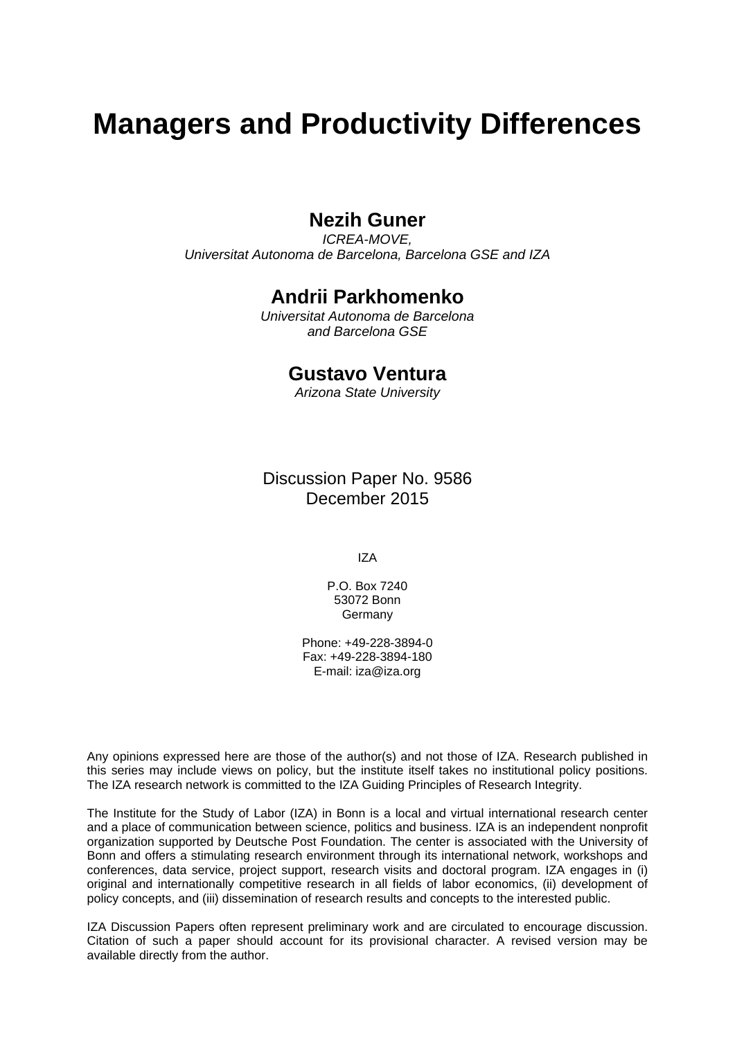# Managers and Productivity Differences

**Nezih Guner**

*ICREA-MOVE,*
*Universitat Autonoma de Barcelona, Barcelona GSE and IZA*

**Andrii Parkhomenko**

*Universitat Autonoma de Barcelona*
*and Barcelona GSE*

**Gustavo Ventura**

*Arizona State University*

Discussion Paper No. 9586
December 2015

IZA

P.O. Box 7240
53072 Bonn
Germany

Phone: +49-228-3894-0
Fax: +49-228-3894-180
E-mail: iza@iza.org

Any opinions expressed here are those of the author(s) and not those of IZA. Research published in this series may include views on policy, but the institute itself takes no institutional policy positions. The IZA research network is committed to the IZA Guiding Principles of Research Integrity.

The Institute for the Study of Labor (IZA) in Bonn is a local and virtual international research center and a place of communication between science, politics and business. IZA is an independent nonprofit organization supported by Deutsche Post Foundation. The center is associated with the University of Bonn and offers a stimulating research environment through its international network, workshops and conferences, data service, project support, research visits and doctoral program. IZA engages in (i) original and internationally competitive research in all fields of labor economics, (ii) development of policy concepts, and (iii) dissemination of research results and concepts to the interested public.

IZA Discussion Papers often represent preliminary work and are circulated to encourage discussion. Citation of such a paper should account for its provisional character. A revised version may be available directly from the author.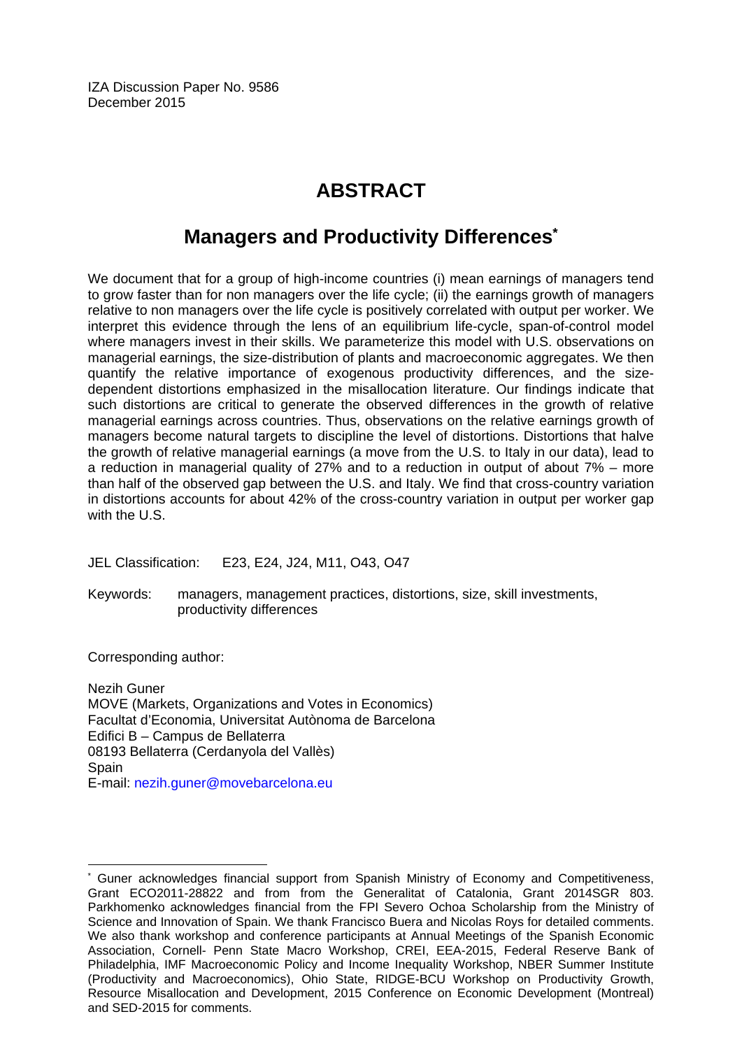IZA Discussion Paper No. 9586
December 2015

# ABSTRACT

## Managers and Productivity Differences*

We document that for a group of high-income countries (i) mean earnings of managers tend to grow faster than for non managers over the life cycle; (ii) the earnings growth of managers relative to non managers over the life cycle is positively correlated with output per worker. We interpret this evidence through the lens of an equilibrium life-cycle, span-of-control model where managers invest in their skills. We parameterize this model with U.S. observations on managerial earnings, the size-distribution of plants and macroeconomic aggregates. We then quantify the relative importance of exogenous productivity differences, and the size-dependent distortions emphasized in the misallocation literature. Our findings indicate that such distortions are critical to generate the observed differences in the growth of relative managerial earnings across countries. Thus, observations on the relative earnings growth of managers become natural targets to discipline the level of distortions. Distortions that halve the growth of relative managerial earnings (a move from the U.S. to Italy in our data), lead to a reduction in managerial quality of 27% and to a reduction in output of about 7% – more than half of the observed gap between the U.S. and Italy. We find that cross-country variation in distortions accounts for about 42% of the cross-country variation in output per worker gap with the U.S.

JEL Classification: E23, E24, J24, M11, O43, O47

Keywords: managers, management practices, distortions, size, skill investments, productivity differences

Corresponding author:

Nezih Guner
MOVE (Markets, Organizations and Votes in Economics)
Facultat d'Economia, Universitat Autònoma de Barcelona
Edifici B – Campus de Bellaterra
08193 Bellaterra (Cerdanyola del Vallès)
Spain
E-mail: nezih.guner@movebarcelona.eu

---

* Guner acknowledges financial support from Spanish Ministry of Economy and Competitiveness, Grant ECO2011-28822 and from from the Generalitat of Catalonia, Grant 2014SGR 803. Parkhomenko acknowledges financial from the FPI Severo Ochoa Scholarship from the Ministry of Science and Innovation of Spain. We thank Francisco Buera and Nicolas Roys for detailed comments. We also thank workshop and conference participants at Annual Meetings of the Spanish Economic Association, Cornell- Penn State Macro Workshop, CREI, EEA-2015, Federal Reserve Bank of Philadelphia, IMF Macroeconomic Policy and Income Inequality Workshop, NBER Summer Institute (Productivity and Macroeconomics), Ohio State, RIDGE-BCU Workshop on Productivity Growth, Resource Misallocation and Development, 2015 Conference on Economic Development (Montreal) and SED-2015 for comments.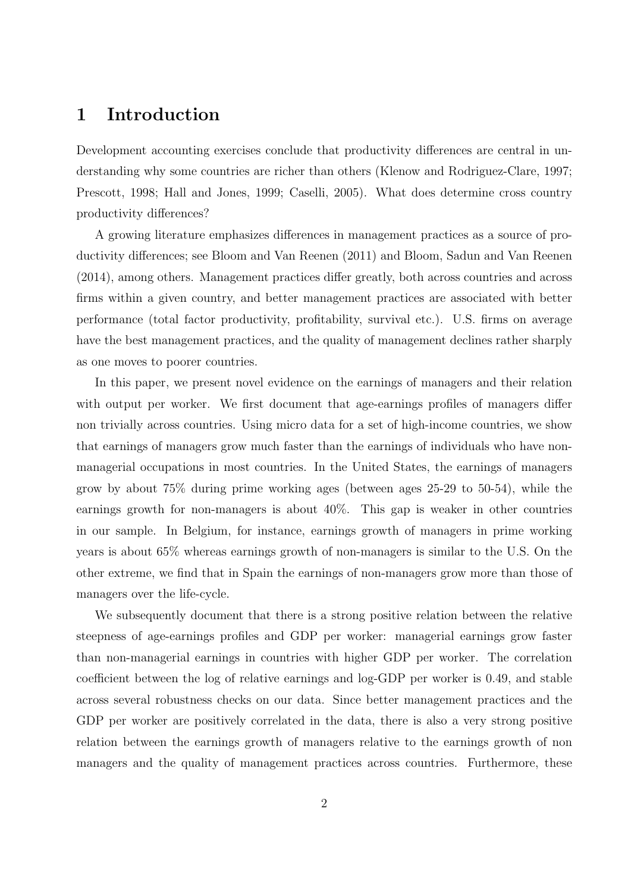# 1 Introduction

Development accounting exercises conclude that productivity differences are central in understanding why some countries are richer than others (Klenow and Rodriguez-Clare, 1997; Prescott, 1998; Hall and Jones, 1999; Caselli, 2005). What does determine cross country productivity differences?

A growing literature emphasizes differences in management practices as a source of productivity differences; see Bloom and Van Reenen (2011) and Bloom, Sadun and Van Reenen (2014), among others. Management practices differ greatly, both across countries and across firms within a given country, and better management practices are associated with better performance (total factor productivity, profitability, survival etc.). U.S. firms on average have the best management practices, and the quality of management declines rather sharply as one moves to poorer countries.

In this paper, we present novel evidence on the earnings of managers and their relation with output per worker. We first document that age-earnings profiles of managers differ non trivially across countries. Using micro data for a set of high-income countries, we show that earnings of managers grow much faster than the earnings of individuals who have non-managerial occupations in most countries. In the United States, the earnings of managers grow by about 75% during prime working ages (between ages 25-29 to 50-54), while the earnings growth for non-managers is about 40%. This gap is weaker in other countries in our sample. In Belgium, for instance, earnings growth of managers in prime working years is about 65% whereas earnings growth of non-managers is similar to the U.S. On the other extreme, we find that in Spain the earnings of non-managers grow more than those of managers over the life-cycle.

We subsequently document that there is a strong positive relation between the relative steepness of age-earnings profiles and GDP per worker: managerial earnings grow faster than non-managerial earnings in countries with higher GDP per worker. The correlation coefficient between the log of relative earnings and log-GDP per worker is 0.49, and stable across several robustness checks on our data. Since better management practices and the GDP per worker are positively correlated in the data, there is also a very strong positive relation between the earnings growth of managers relative to the earnings growth of non managers and the quality of management practices across countries. Furthermore, these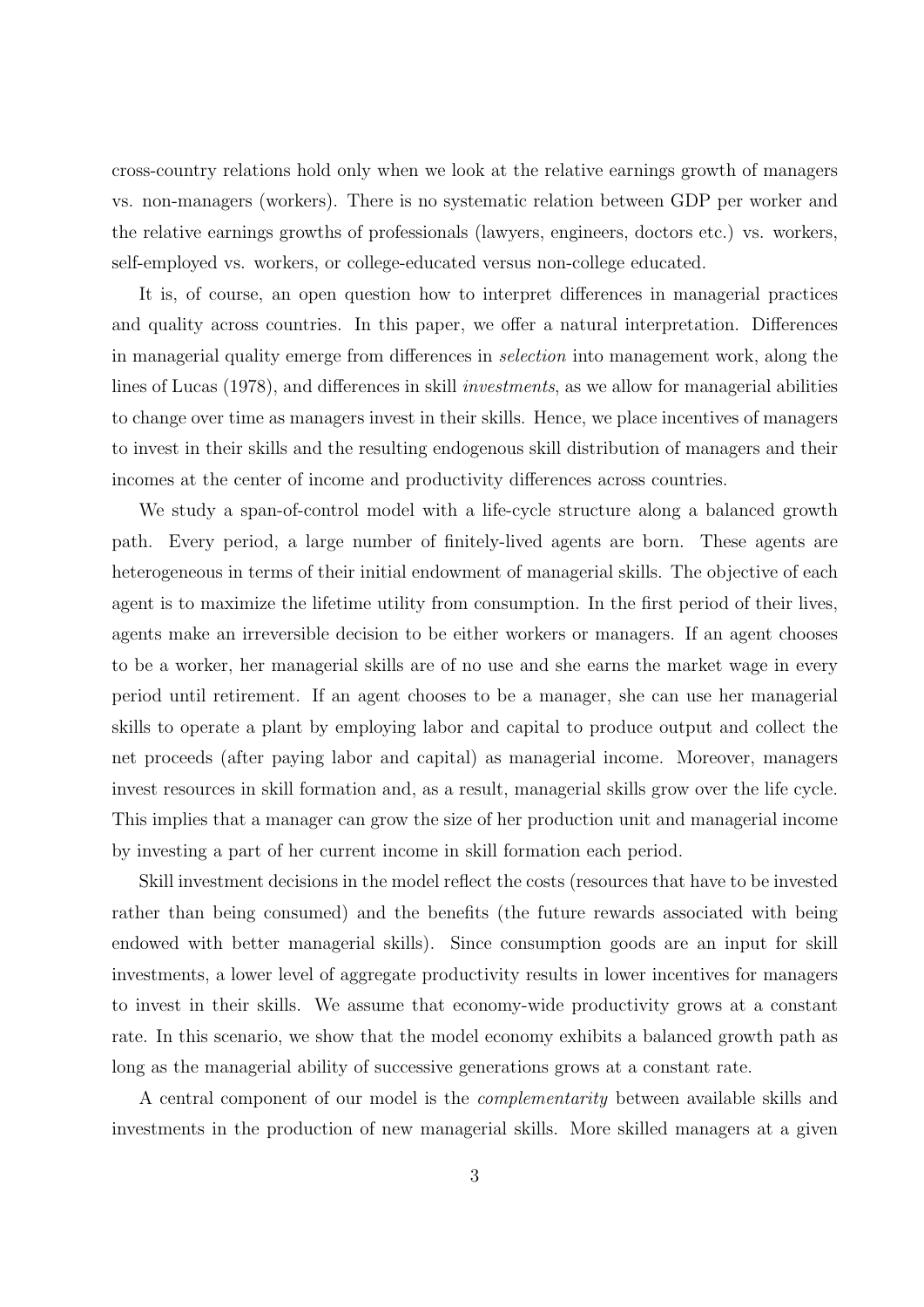cross-country relations hold only when we look at the relative earnings growth of managers vs. non-managers (workers). There is no systematic relation between GDP per worker and the relative earnings growths of professionals (lawyers, engineers, doctors etc.) vs. workers, self-employed vs. workers, or college-educated versus non-college educated.

It is, of course, an open question how to interpret differences in managerial practices and quality across countries. In this paper, we offer a natural interpretation. Differences in managerial quality emerge from differences in *selection* into management work, along the lines of Lucas (1978), and differences in skill *investments*, as we allow for managerial abilities to change over time as managers invest in their skills. Hence, we place incentives of managers to invest in their skills and the resulting endogenous skill distribution of managers and their incomes at the center of income and productivity differences across countries.

We study a span-of-control model with a life-cycle structure along a balanced growth path. Every period, a large number of finitely-lived agents are born. These agents are heterogeneous in terms of their initial endowment of managerial skills. The objective of each agent is to maximize the lifetime utility from consumption. In the first period of their lives, agents make an irreversible decision to be either workers or managers. If an agent chooses to be a worker, her managerial skills are of no use and she earns the market wage in every period until retirement. If an agent chooses to be a manager, she can use her managerial skills to operate a plant by employing labor and capital to produce output and collect the net proceeds (after paying labor and capital) as managerial income. Moreover, managers invest resources in skill formation and, as a result, managerial skills grow over the life cycle. This implies that a manager can grow the size of her production unit and managerial income by investing a part of her current income in skill formation each period.

Skill investment decisions in the model reflect the costs (resources that have to be invested rather than being consumed) and the benefits (the future rewards associated with being endowed with better managerial skills). Since consumption goods are an input for skill investments, a lower level of aggregate productivity results in lower incentives for managers to invest in their skills. We assume that economy-wide productivity grows at a constant rate. In this scenario, we show that the model economy exhibits a balanced growth path as long as the managerial ability of successive generations grows at a constant rate.

A central component of our model is the *complementarity* between available skills and investments in the production of new managerial skills. More skilled managers at a given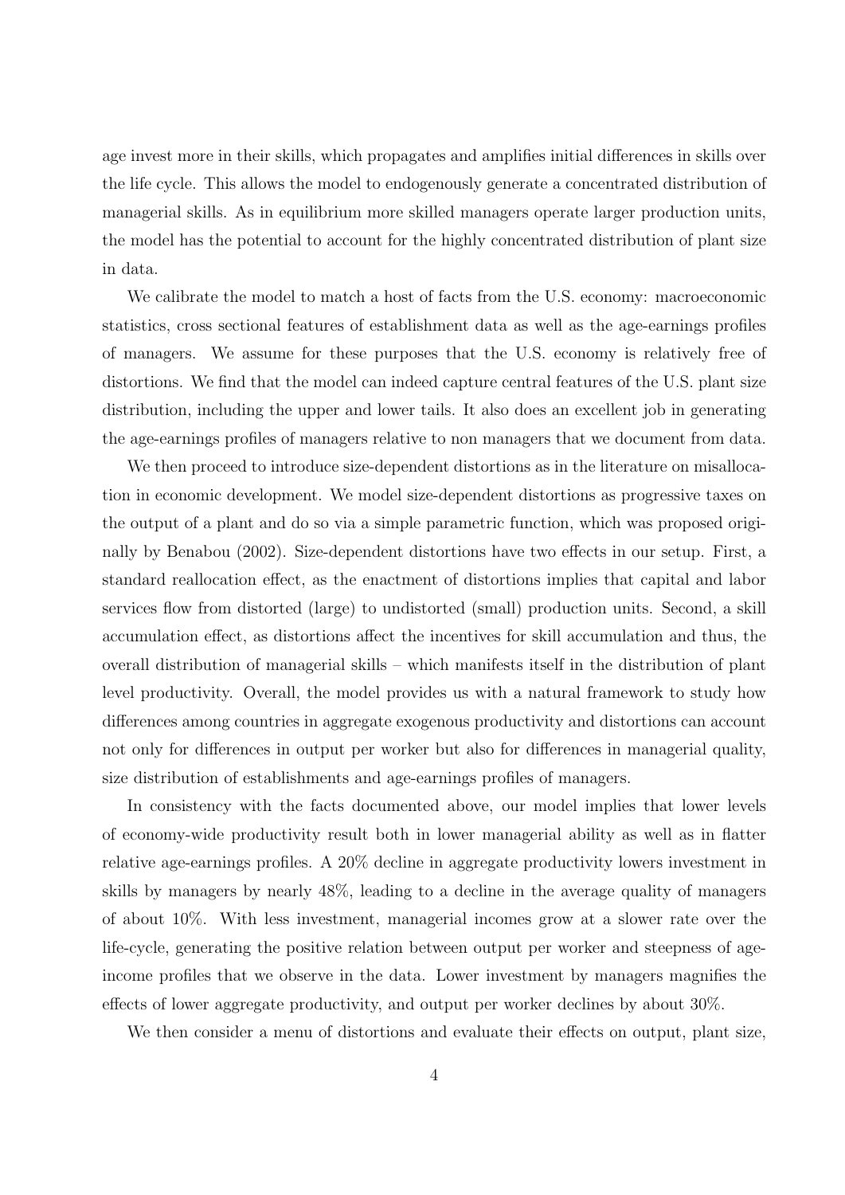age invest more in their skills, which propagates and amplifies initial differences in skills over the life cycle. This allows the model to endogenously generate a concentrated distribution of managerial skills. As in equilibrium more skilled managers operate larger production units, the model has the potential to account for the highly concentrated distribution of plant size in data.

We calibrate the model to match a host of facts from the U.S. economy: macroeconomic statistics, cross sectional features of establishment data as well as the age-earnings profiles of managers. We assume for these purposes that the U.S. economy is relatively free of distortions. We find that the model can indeed capture central features of the U.S. plant size distribution, including the upper and lower tails. It also does an excellent job in generating the age-earnings profiles of managers relative to non managers that we document from data.

We then proceed to introduce size-dependent distortions as in the literature on misallocation in economic development. We model size-dependent distortions as progressive taxes on the output of a plant and do so via a simple parametric function, which was proposed originally by Benabou (2002). Size-dependent distortions have two effects in our setup. First, a standard reallocation effect, as the enactment of distortions implies that capital and labor services flow from distorted (large) to undistorted (small) production units. Second, a skill accumulation effect, as distortions affect the incentives for skill accumulation and thus, the overall distribution of managerial skills – which manifests itself in the distribution of plant level productivity. Overall, the model provides us with a natural framework to study how differences among countries in aggregate exogenous productivity and distortions can account not only for differences in output per worker but also for differences in managerial quality, size distribution of establishments and age-earnings profiles of managers.

In consistency with the facts documented above, our model implies that lower levels of economy-wide productivity result both in lower managerial ability as well as in flatter relative age-earnings profiles. A 20% decline in aggregate productivity lowers investment in skills by managers by nearly 48%, leading to a decline in the average quality of managers of about 10%. With less investment, managerial incomes grow at a slower rate over the life-cycle, generating the positive relation between output per worker and steepness of age-income profiles that we observe in the data. Lower investment by managers magnifies the effects of lower aggregate productivity, and output per worker declines by about 30%.

We then consider a menu of distortions and evaluate their effects on output, plant size,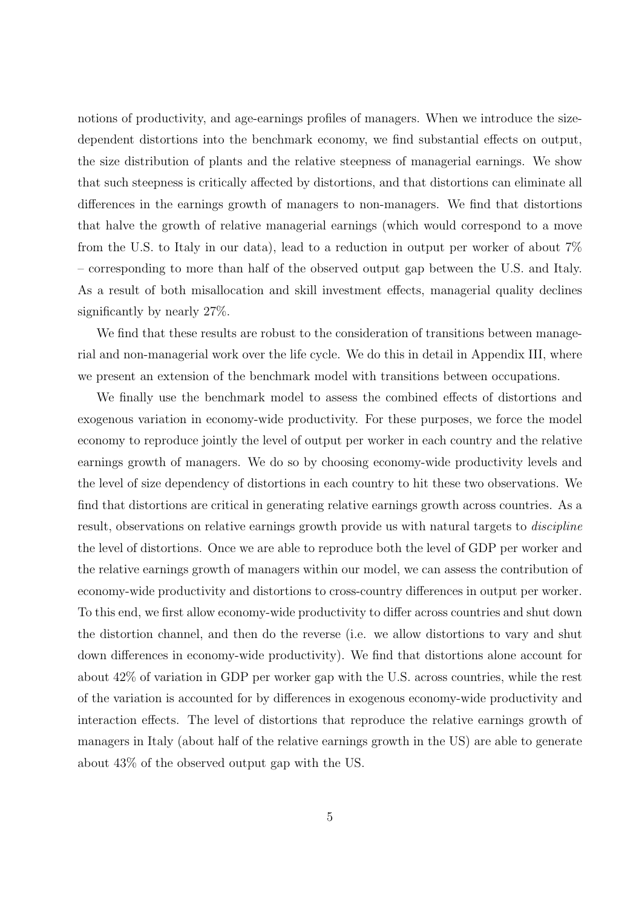notions of productivity, and age-earnings profiles of managers. When we introduce the size-dependent distortions into the benchmark economy, we find substantial effects on output, the size distribution of plants and the relative steepness of managerial earnings. We show that such steepness is critically affected by distortions, and that distortions can eliminate all differences in the earnings growth of managers to non-managers. We find that distortions that halve the growth of relative managerial earnings (which would correspond to a move from the U.S. to Italy in our data), lead to a reduction in output per worker of about 7% – corresponding to more than half of the observed output gap between the U.S. and Italy. As a result of both misallocation and skill investment effects, managerial quality declines significantly by nearly 27%.

We find that these results are robust to the consideration of transitions between managerial and non-managerial work over the life cycle. We do this in detail in Appendix III, where we present an extension of the benchmark model with transitions between occupations.

We finally use the benchmark model to assess the combined effects of distortions and exogenous variation in economy-wide productivity. For these purposes, we force the model economy to reproduce jointly the level of output per worker in each country and the relative earnings growth of managers. We do so by choosing economy-wide productivity levels and the level of size dependency of distortions in each country to hit these two observations. We find that distortions are critical in generating relative earnings growth across countries. As a result, observations on relative earnings growth provide us with natural targets to *discipline* the level of distortions. Once we are able to reproduce both the level of GDP per worker and the relative earnings growth of managers within our model, we can assess the contribution of economy-wide productivity and distortions to cross-country differences in output per worker. To this end, we first allow economy-wide productivity to differ across countries and shut down the distortion channel, and then do the reverse (i.e. we allow distortions to vary and shut down differences in economy-wide productivity). We find that distortions alone account for about 42% of variation in GDP per worker gap with the U.S. across countries, while the rest of the variation is accounted for by differences in exogenous economy-wide productivity and interaction effects. The level of distortions that reproduce the relative earnings growth of managers in Italy (about half of the relative earnings growth in the US) are able to generate about 43% of the observed output gap with the US.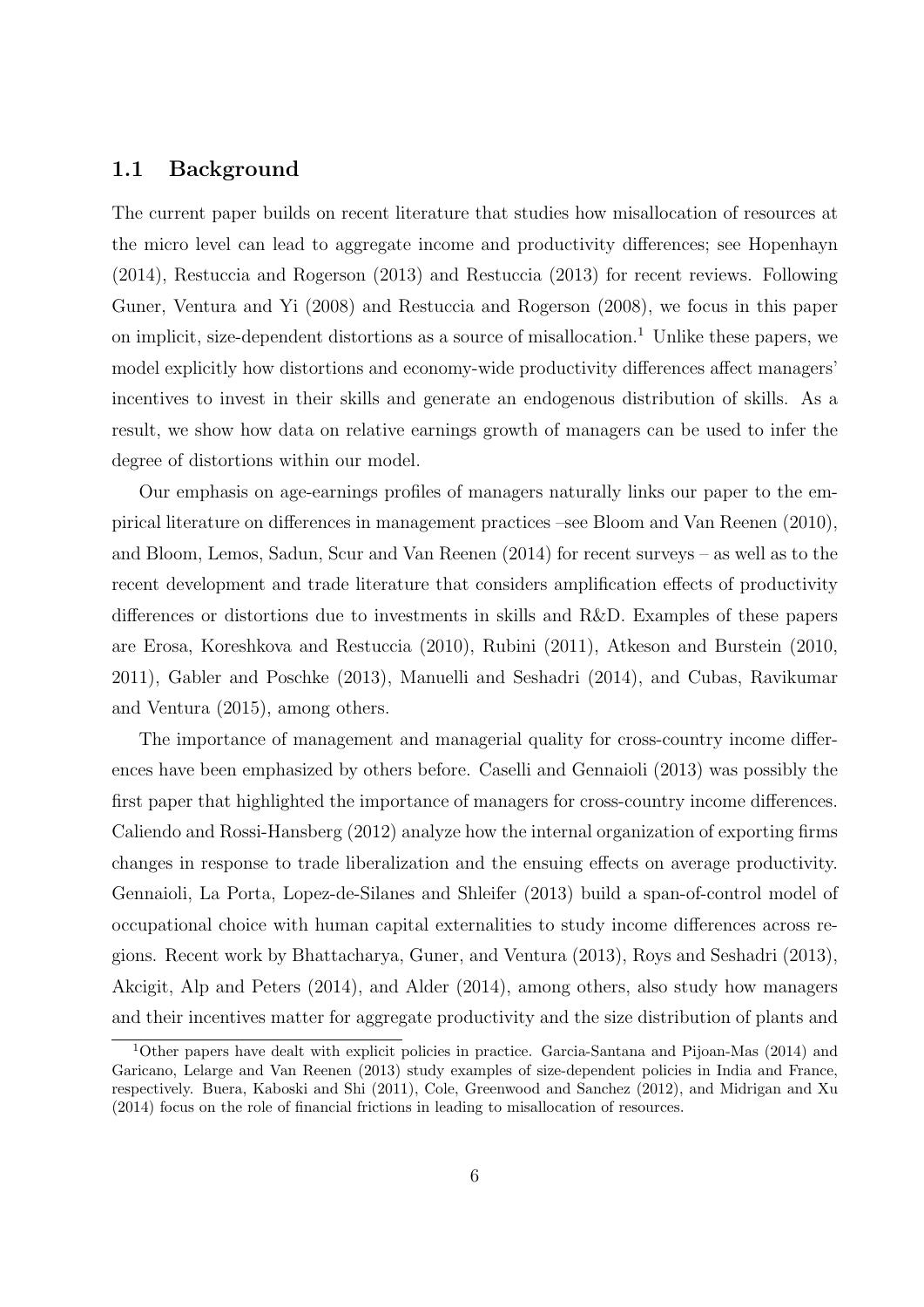### 1.1 Background

The current paper builds on recent literature that studies how misallocation of resources at the micro level can lead to aggregate income and productivity differences; see Hopenhayn (2014), Restuccia and Rogerson (2013) and Restuccia (2013) for recent reviews. Following Guner, Ventura and Yi (2008) and Restuccia and Rogerson (2008), we focus in this paper on implicit, size-dependent distortions as a source of misallocation.[1] Unlike these papers, we model explicitly how distortions and economy-wide productivity differences affect managers' incentives to invest in their skills and generate an endogenous distribution of skills. As a result, we show how data on relative earnings growth of managers can be used to infer the degree of distortions within our model.

Our emphasis on age-earnings profiles of managers naturally links our paper to the empirical literature on differences in management practices –see Bloom and Van Reenen (2010), and Bloom, Lemos, Sadun, Scur and Van Reenen (2014) for recent surveys – as well as to the recent development and trade literature that considers amplification effects of productivity differences or distortions due to investments in skills and R&D. Examples of these papers are Erosa, Koreshkova and Restuccia (2010), Rubini (2011), Atkeson and Burstein (2010, 2011), Gabler and Poschke (2013), Manuelli and Seshadri (2014), and Cubas, Ravikumar and Ventura (2015), among others.

The importance of management and managerial quality for cross-country income differences have been emphasized by others before. Caselli and Gennaioli (2013) was possibly the first paper that highlighted the importance of managers for cross-country income differences. Caliendo and Rossi-Hansberg (2012) analyze how the internal organization of exporting firms changes in response to trade liberalization and the ensuing effects on average productivity. Gennaioli, La Porta, Lopez-de-Silanes and Shleifer (2013) build a span-of-control model of occupational choice with human capital externalities to study income differences across regions. Recent work by Bhattacharya, Guner, and Ventura (2013), Roys and Seshadri (2013), Akcigit, Alp and Peters (2014), and Alder (2014), among others, also study how managers and their incentives matter for aggregate productivity and the size distribution of plants and

[1]Other papers have dealt with explicit policies in practice. Garcia-Santana and Pijoan-Mas (2014) and Garicano, Lelarge and Van Reenen (2013) study examples of size-dependent policies in India and France, respectively. Buera, Kaboski and Shi (2011), Cole, Greenwood and Sanchez (2012), and Midrigan and Xu (2014) focus on the role of financial frictions in leading to misallocation of resources.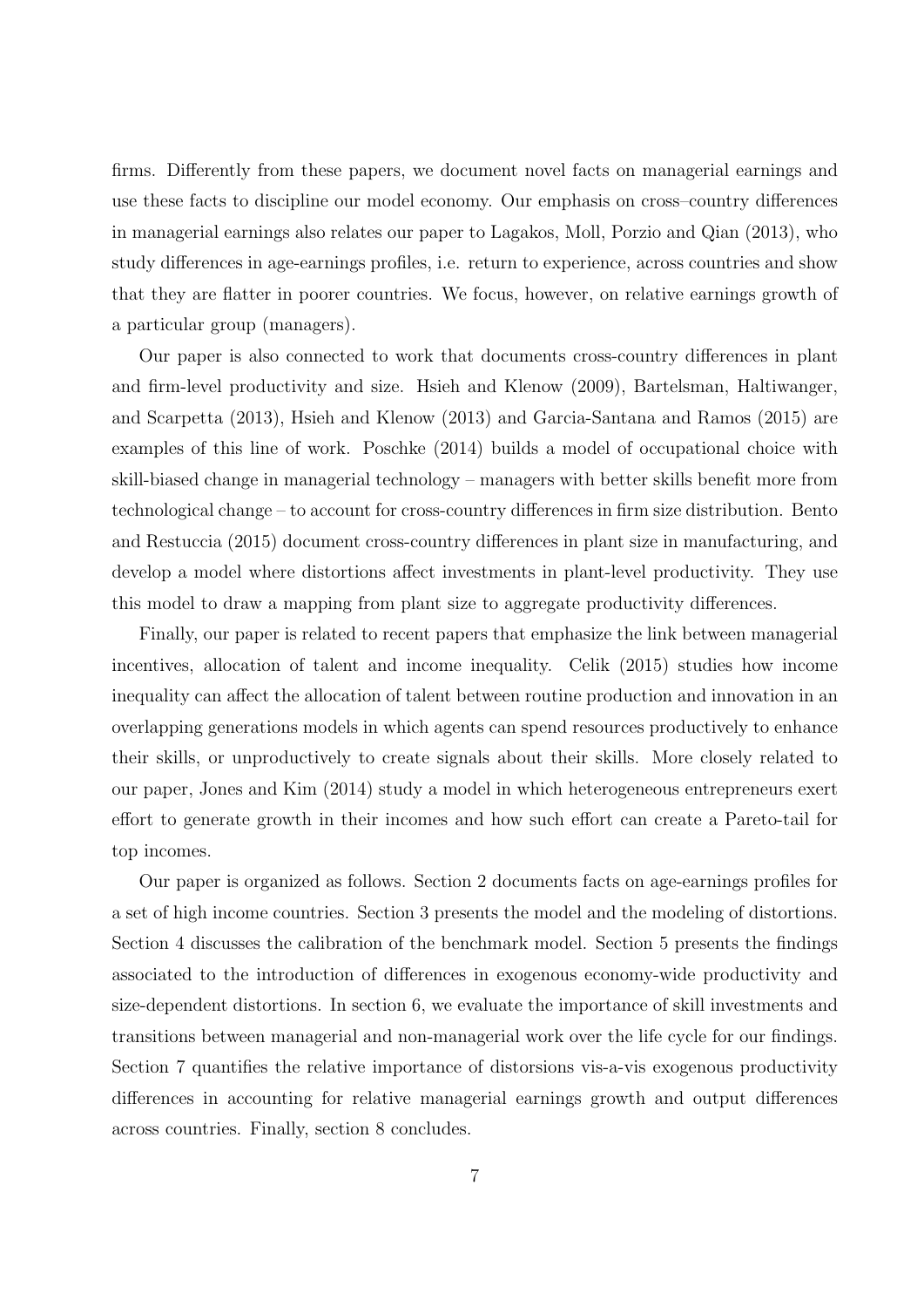firms. Differently from these papers, we document novel facts on managerial earnings and use these facts to discipline our model economy. Our emphasis on cross–country differences in managerial earnings also relates our paper to Lagakos, Moll, Porzio and Qian (2013), who study differences in age-earnings profiles, i.e. return to experience, across countries and show that they are flatter in poorer countries. We focus, however, on relative earnings growth of a particular group (managers).

Our paper is also connected to work that documents cross-country differences in plant and firm-level productivity and size. Hsieh and Klenow (2009), Bartelsman, Haltiwanger, and Scarpetta (2013), Hsieh and Klenow (2013) and Garcia-Santana and Ramos (2015) are examples of this line of work. Poschke (2014) builds a model of occupational choice with skill-biased change in managerial technology – managers with better skills benefit more from technological change – to account for cross-country differences in firm size distribution. Bento and Restuccia (2015) document cross-country differences in plant size in manufacturing, and develop a model where distortions affect investments in plant-level productivity. They use this model to draw a mapping from plant size to aggregate productivity differences.

Finally, our paper is related to recent papers that emphasize the link between managerial incentives, allocation of talent and income inequality. Celik (2015) studies how income inequality can affect the allocation of talent between routine production and innovation in an overlapping generations models in which agents can spend resources productively to enhance their skills, or unproductively to create signals about their skills. More closely related to our paper, Jones and Kim (2014) study a model in which heterogeneous entrepreneurs exert effort to generate growth in their incomes and how such effort can create a Pareto-tail for top incomes.

Our paper is organized as follows. Section 2 documents facts on age-earnings profiles for a set of high income countries. Section 3 presents the model and the modeling of distortions. Section 4 discusses the calibration of the benchmark model. Section 5 presents the findings associated to the introduction of differences in exogenous economy-wide productivity and size-dependent distortions. In section 6, we evaluate the importance of skill investments and transitions between managerial and non-managerial work over the life cycle for our findings. Section 7 quantifies the relative importance of distorsions vis-a-vis exogenous productivity differences in accounting for relative managerial earnings growth and output differences across countries. Finally, section 8 concludes.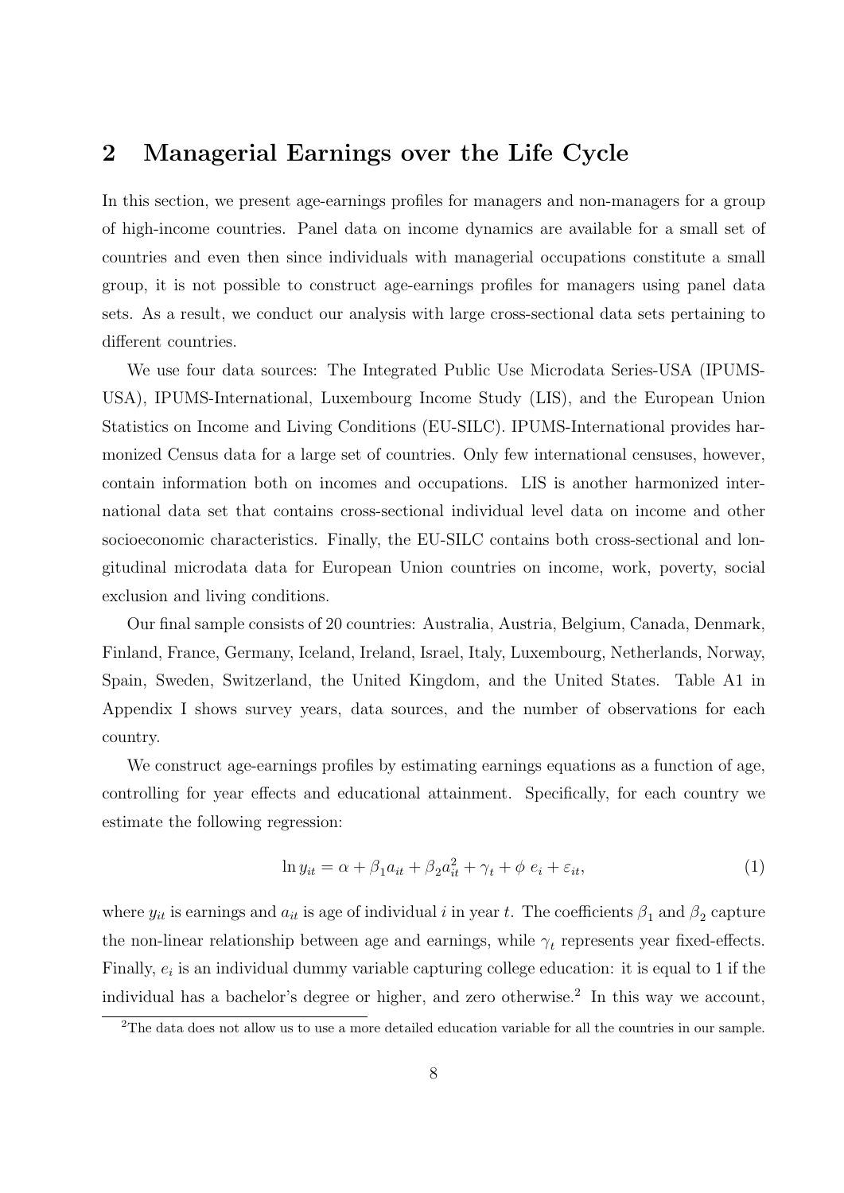## 2 Managerial Earnings over the Life Cycle

In this section, we present age-earnings profiles for managers and non-managers for a group of high-income countries. Panel data on income dynamics are available for a small set of countries and even then since individuals with managerial occupations constitute a small group, it is not possible to construct age-earnings profiles for managers using panel data sets. As a result, we conduct our analysis with large cross-sectional data sets pertaining to different countries.

We use four data sources: The Integrated Public Use Microdata Series-USA (IPUMS-USA), IPUMS-International, Luxembourg Income Study (LIS), and the European Union Statistics on Income and Living Conditions (EU-SILC). IPUMS-International provides harmonized Census data for a large set of countries. Only few international censuses, however, contain information both on incomes and occupations. LIS is another harmonized international data set that contains cross-sectional individual level data on income and other socioeconomic characteristics. Finally, the EU-SILC contains both cross-sectional and longitudinal microdata data for European Union countries on income, work, poverty, social exclusion and living conditions.

Our final sample consists of 20 countries: Australia, Austria, Belgium, Canada, Denmark, Finland, France, Germany, Iceland, Ireland, Israel, Italy, Luxembourg, Netherlands, Norway, Spain, Sweden, Switzerland, the United Kingdom, and the United States. Table A1 in Appendix I shows survey years, data sources, and the number of observations for each country.

We construct age-earnings profiles by estimating earnings equations as a function of age, controlling for year effects and educational attainment. Specifically, for each country we estimate the following regression:

$$\ln y_{it} = \alpha + \beta_1 a_{it} + \beta_2 a_{it}^2 + \gamma_t + \phi \, e_i + \varepsilon_{it}, \tag{1}$$

where $y_{it}$ is earnings and $a_{it}$ is age of individual $i$ in year $t$. The coefficients $\beta_1$ and $\beta_2$ capture the non-linear relationship between age and earnings, while $\gamma_t$ represents year fixed-effects. Finally, $e_i$ is an individual dummy variable capturing college education: it is equal to 1 if the individual has a bachelor's degree or higher, and zero otherwise.[2] In this way we account,

[2]The data does not allow us to use a more detailed education variable for all the countries in our sample.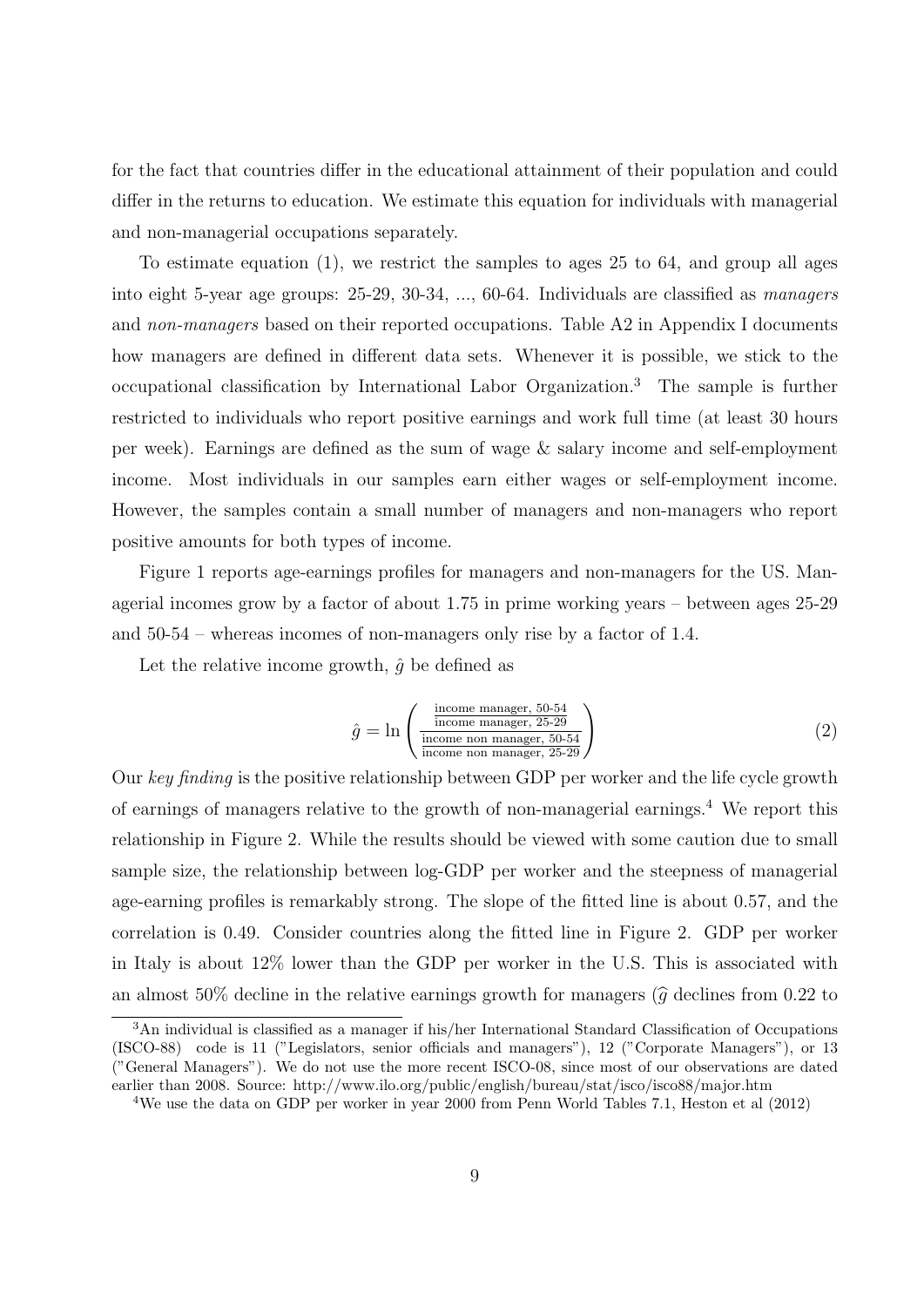for the fact that countries differ in the educational attainment of their population and could differ in the returns to education. We estimate this equation for individuals with managerial and non-managerial occupations separately.

To estimate equation (1), we restrict the samples to ages 25 to 64, and group all ages into eight 5-year age groups: 25-29, 30-34, ..., 60-64. Individuals are classified as *managers* and *non-managers* based on their reported occupations. Table A2 in Appendix I documents how managers are defined in different data sets. Whenever it is possible, we stick to the occupational classification by International Labor Organization.[3] The sample is further restricted to individuals who report positive earnings and work full time (at least 30 hours per week). Earnings are defined as the sum of wage & salary income and self-employment income. Most individuals in our samples earn either wages or self-employment income. However, the samples contain a small number of managers and non-managers who report positive amounts for both types of income.

Figure 1 reports age-earnings profiles for managers and non-managers for the US. Managerial incomes grow by a factor of about 1.75 in prime working years – between ages 25-29 and 50-54 – whereas incomes of non-managers only rise by a factor of 1.4.

Let the relative income growth, $\hat{g}$ be defined as

$$\hat{g} = \ln\left(\frac{\frac{\text{income manager, 50-54}}{\text{income manager, 25-29}}}{\frac{\text{income non manager, 50-54}}{\text{income non manager, 25-29}}}\right) \tag{2}$$

Our *key finding* is the positive relationship between GDP per worker and the life cycle growth of earnings of managers relative to the growth of non-managerial earnings.[4] We report this relationship in Figure 2. While the results should be viewed with some caution due to small sample size, the relationship between log-GDP per worker and the steepness of managerial age-earning profiles is remarkably strong. The slope of the fitted line is about 0.57, and the correlation is 0.49. Consider countries along the fitted line in Figure 2. GDP per worker in Italy is about 12% lower than the GDP per worker in the U.S. This is associated with an almost 50% decline in the relative earnings growth for managers ($\widehat{g}$ declines from 0.22 to

[3] An individual is classified as a manager if his/her International Standard Classification of Occupations (ISCO-88) code is 11 ("Legislators, senior officials and managers"), 12 ("Corporate Managers"), or 13 ("General Managers"). We do not use the more recent ISCO-08, since most of our observations are dated earlier than 2008. Source: http://www.ilo.org/public/english/bureau/stat/isco/isco88/major.htm

[4] We use the data on GDP per worker in year 2000 from Penn World Tables 7.1, Heston et al (2012)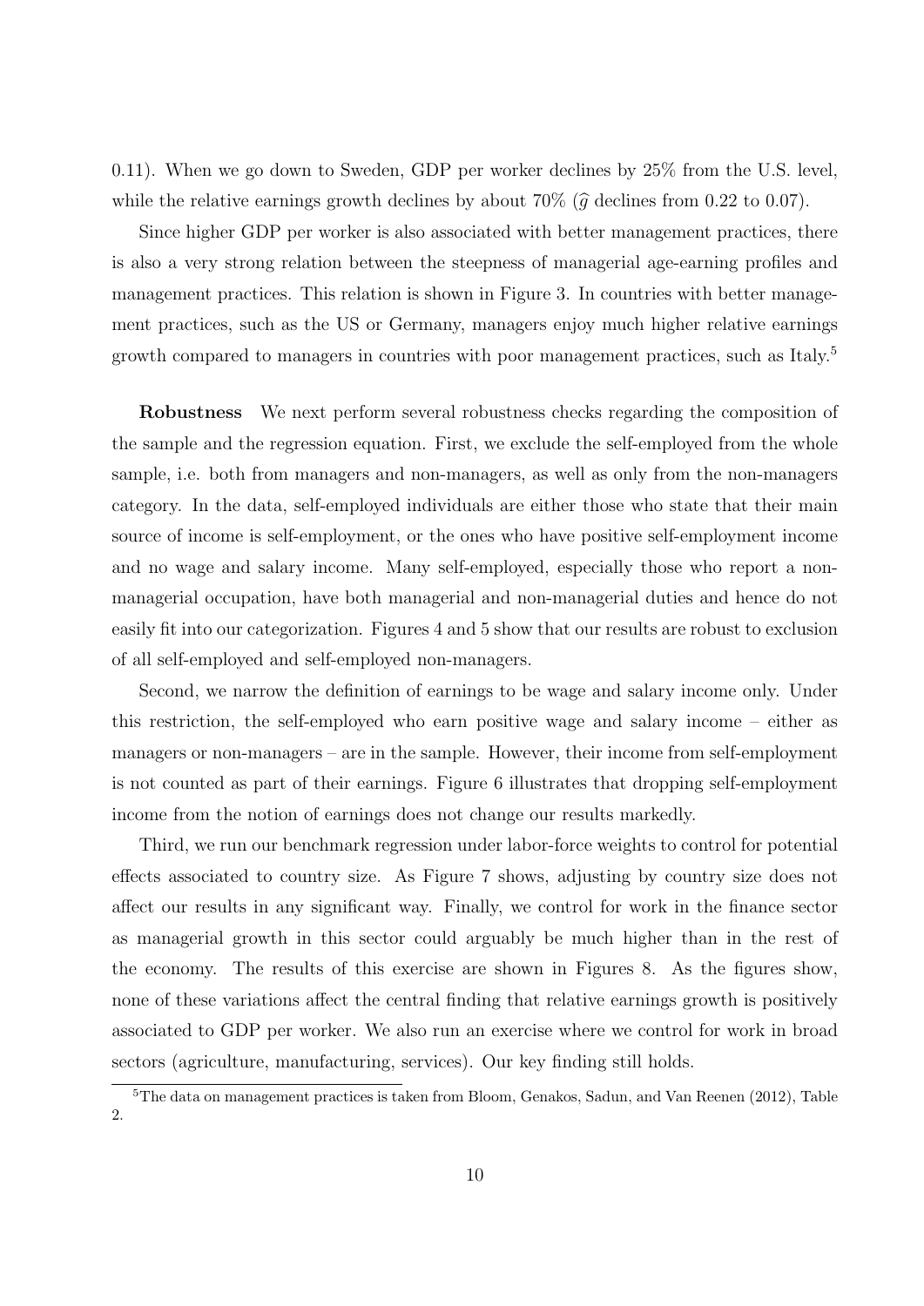0.11). When we go down to Sweden, GDP per worker declines by 25% from the U.S. level, while the relative earnings growth declines by about 70% ($\widehat{g}$ declines from 0.22 to 0.07).

Since higher GDP per worker is also associated with better management practices, there is also a very strong relation between the steepness of managerial age-earning profiles and management practices. This relation is shown in Figure 3. In countries with better management practices, such as the US or Germany, managers enjoy much higher relative earnings growth compared to managers in countries with poor management practices, such as Italy.[5]

**Robustness** We next perform several robustness checks regarding the composition of the sample and the regression equation. First, we exclude the self-employed from the whole sample, i.e. both from managers and non-managers, as well as only from the non-managers category. In the data, self-employed individuals are either those who state that their main source of income is self-employment, or the ones who have positive self-employment income and no wage and salary income. Many self-employed, especially those who report a non-managerial occupation, have both managerial and non-managerial duties and hence do not easily fit into our categorization. Figures 4 and 5 show that our results are robust to exclusion of all self-employed and self-employed non-managers.

Second, we narrow the definition of earnings to be wage and salary income only. Under this restriction, the self-employed who earn positive wage and salary income – either as managers or non-managers – are in the sample. However, their income from self-employment is not counted as part of their earnings. Figure 6 illustrates that dropping self-employment income from the notion of earnings does not change our results markedly.

Third, we run our benchmark regression under labor-force weights to control for potential effects associated to country size. As Figure 7 shows, adjusting by country size does not affect our results in any significant way. Finally, we control for work in the finance sector as managerial growth in this sector could arguably be much higher than in the rest of the economy. The results of this exercise are shown in Figures 8. As the figures show, none of these variations affect the central finding that relative earnings growth is positively associated to GDP per worker. We also run an exercise where we control for work in broad sectors (agriculture, manufacturing, services). Our key finding still holds.

[5]The data on management practices is taken from Bloom, Genakos, Sadun, and Van Reenen (2012), Table 2.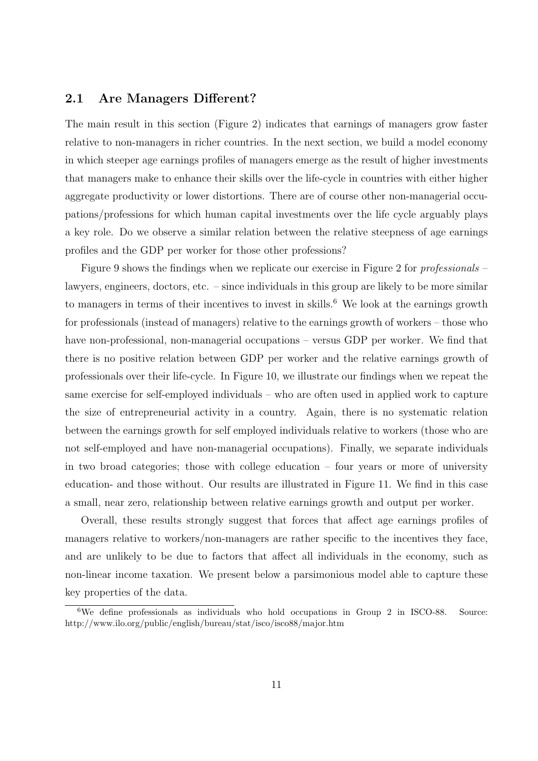## 2.1 Are Managers Different?

The main result in this section (Figure 2) indicates that earnings of managers grow faster relative to non-managers in richer countries. In the next section, we build a model economy in which steeper age earnings profiles of managers emerge as the result of higher investments that managers make to enhance their skills over the life-cycle in countries with either higher aggregate productivity or lower distortions. There are of course other non-managerial occupations/professions for which human capital investments over the life cycle arguably plays a key role. Do we observe a similar relation between the relative steepness of age earnings profiles and the GDP per worker for those other professions?

Figure 9 shows the findings when we replicate our exercise in Figure 2 for *professionals* – lawyers, engineers, doctors, etc. – since individuals in this group are likely to be more similar to managers in terms of their incentives to invest in skills.[6] We look at the earnings growth for professionals (instead of managers) relative to the earnings growth of workers – those who have non-professional, non-managerial occupations – versus GDP per worker. We find that there is no positive relation between GDP per worker and the relative earnings growth of professionals over their life-cycle. In Figure 10, we illustrate our findings when we repeat the same exercise for self-employed individuals – who are often used in applied work to capture the size of entrepreneurial activity in a country. Again, there is no systematic relation between the earnings growth for self employed individuals relative to workers (those who are not self-employed and have non-managerial occupations). Finally, we separate individuals in two broad categories; those with college education – four years or more of university education- and those without. Our results are illustrated in Figure 11. We find in this case a small, near zero, relationship between relative earnings growth and output per worker.

Overall, these results strongly suggest that forces that affect age earnings profiles of managers relative to workers/non-managers are rather specific to the incentives they face, and are unlikely to be due to factors that affect all individuals in the economy, such as non-linear income taxation. We present below a parsimonious model able to capture these key properties of the data.

[6]We define professionals as individuals who hold occupations in Group 2 in ISCO-88. Source: http://www.ilo.org/public/english/bureau/stat/isco/isco88/major.htm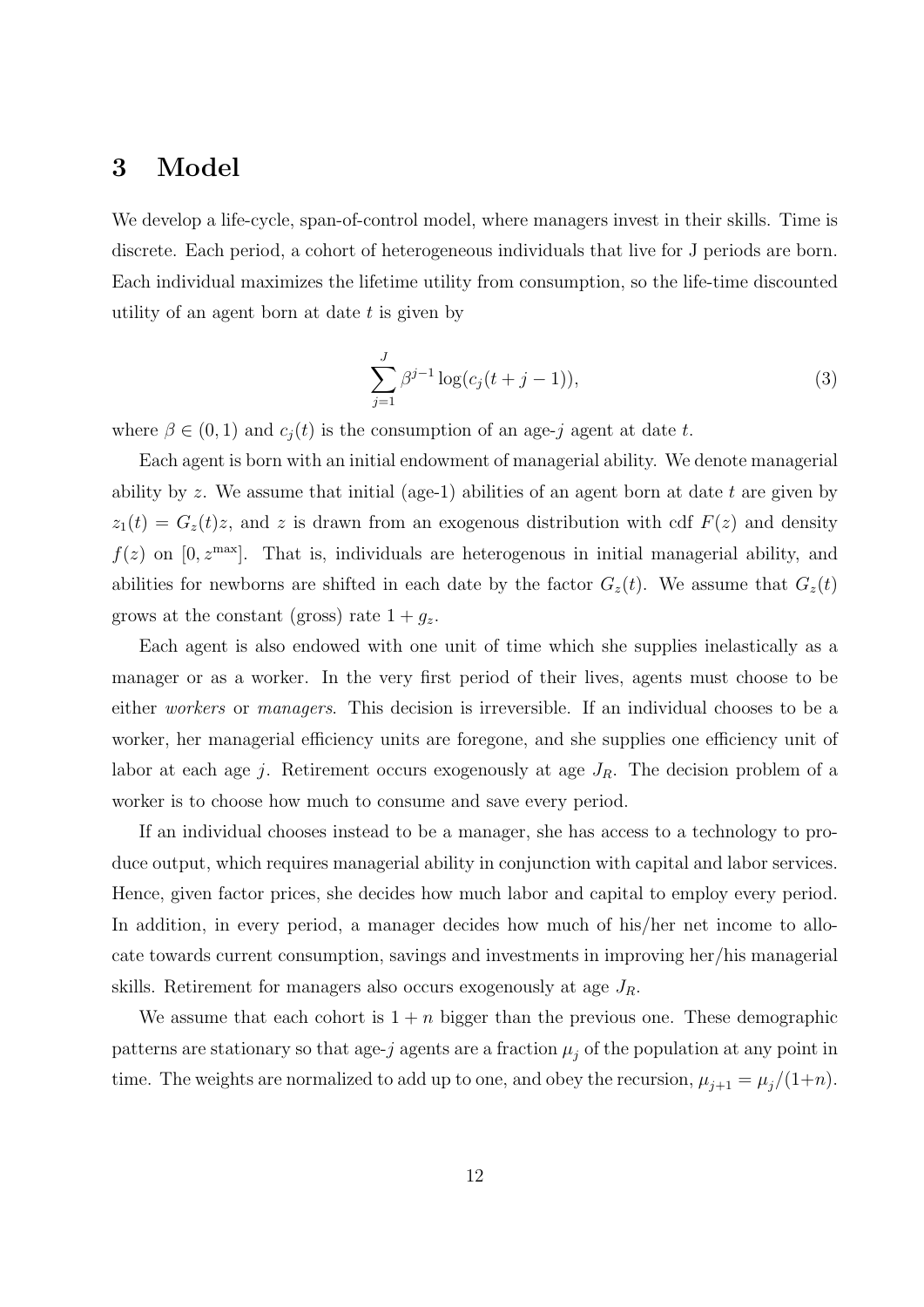# 3 Model

We develop a life-cycle, span-of-control model, where managers invest in their skills. Time is discrete. Each period, a cohort of heterogeneous individuals that live for J periods are born. Each individual maximizes the lifetime utility from consumption, so the life-time discounted utility of an agent born at date $t$ is given by

$$\sum_{j=1}^{J} \beta^{j-1} \log(c_j(t+j-1)), \tag{3}$$

where $\beta \in (0,1)$ and $c_j(t)$ is the consumption of an age-$j$ agent at date $t$.

Each agent is born with an initial endowment of managerial ability. We denote managerial ability by $z$. We assume that initial (age-1) abilities of an agent born at date $t$ are given by $z_1(t) = G_z(t)z$, and $z$ is drawn from an exogenous distribution with cdf $F(z)$ and density $f(z)$ on $[0, z^{\max}]$. That is, individuals are heterogenous in initial managerial ability, and abilities for newborns are shifted in each date by the factor $G_z(t)$. We assume that $G_z(t)$ grows at the constant (gross) rate $1 + g_z$.

Each agent is also endowed with one unit of time which she supplies inelastically as a manager or as a worker. In the very first period of their lives, agents must choose to be either *workers* or *managers*. This decision is irreversible. If an individual chooses to be a worker, her managerial efficiency units are foregone, and she supplies one efficiency unit of labor at each age $j$. Retirement occurs exogenously at age $J_R$. The decision problem of a worker is to choose how much to consume and save every period.

If an individual chooses instead to be a manager, she has access to a technology to produce output, which requires managerial ability in conjunction with capital and labor services. Hence, given factor prices, she decides how much labor and capital to employ every period. In addition, in every period, a manager decides how much of his/her net income to allocate towards current consumption, savings and investments in improving her/his managerial skills. Retirement for managers also occurs exogenously at age $J_R$.

We assume that each cohort is $1 + n$ bigger than the previous one. These demographic patterns are stationary so that age-$j$ agents are a fraction $\mu_j$ of the population at any point in time. The weights are normalized to add up to one, and obey the recursion, $\mu_{j+1} = \mu_j/(1+n)$.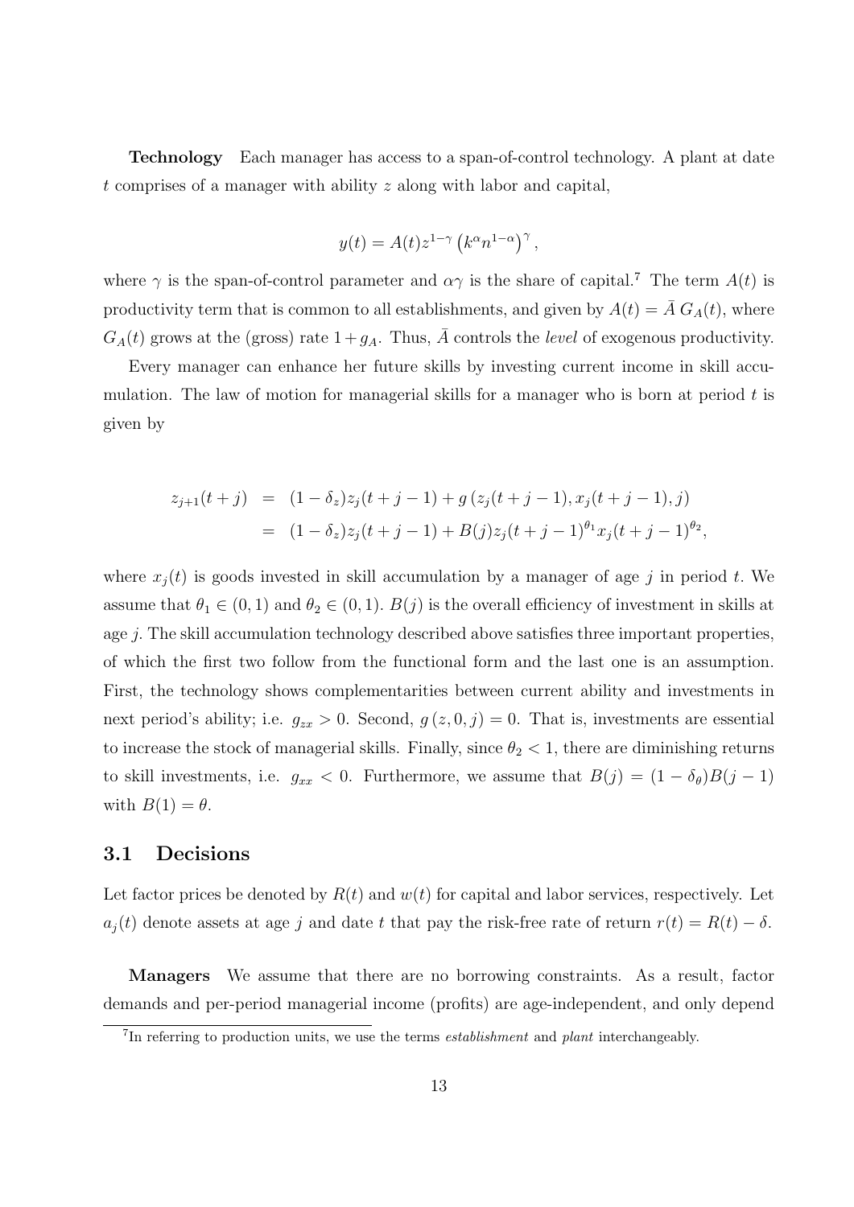**Technology** Each manager has access to a span-of-control technology. A plant at date $t$ comprises of a manager with ability $z$ along with labor and capital,

$$y(t) = A(t) z^{1-\gamma} \left(k^{\alpha} n^{1-\alpha}\right)^{\gamma},$$

where $\gamma$ is the span-of-control parameter and $\alpha\gamma$ is the share of capital.[7] The term $A(t)$ is productivity term that is common to all establishments, and given by $A(t) = \bar{A}\, G_A(t)$, where $G_A(t)$ grows at the (gross) rate $1 + g_A$. Thus, $\bar{A}$ controls the *level* of exogenous productivity.

Every manager can enhance her future skills by investing current income in skill accumulation. The law of motion for managerial skills for a manager who is born at period $t$ is given by

$$
\begin{aligned}
z_{j+1}(t+j) &= (1-\delta_z) z_j(t+j-1) + g\left(z_j(t+j-1), x_j(t+j-1), j\right) \\
&= (1-\delta_z) z_j(t+j-1) + B(j) z_j(t+j-1)^{\theta_1} x_j(t+j-1)^{\theta_2},
\end{aligned}
$$

where $x_j(t)$ is goods invested in skill accumulation by a manager of age $j$ in period $t$. We assume that $\theta_1 \in (0,1)$ and $\theta_2 \in (0,1)$. $B(j)$ is the overall efficiency of investment in skills at age $j$. The skill accumulation technology described above satisfies three important properties, of which the first two follow from the functional form and the last one is an assumption. First, the technology shows complementarities between current ability and investments in next period's ability; i.e. $g_{zx} > 0$. Second, $g(z, 0, j) = 0$. That is, investments are essential to increase the stock of managerial skills. Finally, since $\theta_2 < 1$, there are diminishing returns to skill investments, i.e. $g_{xx} < 0$. Furthermore, we assume that $B(j) = (1 - \delta_\theta) B(j-1)$ with $B(1) = \theta$.

## 3.1 Decisions

Let factor prices be denoted by $R(t)$ and $w(t)$ for capital and labor services, respectively. Let $a_j(t)$ denote assets at age $j$ and date $t$ that pay the risk-free rate of return $r(t) = R(t) - \delta$.

**Managers** We assume that there are no borrowing constraints. As a result, factor demands and per-period managerial income (profits) are age-independent, and only depend

[7] In referring to production units, we use the terms *establishment* and *plant* interchangeably.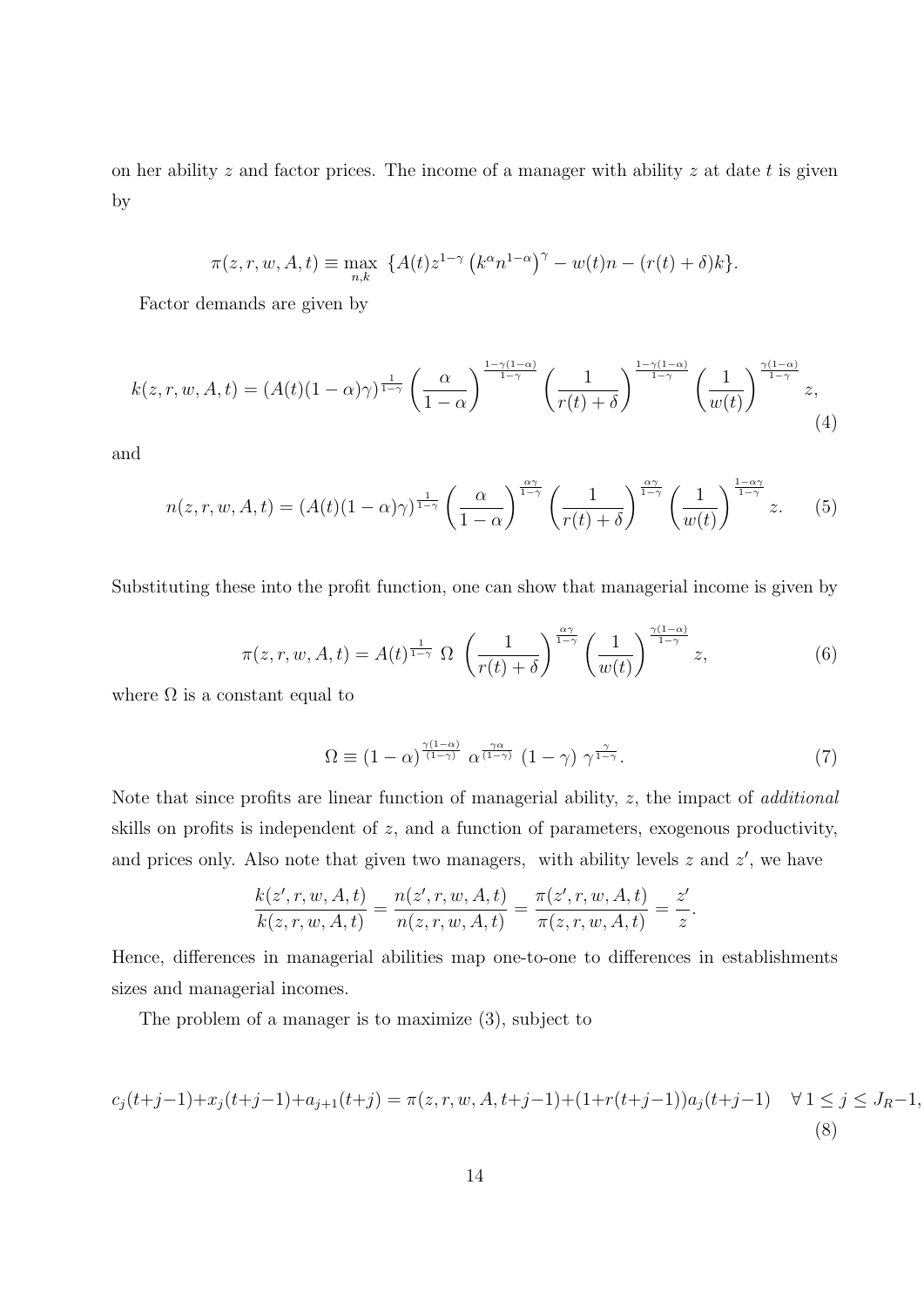on her ability $z$ and factor prices. The income of a manager with ability $z$ at date $t$ is given by

$$\pi(z, r, w, A, t) \equiv \max_{n,k} \; \{A(t) z^{1-\gamma} \left(k^{\alpha} n^{1-\alpha}\right)^{\gamma} - w(t)n - (r(t) + \delta)k\}.$$

Factor demands are given by

$$k(z, r, w, A, t) = (A(t)(1-\alpha)\gamma)^{\frac{1}{1-\gamma}} \left(\frac{\alpha}{1-\alpha}\right)^{\frac{1-\gamma(1-\alpha)}{1-\gamma}} \left(\frac{1}{r(t)+\delta}\right)^{\frac{1-\gamma(1-\alpha)}{1-\gamma}} \left(\frac{1}{w(t)}\right)^{\frac{\gamma(1-\alpha)}{1-\gamma}} z, \tag{4}$$

and

$$n(z, r, w, A, t) = (A(t)(1-\alpha)\gamma)^{\frac{1}{1-\gamma}} \left(\frac{\alpha}{1-\alpha}\right)^{\frac{\alpha\gamma}{1-\gamma}} \left(\frac{1}{r(t)+\delta}\right)^{\frac{\alpha\gamma}{1-\gamma}} \left(\frac{1}{w(t)}\right)^{\frac{1-\alpha\gamma}{1-\gamma}} z. \tag{5}$$

Substituting these into the profit function, one can show that managerial income is given by

$$\pi(z, r, w, A, t) = A(t)^{\frac{1}{1-\gamma}} \; \Omega \; \left(\frac{1}{r(t)+\delta}\right)^{\frac{\alpha\gamma}{1-\gamma}} \left(\frac{1}{w(t)}\right)^{\frac{\gamma(1-\alpha)}{1-\gamma}} z, \tag{6}$$

where $\Omega$ is a constant equal to

$$\Omega \equiv (1-\alpha)^{\frac{\gamma(1-\alpha)}{(1-\gamma)}} \; \alpha^{\frac{\gamma\alpha}{(1-\gamma)}} \; (1-\gamma) \; \gamma^{\frac{\gamma}{1-\gamma}}. \tag{7}$$

Note that since profits are linear function of managerial ability, $z$, the impact of *additional* skills on profits is independent of $z$, and a function of parameters, exogenous productivity, and prices only. Also note that given two managers, with ability levels $z$ and $z'$, we have

$$\frac{k(z', r, w, A, t)}{k(z, r, w, A, t)} = \frac{n(z', r, w, A, t)}{n(z, r, w, A, t)} = \frac{\pi(z', r, w, A, t)}{\pi(z, r, w, A, t)} = \frac{z'}{z}.$$

Hence, differences in managerial abilities map one-to-one to differences in establishments sizes and managerial incomes.

The problem of a manager is to maximize (3), subject to

$$c_j(t+j-1) + x_j(t+j-1) + a_{j+1}(t+j) = \pi(z, r, w, A, t+j-1) + (1+r(t+j-1))a_j(t+j-1) \quad \forall\, 1 \le j \le J_R - 1, \tag{8}$$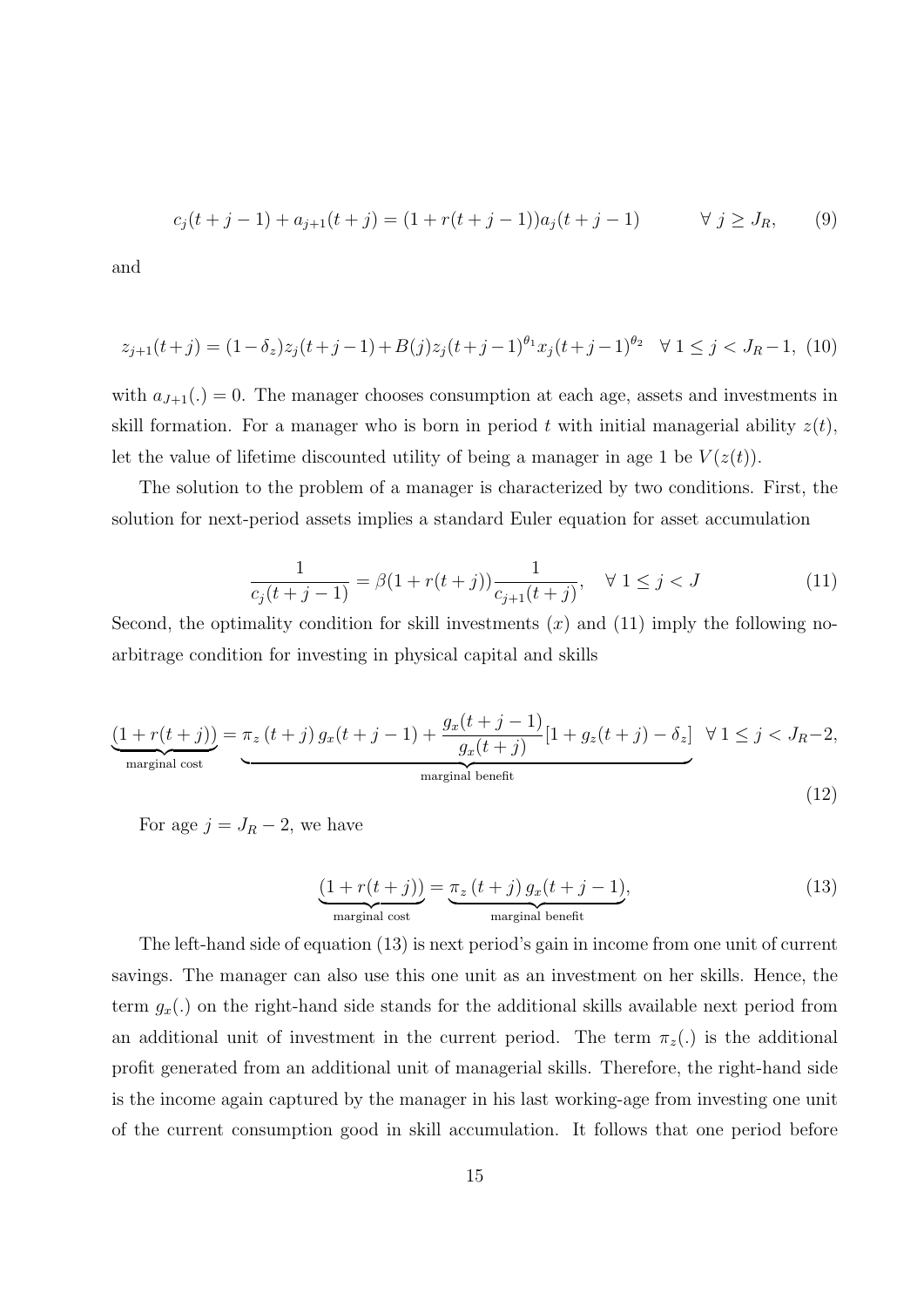$$c_j(t+j-1) + a_{j+1}(t+j) = (1+r(t+j-1))a_j(t+j-1) \qquad \forall\, j \geq J_R, \tag{9}$$

and

$$z_{j+1}(t+j) = (1-\delta_z)z_j(t+j-1) + B(j)z_j(t+j-1)^{\theta_1}x_j(t+j-1)^{\theta_2} \quad \forall\, 1 \leq j < J_R - 1, \tag{10}$$

with $a_{J+1}(.) = 0$. The manager chooses consumption at each age, assets and investments in skill formation. For a manager who is born in period $t$ with initial managerial ability $z(t)$, let the value of lifetime discounted utility of being a manager in age 1 be $V(z(t))$.

The solution to the problem of a manager is characterized by two conditions. First, the solution for next-period assets implies a standard Euler equation for asset accumulation

$$\frac{1}{c_j(t+j-1)} = \beta(1+r(t+j))\frac{1}{c_{j+1}(t+j)}, \quad \forall\, 1 \leq j < J \tag{11}$$

Second, the optimality condition for skill investments ($x$) and (11) imply the following no-arbitrage condition for investing in physical capital and skills

$$\underbrace{(1+r(t+j))}_{\text{marginal cost}} = \underbrace{\pi_z\,(t+j)\,g_x(t+j-1) + \frac{g_x(t+j-1)}{g_x(t+j)}[1+g_z(t+j)-\delta_z]}_{\text{marginal benefit}} \quad \forall\, 1 \leq j < J_R - 2, \tag{12}$$

For age $j = J_R - 2$, we have

$$\underbrace{(1+r(t+j))}_{\text{marginal cost}} = \underbrace{\pi_z\,(t+j)\,g_x(t+j-1)}_{\text{marginal benefit}}, \tag{13}$$

The left-hand side of equation (13) is next period's gain in income from one unit of current savings. The manager can also use this one unit as an investment on her skills. Hence, the term $g_x(.)$ on the right-hand side stands for the additional skills available next period from an additional unit of investment in the current period. The term $\pi_z(.)$ is the additional profit generated from an additional unit of managerial skills. Therefore, the right-hand side is the income again captured by the manager in his last working-age from investing one unit of the current consumption good in skill accumulation. It follows that one period before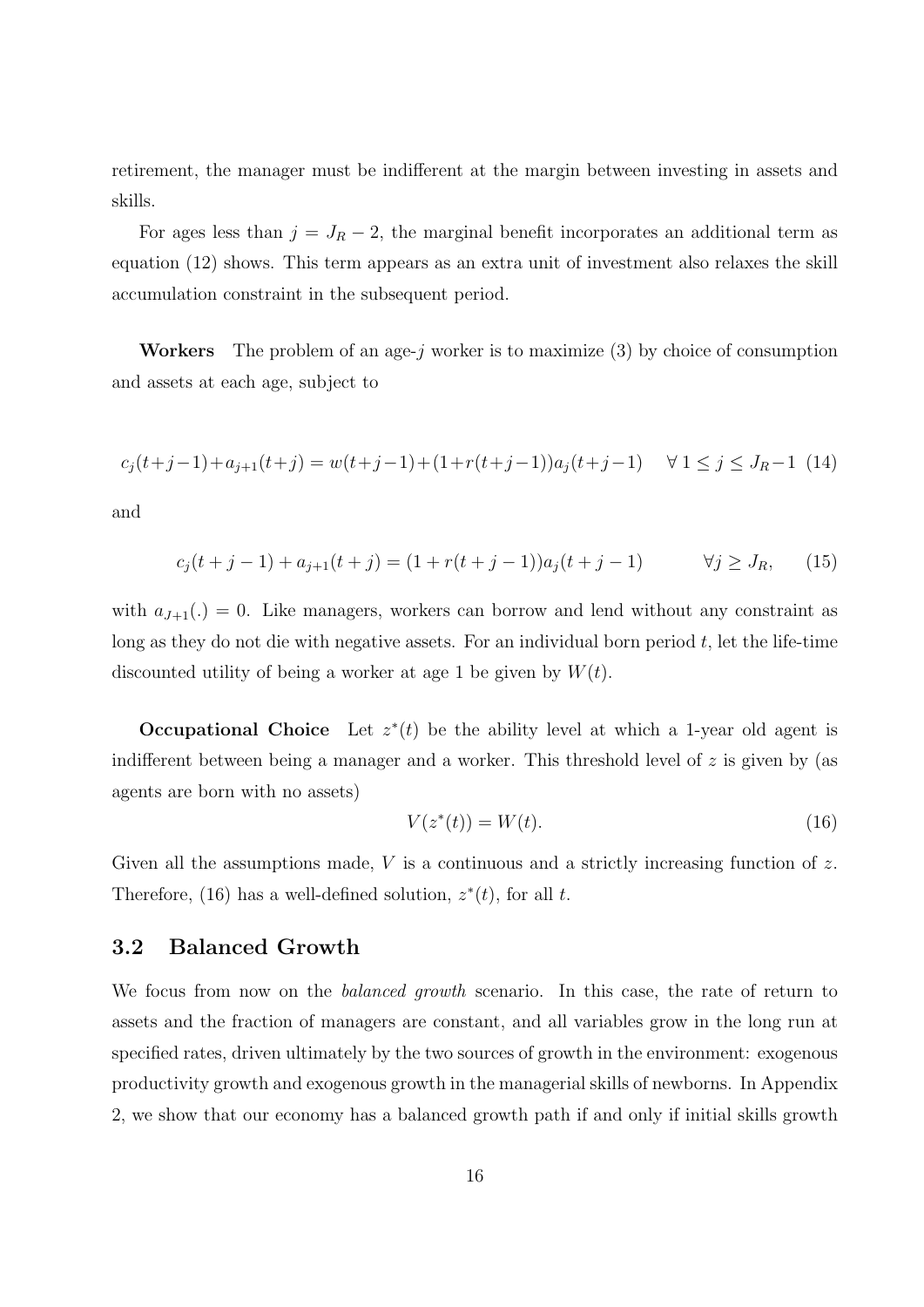retirement, the manager must be indifferent at the margin between investing in assets and skills.

For ages less than $j = J_R - 2$, the marginal benefit incorporates an additional term as equation (12) shows. This term appears as an extra unit of investment also relaxes the skill accumulation constraint in the subsequent period.

**Workers** The problem of an age-$j$ worker is to maximize (3) by choice of consumption and assets at each age, subject to

$$c_j(t+j-1)+a_{j+1}(t+j) = w(t+j-1)+(1+r(t+j-1))a_j(t+j-1) \quad \forall\, 1 \leq j \leq J_R-1 \quad (14)$$

and

$$c_j(t+j-1) + a_{j+1}(t+j) = (1 + r(t+j-1))a_j(t+j-1) \qquad \forall j \geq J_R, \qquad (15)$$

with $a_{J+1}(.) = 0$. Like managers, workers can borrow and lend without any constraint as long as they do not die with negative assets. For an individual born period $t$, let the life-time discounted utility of being a worker at age 1 be given by $W(t)$.

**Occupational Choice** Let $z^*(t)$ be the ability level at which a 1-year old agent is indifferent between being a manager and a worker. This threshold level of $z$ is given by (as agents are born with no assets)

$$V(z^*(t)) = W(t). \qquad (16)$$

Given all the assumptions made, $V$ is a continuous and a strictly increasing function of $z$. Therefore, (16) has a well-defined solution, $z^*(t)$, for all $t$.

## 3.2 Balanced Growth

We focus from now on the *balanced growth* scenario. In this case, the rate of return to assets and the fraction of managers are constant, and all variables grow in the long run at specified rates, driven ultimately by the two sources of growth in the environment: exogenous productivity growth and exogenous growth in the managerial skills of newborns. In Appendix 2, we show that our economy has a balanced growth path if and only if initial skills growth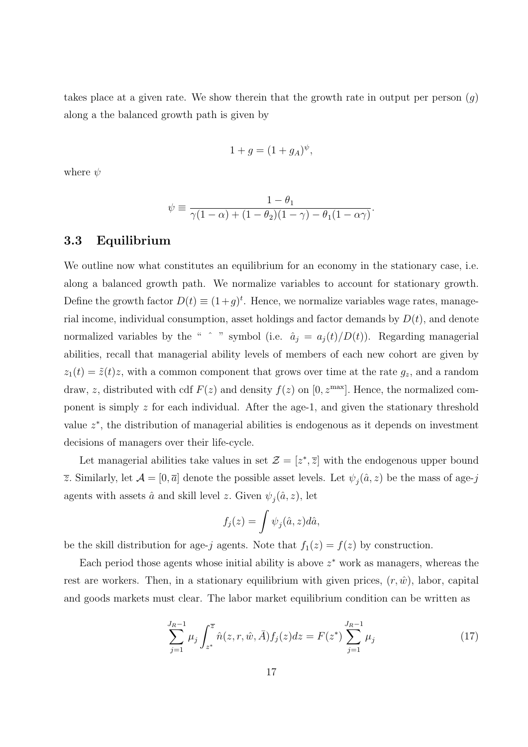takes place at a given rate. We show therein that the growth rate in output per person ($g$) along a the balanced growth path is given by

$$1 + g = (1 + g_A)^{\psi},$$

where $\psi$

$$\psi \equiv \frac{1 - \theta_1}{\gamma(1 - \alpha) + (1 - \theta_2)(1 - \gamma) - \theta_1(1 - \alpha\gamma)}.$$

### 3.3 Equilibrium

We outline now what constitutes an equilibrium for an economy in the stationary case, i.e. along a balanced growth path. We normalize variables to account for stationary growth. Define the growth factor $D(t) \equiv (1+g)^t$. Hence, we normalize variables wage rates, managerial income, individual consumption, asset holdings and factor demands by $D(t)$, and denote normalized variables by the " $\hat{}$ " symbol (i.e. $\hat{a}_j = a_j(t)/D(t)$). Regarding managerial abilities, recall that managerial ability levels of members of each new cohort are given by $z_1(t) = \tilde{z}(t)z$, with a common component that grows over time at the rate $g_z$, and a random draw, $z$, distributed with cdf $F(z)$ and density $f(z)$ on $[0, z^{\max}]$. Hence, the normalized component is simply $z$ for each individual. After the age-1, and given the stationary threshold value $z^*$, the distribution of managerial abilities is endogenous as it depends on investment decisions of managers over their life-cycle.

Let managerial abilities take values in set $\mathcal{Z} = [z^*, \overline{z}]$ with the endogenous upper bound $\overline{z}$. Similarly, let $\mathcal{A} = [0, \overline{a}]$ denote the possible asset levels. Let $\psi_j(\hat{a}, z)$ be the mass of age-$j$ agents with assets $\hat{a}$ and skill level $z$. Given $\psi_j(\hat{a}, z)$, let

$$f_j(z) = \int \psi_j(\hat{a}, z) d\hat{a},$$

be the skill distribution for age-$j$ agents. Note that $f_1(z) = f(z)$ by construction.

Each period those agents whose initial ability is above $z^*$ work as managers, whereas the rest are workers. Then, in a stationary equilibrium with given prices, $(r, \hat{w})$, labor, capital and goods markets must clear. The labor market equilibrium condition can be written as

$$\sum_{j=1}^{J_R - 1} \mu_j \int_{z^*}^{\overline{z}} \hat{n}(z, r, \hat{w}, \bar{A}) f_j(z) dz = F(z^*) \sum_{j=1}^{J_R - 1} \mu_j \tag{17}$$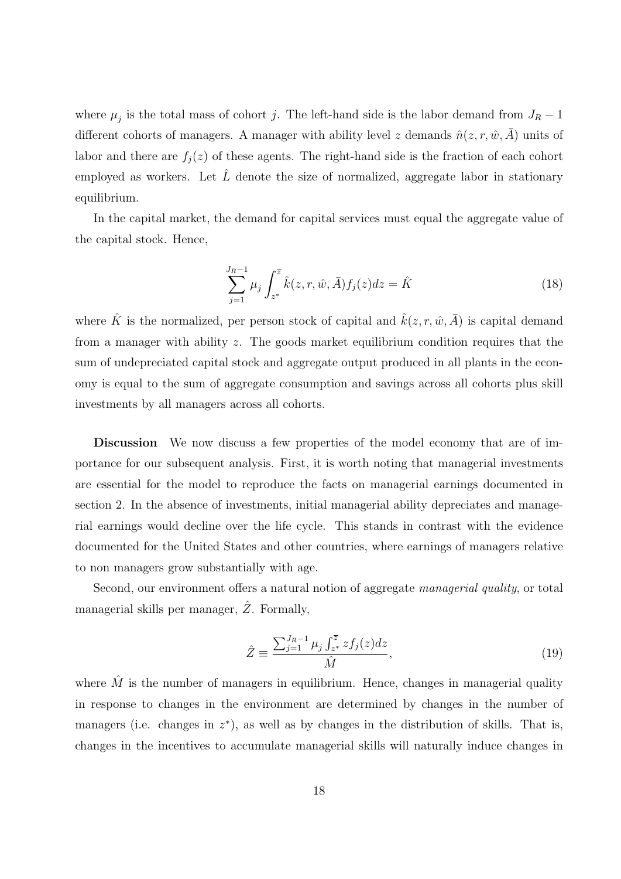where $\mu_j$ is the total mass of cohort $j$. The left-hand side is the labor demand from $J_R - 1$ different cohorts of managers. A manager with ability level $z$ demands $\hat{n}(z, r, \hat{w}, \bar{A})$ units of labor and there are $f_j(z)$ of these agents. The right-hand side is the fraction of each cohort employed as workers. Let $\hat{L}$ denote the size of normalized, aggregate labor in stationary equilibrium.

In the capital market, the demand for capital services must equal the aggregate value of the capital stock. Hence,

$$\sum_{j=1}^{J_R-1} \mu_j \int_{z^*}^{\overline{z}} \hat{k}(z, r, \hat{w}, \bar{A}) f_j(z) dz = \hat{K} \tag{18}$$

where $\hat{K}$ is the normalized, per person stock of capital and $\hat{k}(z, r, \hat{w}, \bar{A})$ is capital demand from a manager with ability $z$. The goods market equilibrium condition requires that the sum of undepreciated capital stock and aggregate output produced in all plants in the economy is equal to the sum of aggregate consumption and savings across all cohorts plus skill investments by all managers across all cohorts.

**Discussion** We now discuss a few properties of the model economy that are of importance for our subsequent analysis. First, it is worth noting that managerial investments are essential for the model to reproduce the facts on managerial earnings documented in section 2. In the absence of investments, initial managerial ability depreciates and managerial earnings would decline over the life cycle. This stands in contrast with the evidence documented for the United States and other countries, where earnings of managers relative to non managers grow substantially with age.

Second, our environment offers a natural notion of aggregate *managerial quality*, or total managerial skills per manager, $\hat{Z}$. Formally,

$$\hat{Z} \equiv \frac{\sum_{j=1}^{J_R-1} \mu_j \int_{z^*}^{\overline{z}} z f_j(z) dz}{\hat{M}}, \tag{19}$$

where $\hat{M}$ is the number of managers in equilibrium. Hence, changes in managerial quality in response to changes in the environment are determined by changes in the number of managers (i.e. changes in $z^*$), as well as by changes in the distribution of skills. That is, changes in the incentives to accumulate managerial skills will naturally induce changes in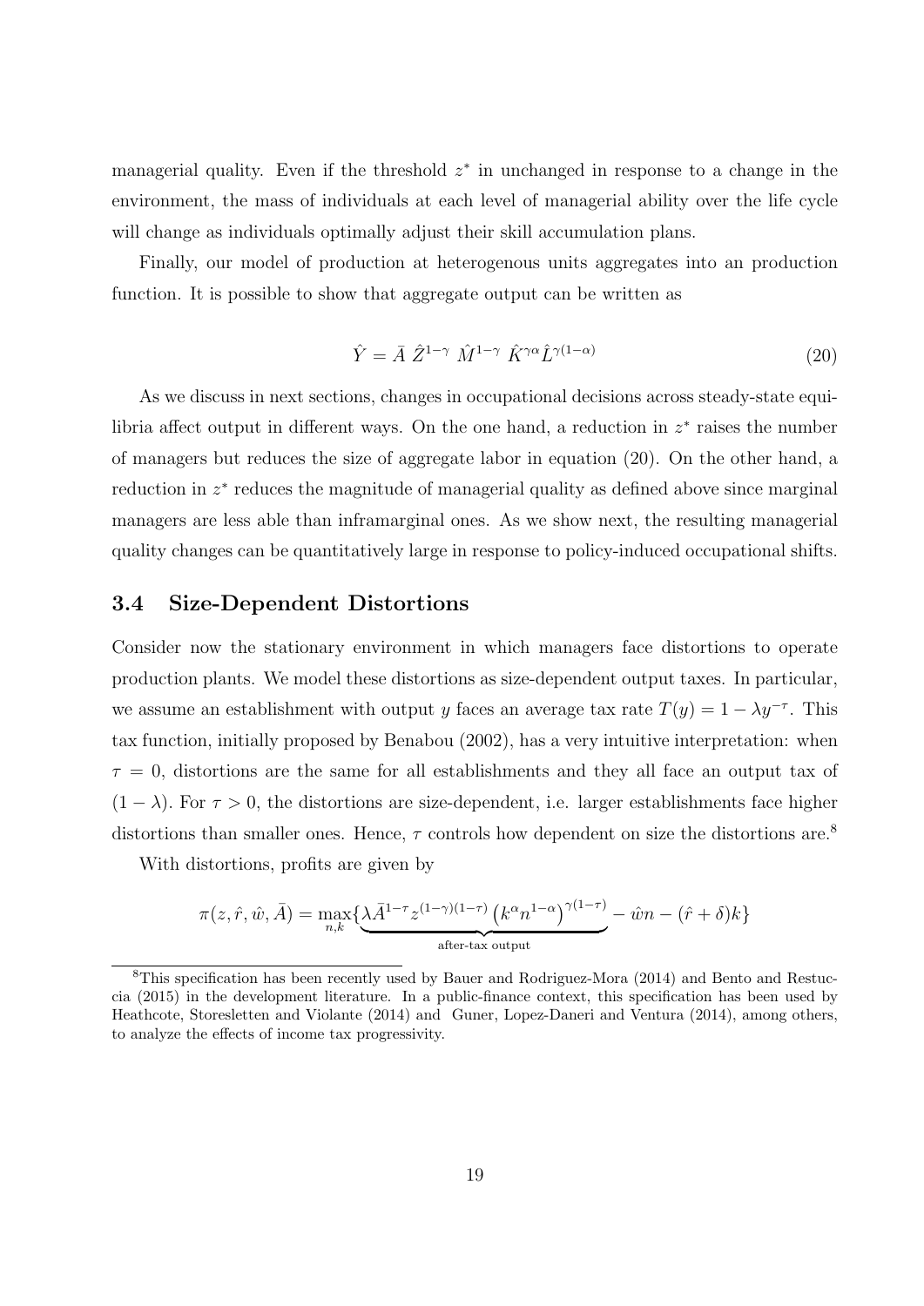managerial quality. Even if the threshold $z^*$ in unchanged in response to a change in the environment, the mass of individuals at each level of managerial ability over the life cycle will change as individuals optimally adjust their skill accumulation plans.

Finally, our model of production at heterogenous units aggregates into an production function. It is possible to show that aggregate output can be written as

$$\hat{Y} = \bar{A}\ \hat{Z}^{1-\gamma}\ \hat{M}^{1-\gamma}\ \hat{K}^{\gamma\alpha}\hat{L}^{\gamma(1-\alpha)} \tag{20}$$

As we discuss in next sections, changes in occupational decisions across steady-state equilibria affect output in different ways. On the one hand, a reduction in $z^*$ raises the number of managers but reduces the size of aggregate labor in equation (20). On the other hand, a reduction in $z^*$ reduces the magnitude of managerial quality as defined above since marginal managers are less able than inframarginal ones. As we show next, the resulting managerial quality changes can be quantitatively large in response to policy-induced occupational shifts.

### 3.4 Size-Dependent Distortions

Consider now the stationary environment in which managers face distortions to operate production plants. We model these distortions as size-dependent output taxes. In particular, we assume an establishment with output $y$ faces an average tax rate $T(y) = 1 - \lambda y^{-\tau}$. This tax function, initially proposed by Benabou (2002), has a very intuitive interpretation: when $\tau = 0$, distortions are the same for all establishments and they all face an output tax of $(1 - \lambda)$. For $\tau > 0$, the distortions are size-dependent, i.e. larger establishments face higher distortions than smaller ones. Hence, $\tau$ controls how dependent on size the distortions are.[8]

With distortions, profits are given by

$$\pi(z, \hat{r}, \hat{w}, \bar{A}) = \max_{n,k}\{\underbrace{\lambda \bar{A}^{1-\tau} z^{(1-\gamma)(1-\tau)} \left(k^{\alpha} n^{1-\alpha}\right)^{\gamma(1-\tau)}}_{\text{after-tax output}} - \hat{w}n - (\hat{r} + \delta)k\}$$

[8]This specification has been recently used by Bauer and Rodriguez-Mora (2014) and Bento and Restuccia (2015) in the development literature. In a public-finance context, this specification has been used by Heathcote, Storesletten and Violante (2014) and Guner, Lopez-Daneri and Ventura (2014), among others, to analyze the effects of income tax progressivity.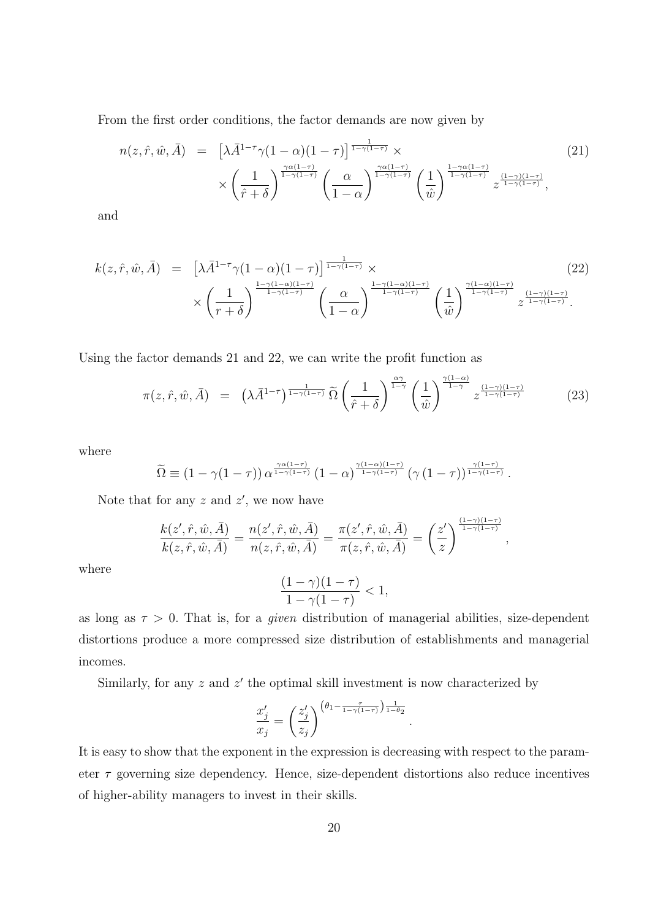From the first order conditions, the factor demands are now given by

$$
\begin{aligned}
n(z, \hat{r}, \hat{w}, \bar{A}) &= \left[\lambda \bar{A}^{1-\tau} \gamma (1-\alpha)(1-\tau)\right]^{\frac{1}{1-\gamma(1-\tau)}} \times \\
&\quad \times \left(\frac{1}{\hat{r}+\delta}\right)^{\frac{\gamma\alpha(1-\tau)}{1-\gamma(1-\tau)}} \left(\frac{\alpha}{1-\alpha}\right)^{\frac{\gamma\alpha(1-\tau)}{1-\gamma(1-\tau)}} \left(\frac{1}{\hat{w}}\right)^{\frac{1-\gamma\alpha(1-\tau)}{1-\gamma(1-\tau)}} z^{\frac{(1-\gamma)(1-\tau)}{1-\gamma(1-\tau)}},
\end{aligned} \tag{21}
$$

and

$$
\begin{aligned}
k(z, \hat{r}, \hat{w}, \bar{A}) &= \left[\lambda \bar{A}^{1-\tau} \gamma (1-\alpha)(1-\tau)\right]^{\frac{1}{1-\gamma(1-\tau)}} \times \\
&\quad \times \left(\frac{1}{r+\delta}\right)^{\frac{1-\gamma(1-\alpha)(1-\tau)}{1-\gamma(1-\tau)}} \left(\frac{\alpha}{1-\alpha}\right)^{\frac{1-\gamma(1-\alpha)(1-\tau)}{1-\gamma(1-\tau)}} \left(\frac{1}{\hat{w}}\right)^{\frac{\gamma(1-\alpha)(1-\tau)}{1-\gamma(1-\tau)}} z^{\frac{(1-\gamma)(1-\tau)}{1-\gamma(1-\tau)}}.
\end{aligned} \tag{22}
$$

Using the factor demands 21 and 22, we can write the profit function as

$$
\pi(z, \hat{r}, \hat{w}, \bar{A}) = \left(\lambda \bar{A}^{1-\tau}\right)^{\frac{1}{1-\gamma(1-\tau)}} \widetilde{\Omega} \left(\frac{1}{\hat{r}+\delta}\right)^{\frac{\alpha\gamma}{1-\gamma}} \left(\frac{1}{\hat{w}}\right)^{\frac{\gamma(1-\alpha)}{1-\gamma}} z^{\frac{(1-\gamma)(1-\tau)}{1-\gamma(1-\tau)}} \tag{23}
$$

where

$$
\widetilde{\Omega} \equiv (1-\gamma(1-\tau))\, \alpha^{\frac{\gamma\alpha(1-\tau)}{1-\gamma(1-\tau)}} (1-\alpha)^{\frac{\gamma(1-\alpha)(1-\tau)}{1-\gamma(1-\tau)}} (\gamma(1-\tau))^{\frac{\gamma(1-\tau)}{1-\gamma(1-\tau)}}.
$$

Note that for any $z$ and $z'$, we now have

$$
\frac{k(z', \hat{r}, \hat{w}, \bar{A})}{k(z, \hat{r}, \hat{w}, \bar{A})} = \frac{n(z', \hat{r}, \hat{w}, \bar{A})}{n(z, \hat{r}, \hat{w}, \bar{A})} = \frac{\pi(z', \hat{r}, \hat{w}, \bar{A})}{\pi(z, \hat{r}, \hat{w}, \bar{A})} = \left(\frac{z'}{z}\right)^{\frac{(1-\gamma)(1-\tau)}{1-\gamma(1-\tau)}},
$$

where

$$
\frac{(1-\gamma)(1-\tau)}{1-\gamma(1-\tau)} < 1,
$$

as long as $\tau > 0$. That is, for a *given* distribution of managerial abilities, size-dependent distortions produce a more compressed size distribution of establishments and managerial incomes.

Similarly, for any $z$ and $z'$ the optimal skill investment is now characterized by

$$
\frac{x'_j}{x_j} = \left(\frac{z'_j}{z_j}\right)^{\left(\theta_1 - \frac{\tau}{1-\gamma(1-\tau)}\right)\frac{1}{1-\theta_2}}.
$$

It is easy to show that the exponent in the expression is decreasing with respect to the parameter $\tau$ governing size dependency. Hence, size-dependent distortions also reduce incentives of higher-ability managers to invest in their skills.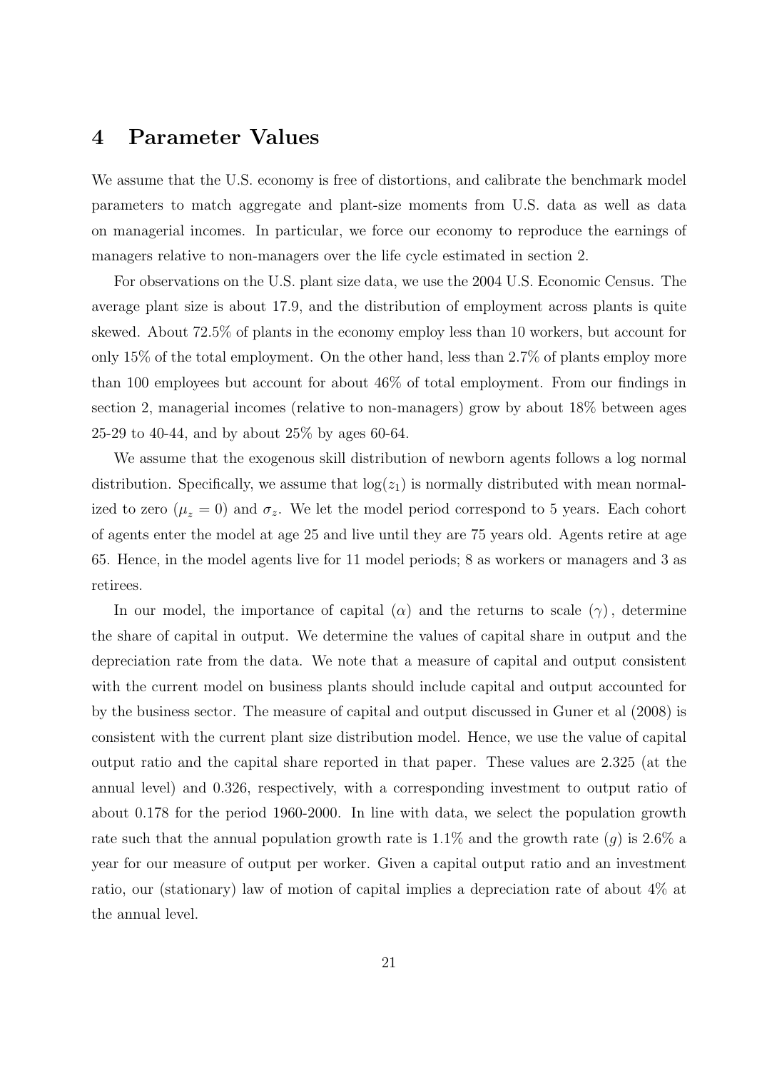# 4 Parameter Values

We assume that the U.S. economy is free of distortions, and calibrate the benchmark model parameters to match aggregate and plant-size moments from U.S. data as well as data on managerial incomes. In particular, we force our economy to reproduce the earnings of managers relative to non-managers over the life cycle estimated in section 2.

For observations on the U.S. plant size data, we use the 2004 U.S. Economic Census. The average plant size is about 17.9, and the distribution of employment across plants is quite skewed. About 72.5% of plants in the economy employ less than 10 workers, but account for only 15% of the total employment. On the other hand, less than 2.7% of plants employ more than 100 employees but account for about 46% of total employment. From our findings in section 2, managerial incomes (relative to non-managers) grow by about 18% between ages 25-29 to 40-44, and by about 25% by ages 60-64.

We assume that the exogenous skill distribution of newborn agents follows a log normal distribution. Specifically, we assume that $\log(z_1)$ is normally distributed with mean normalized to zero ($\mu_z = 0$) and $\sigma_z$. We let the model period correspond to 5 years. Each cohort of agents enter the model at age 25 and live until they are 75 years old. Agents retire at age 65. Hence, in the model agents live for 11 model periods; 8 as workers or managers and 3 as retirees.

In our model, the importance of capital ($\alpha$) and the returns to scale ($\gamma$), determine the share of capital in output. We determine the values of capital share in output and the depreciation rate from the data. We note that a measure of capital and output consistent with the current model on business plants should include capital and output accounted for by the business sector. The measure of capital and output discussed in Guner et al (2008) is consistent with the current plant size distribution model. Hence, we use the value of capital output ratio and the capital share reported in that paper. These values are 2.325 (at the annual level) and 0.326, respectively, with a corresponding investment to output ratio of about 0.178 for the period 1960-2000. In line with data, we select the population growth rate such that the annual population growth rate is 1.1% and the growth rate ($g$) is 2.6% a year for our measure of output per worker. Given a capital output ratio and an investment ratio, our (stationary) law of motion of capital implies a depreciation rate of about 4% at the annual level.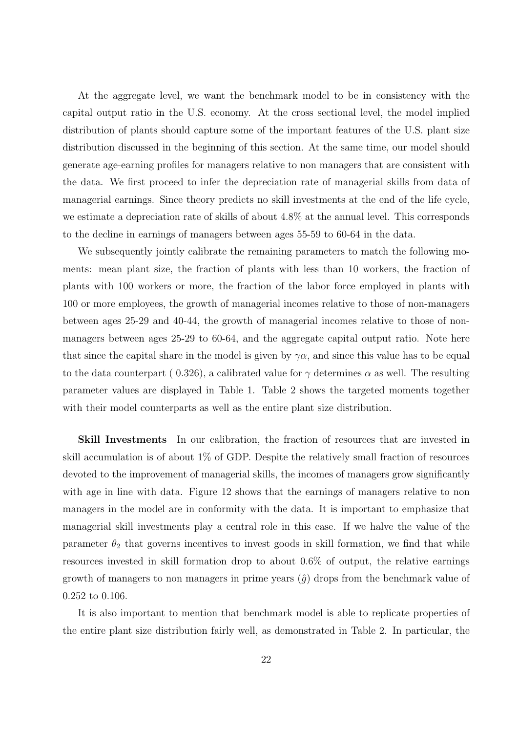At the aggregate level, we want the benchmark model to be in consistency with the capital output ratio in the U.S. economy. At the cross sectional level, the model implied distribution of plants should capture some of the important features of the U.S. plant size distribution discussed in the beginning of this section. At the same time, our model should generate age-earning profiles for managers relative to non managers that are consistent with the data. We first proceed to infer the depreciation rate of managerial skills from data of managerial earnings. Since theory predicts no skill investments at the end of the life cycle, we estimate a depreciation rate of skills of about 4.8% at the annual level. This corresponds to the decline in earnings of managers between ages 55-59 to 60-64 in the data.

We subsequently jointly calibrate the remaining parameters to match the following moments: mean plant size, the fraction of plants with less than 10 workers, the fraction of plants with 100 workers or more, the fraction of the labor force employed in plants with 100 or more employees, the growth of managerial incomes relative to those of non-managers between ages 25-29 and 40-44, the growth of managerial incomes relative to those of non-managers between ages 25-29 to 60-64, and the aggregate capital output ratio. Note here that since the capital share in the model is given by $\gamma\alpha$, and since this value has to be equal to the data counterpart ( 0.326), a calibrated value for $\gamma$ determines $\alpha$ as well. The resulting parameter values are displayed in Table 1. Table 2 shows the targeted moments together with their model counterparts as well as the entire plant size distribution.

**Skill Investments** In our calibration, the fraction of resources that are invested in skill accumulation is of about 1% of GDP. Despite the relatively small fraction of resources devoted to the improvement of managerial skills, the incomes of managers grow significantly with age in line with data. Figure 12 shows that the earnings of managers relative to non managers in the model are in conformity with the data. It is important to emphasize that managerial skill investments play a central role in this case. If we halve the value of the parameter $\theta_2$ that governs incentives to invest goods in skill formation, we find that while resources invested in skill formation drop to about 0.6% of output, the relative earnings growth of managers to non managers in prime years ($\hat{g}$) drops from the benchmark value of 0.252 to 0.106.

It is also important to mention that benchmark model is able to replicate properties of the entire plant size distribution fairly well, as demonstrated in Table 2. In particular, the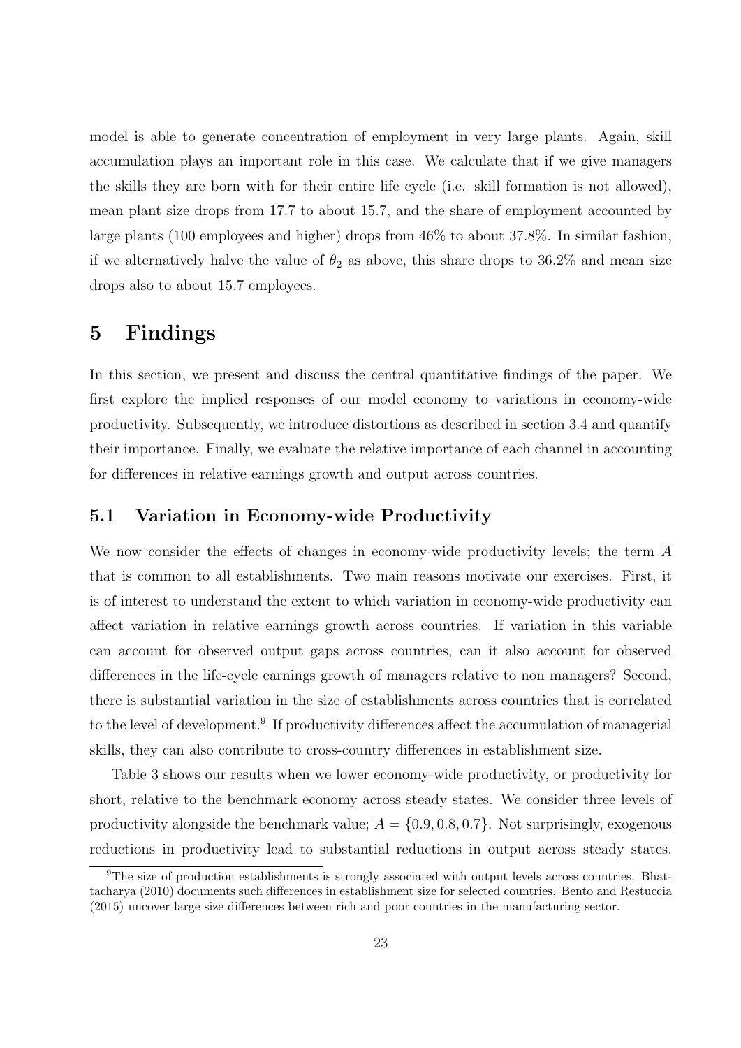model is able to generate concentration of employment in very large plants. Again, skill accumulation plays an important role in this case. We calculate that if we give managers the skills they are born with for their entire life cycle (i.e. skill formation is not allowed), mean plant size drops from 17.7 to about 15.7, and the share of employment accounted by large plants (100 employees and higher) drops from 46% to about 37.8%. In similar fashion, if we alternatively halve the value of $\theta_2$ as above, this share drops to 36.2% and mean size drops also to about 15.7 employees.

# 5 Findings

In this section, we present and discuss the central quantitative findings of the paper. We first explore the implied responses of our model economy to variations in economy-wide productivity. Subsequently, we introduce distortions as described in section 3.4 and quantify their importance. Finally, we evaluate the relative importance of each channel in accounting for differences in relative earnings growth and output across countries.

## 5.1 Variation in Economy-wide Productivity

We now consider the effects of changes in economy-wide productivity levels; the term $\overline{A}$ that is common to all establishments. Two main reasons motivate our exercises. First, it is of interest to understand the extent to which variation in economy-wide productivity can affect variation in relative earnings growth across countries. If variation in this variable can account for observed output gaps across countries, can it also account for observed differences in the life-cycle earnings growth of managers relative to non managers? Second, there is substantial variation in the size of establishments across countries that is correlated to the level of development.[9] If productivity differences affect the accumulation of managerial skills, they can also contribute to cross-country differences in establishment size.

Table 3 shows our results when we lower economy-wide productivity, or productivity for short, relative to the benchmark economy across steady states. We consider three levels of productivity alongside the benchmark value; $\overline{A} = \{0.9, 0.8, 0.7\}$. Not surprisingly, exogenous reductions in productivity lead to substantial reductions in output across steady states.

[9] The size of production establishments is strongly associated with output levels across countries. Bhattacharya (2010) documents such differences in establishment size for selected countries. Bento and Restuccia (2015) uncover large size differences between rich and poor countries in the manufacturing sector.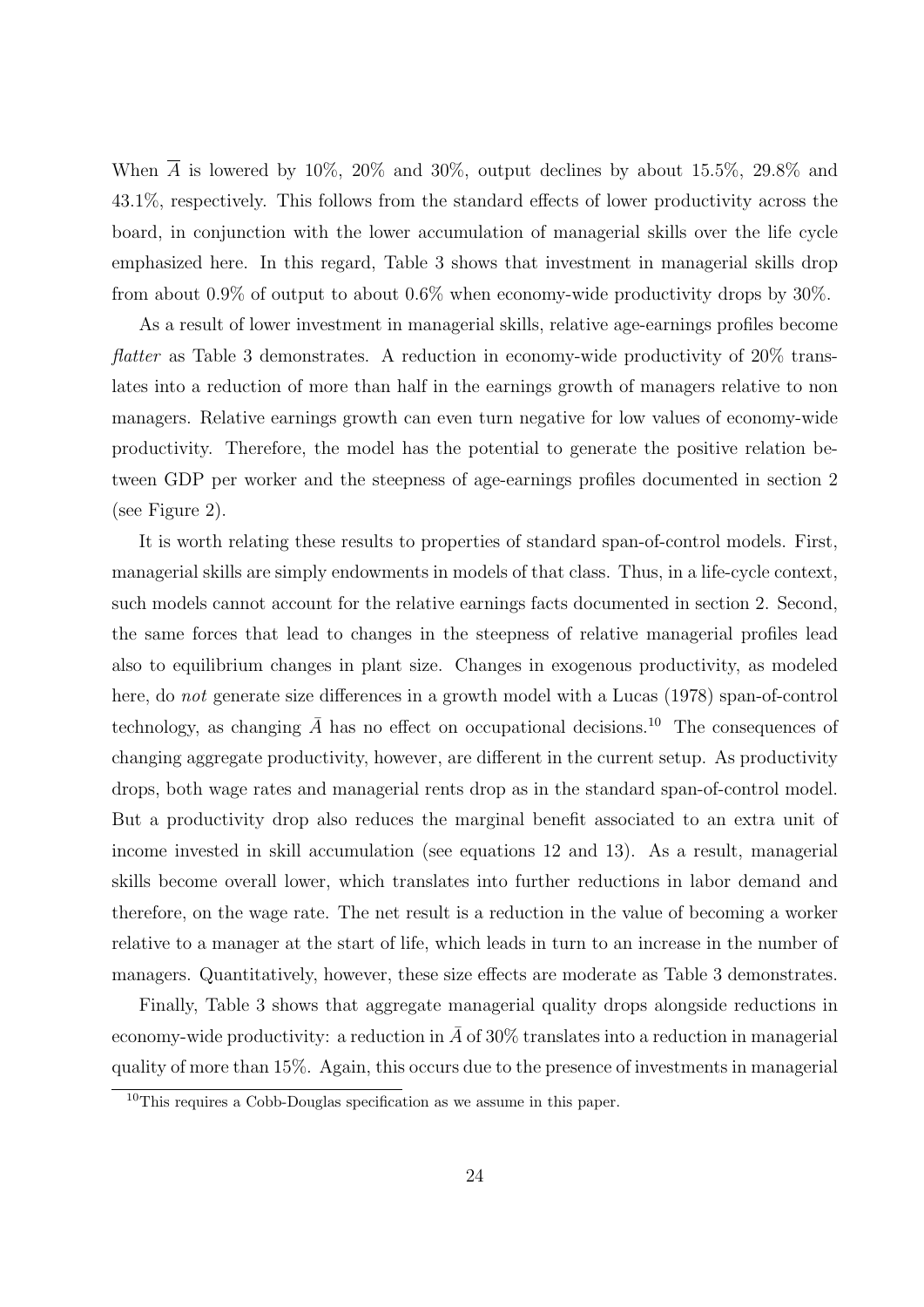When $\overline{A}$ is lowered by 10%, 20% and 30%, output declines by about 15.5%, 29.8% and 43.1%, respectively. This follows from the standard effects of lower productivity across the board, in conjunction with the lower accumulation of managerial skills over the life cycle emphasized here. In this regard, Table 3 shows that investment in managerial skills drop from about 0.9% of output to about 0.6% when economy-wide productivity drops by 30%.

As a result of lower investment in managerial skills, relative age-earnings profiles become *flatter* as Table 3 demonstrates. A reduction in economy-wide productivity of 20% translates into a reduction of more than half in the earnings growth of managers relative to non managers. Relative earnings growth can even turn negative for low values of economy-wide productivity. Therefore, the model has the potential to generate the positive relation between GDP per worker and the steepness of age-earnings profiles documented in section 2 (see Figure 2).

It is worth relating these results to properties of standard span-of-control models. First, managerial skills are simply endowments in models of that class. Thus, in a life-cycle context, such models cannot account for the relative earnings facts documented in section 2. Second, the same forces that lead to changes in the steepness of relative managerial profiles lead also to equilibrium changes in plant size. Changes in exogenous productivity, as modeled here, do *not* generate size differences in a growth model with a Lucas (1978) span-of-control technology, as changing $\bar{A}$ has no effect on occupational decisions.[10] The consequences of changing aggregate productivity, however, are different in the current setup. As productivity drops, both wage rates and managerial rents drop as in the standard span-of-control model. But a productivity drop also reduces the marginal benefit associated to an extra unit of income invested in skill accumulation (see equations 12 and 13). As a result, managerial skills become overall lower, which translates into further reductions in labor demand and therefore, on the wage rate. The net result is a reduction in the value of becoming a worker relative to a manager at the start of life, which leads in turn to an increase in the number of managers. Quantitatively, however, these size effects are moderate as Table 3 demonstrates.

Finally, Table 3 shows that aggregate managerial quality drops alongside reductions in economy-wide productivity: a reduction in $\bar{A}$ of 30% translates into a reduction in managerial quality of more than 15%. Again, this occurs due to the presence of investments in managerial

[10] This requires a Cobb-Douglas specification as we assume in this paper.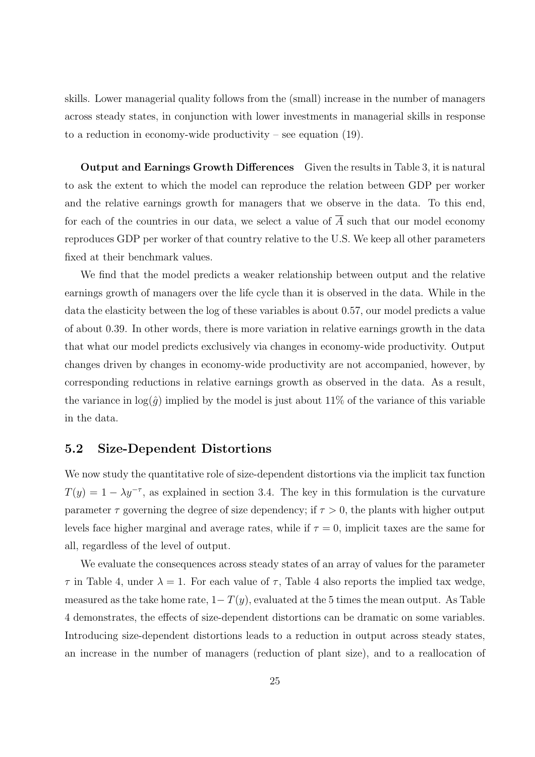skills. Lower managerial quality follows from the (small) increase in the number of managers across steady states, in conjunction with lower investments in managerial skills in response to a reduction in economy-wide productivity – see equation (19).

**Output and Earnings Growth Differences** Given the results in Table 3, it is natural to ask the extent to which the model can reproduce the relation between GDP per worker and the relative earnings growth for managers that we observe in the data. To this end, for each of the countries in our data, we select a value of $\overline{A}$ such that our model economy reproduces GDP per worker of that country relative to the U.S. We keep all other parameters fixed at their benchmark values.

We find that the model predicts a weaker relationship between output and the relative earnings growth of managers over the life cycle than it is observed in the data. While in the data the elasticity between the log of these variables is about 0.57, our model predicts a value of about 0.39. In other words, there is more variation in relative earnings growth in the data that what our model predicts exclusively via changes in economy-wide productivity. Output changes driven by changes in economy-wide productivity are not accompanied, however, by corresponding reductions in relative earnings growth as observed in the data. As a result, the variance in $\log(\hat{g})$ implied by the model is just about 11% of the variance of this variable in the data.

## 5.2 Size-Dependent Distortions

We now study the quantitative role of size-dependent distortions via the implicit tax function $T(y) = 1 - \lambda y^{-\tau}$, as explained in section 3.4. The key in this formulation is the curvature parameter $\tau$ governing the degree of size dependency; if $\tau > 0$, the plants with higher output levels face higher marginal and average rates, while if $\tau = 0$, implicit taxes are the same for all, regardless of the level of output.

We evaluate the consequences across steady states of an array of values for the parameter $\tau$ in Table 4, under $\lambda = 1$. For each value of $\tau$, Table 4 also reports the implied tax wedge, measured as the take home rate, $1 - T(y)$, evaluated at the 5 times the mean output. As Table 4 demonstrates, the effects of size-dependent distortions can be dramatic on some variables. Introducing size-dependent distortions leads to a reduction in output across steady states, an increase in the number of managers (reduction of plant size), and to a reallocation of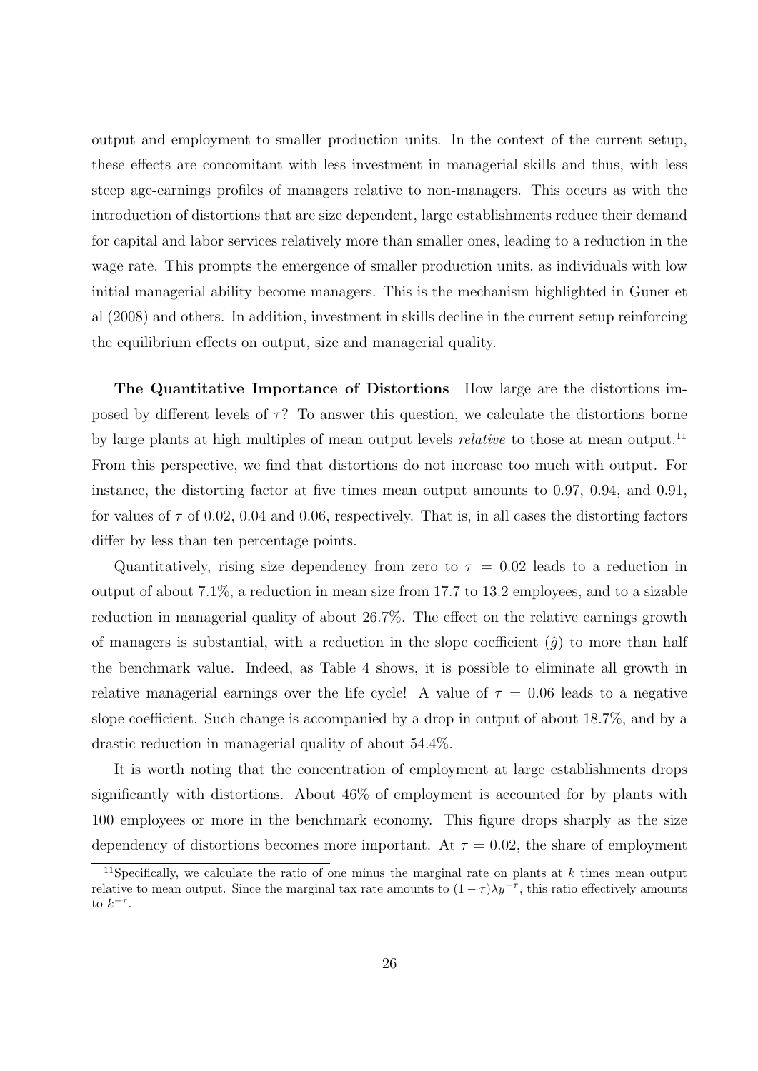output and employment to smaller production units. In the context of the current setup, these effects are concomitant with less investment in managerial skills and thus, with less steep age-earnings profiles of managers relative to non-managers. This occurs as with the introduction of distortions that are size dependent, large establishments reduce their demand for capital and labor services relatively more than smaller ones, leading to a reduction in the wage rate. This prompts the emergence of smaller production units, as individuals with low initial managerial ability become managers. This is the mechanism highlighted in Guner et al (2008) and others. In addition, investment in skills decline in the current setup reinforcing the equilibrium effects on output, size and managerial quality.

**The Quantitative Importance of Distortions** How large are the distortions imposed by different levels of $\tau$? To answer this question, we calculate the distortions borne by large plants at high multiples of mean output levels *relative* to those at mean output.[11] From this perspective, we find that distortions do not increase too much with output. For instance, the distorting factor at five times mean output amounts to 0.97, 0.94, and 0.91, for values of $\tau$ of 0.02, 0.04 and 0.06, respectively. That is, in all cases the distorting factors differ by less than ten percentage points.

Quantitatively, rising size dependency from zero to $\tau = 0.02$ leads to a reduction in output of about 7.1%, a reduction in mean size from 17.7 to 13.2 employees, and to a sizable reduction in managerial quality of about 26.7%. The effect on the relative earnings growth of managers is substantial, with a reduction in the slope coefficient ($\hat{g}$) to more than half the benchmark value. Indeed, as Table 4 shows, it is possible to eliminate all growth in relative managerial earnings over the life cycle! A value of $\tau = 0.06$ leads to a negative slope coefficient. Such change is accompanied by a drop in output of about 18.7%, and by a drastic reduction in managerial quality of about 54.4%.

It is worth noting that the concentration of employment at large establishments drops significantly with distortions. About 46% of employment is accounted for by plants with 100 employees or more in the benchmark economy. This figure drops sharply as the size dependency of distortions becomes more important. At $\tau = 0.02$, the share of employment

[11] Specifically, we calculate the ratio of one minus the marginal rate on plants at $k$ times mean output relative to mean output. Since the marginal tax rate amounts to $(1-\tau)\lambda y^{-\tau}$, this ratio effectively amounts to $k^{-\tau}$.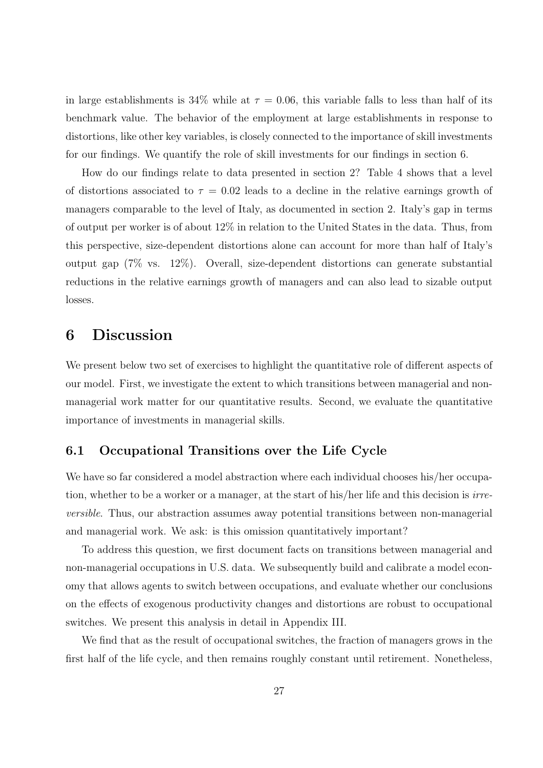in large establishments is 34% while at $\tau = 0.06$, this variable falls to less than half of its benchmark value. The behavior of the employment at large establishments in response to distortions, like other key variables, is closely connected to the importance of skill investments for our findings. We quantify the role of skill investments for our findings in section 6.

How do our findings relate to data presented in section 2? Table 4 shows that a level of distortions associated to $\tau = 0.02$ leads to a decline in the relative earnings growth of managers comparable to the level of Italy, as documented in section 2. Italy's gap in terms of output per worker is of about 12% in relation to the United States in the data. Thus, from this perspective, size-dependent distortions alone can account for more than half of Italy's output gap (7% vs. 12%). Overall, size-dependent distortions can generate substantial reductions in the relative earnings growth of managers and can also lead to sizable output losses.

# 6 Discussion

We present below two set of exercises to highlight the quantitative role of different aspects of our model. First, we investigate the extent to which transitions between managerial and non-managerial work matter for our quantitative results. Second, we evaluate the quantitative importance of investments in managerial skills.

## 6.1 Occupational Transitions over the Life Cycle

We have so far considered a model abstraction where each individual chooses his/her occupation, whether to be a worker or a manager, at the start of his/her life and this decision is *irreversible*. Thus, our abstraction assumes away potential transitions between non-managerial and managerial work. We ask: is this omission quantitatively important?

To address this question, we first document facts on transitions between managerial and non-managerial occupations in U.S. data. We subsequently build and calibrate a model economy that allows agents to switch between occupations, and evaluate whether our conclusions on the effects of exogenous productivity changes and distortions are robust to occupational switches. We present this analysis in detail in Appendix III.

We find that as the result of occupational switches, the fraction of managers grows in the first half of the life cycle, and then remains roughly constant until retirement. Nonetheless,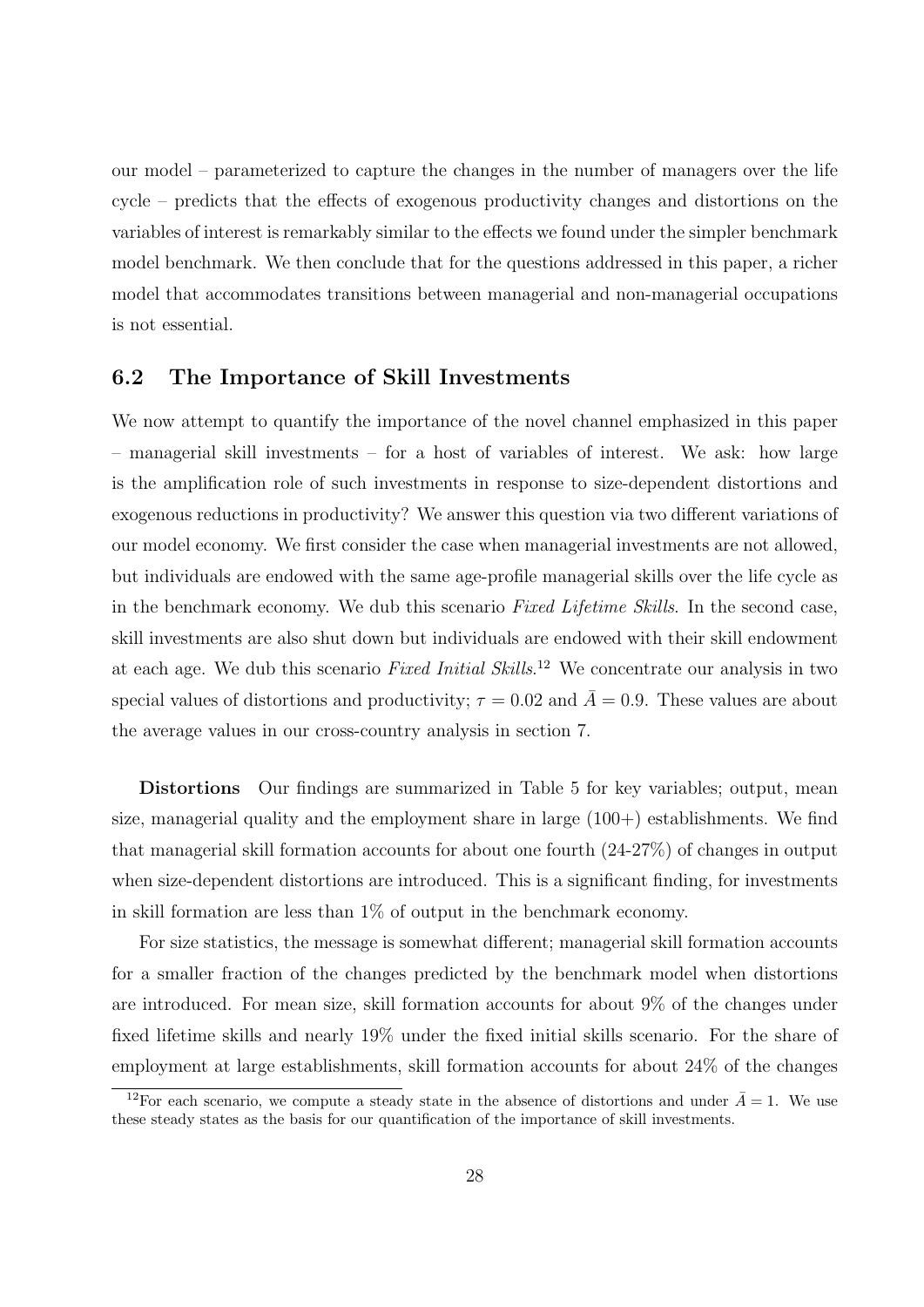our model – parameterized to capture the changes in the number of managers over the life cycle – predicts that the effects of exogenous productivity changes and distortions on the variables of interest is remarkably similar to the effects we found under the simpler benchmark model benchmark. We then conclude that for the questions addressed in this paper, a richer model that accommodates transitions between managerial and non-managerial occupations is not essential.

## 6.2 The Importance of Skill Investments

We now attempt to quantify the importance of the novel channel emphasized in this paper – managerial skill investments – for a host of variables of interest. We ask: how large is the amplification role of such investments in response to size-dependent distortions and exogenous reductions in productivity? We answer this question via two different variations of our model economy. We first consider the case when managerial investments are not allowed, but individuals are endowed with the same age-profile managerial skills over the life cycle as in the benchmark economy. We dub this scenario *Fixed Lifetime Skills*. In the second case, skill investments are also shut down but individuals are endowed with their skill endowment at each age. We dub this scenario *Fixed Initial Skills*.[12] We concentrate our analysis in two special values of distortions and productivity; $\tau = 0.02$ and $\bar{A} = 0.9$. These values are about the average values in our cross-country analysis in section 7.

**Distortions** Our findings are summarized in Table 5 for key variables; output, mean size, managerial quality and the employment share in large (100+) establishments. We find that managerial skill formation accounts for about one fourth (24-27%) of changes in output when size-dependent distortions are introduced. This is a significant finding, for investments in skill formation are less than 1% of output in the benchmark economy.

For size statistics, the message is somewhat different; managerial skill formation accounts for a smaller fraction of the changes predicted by the benchmark model when distortions are introduced. For mean size, skill formation accounts for about 9% of the changes under fixed lifetime skills and nearly 19% under the fixed initial skills scenario. For the share of employment at large establishments, skill formation accounts for about 24% of the changes

[12] For each scenario, we compute a steady state in the absence of distortions and under $\bar{A} = 1$. We use these steady states as the basis for our quantification of the importance of skill investments.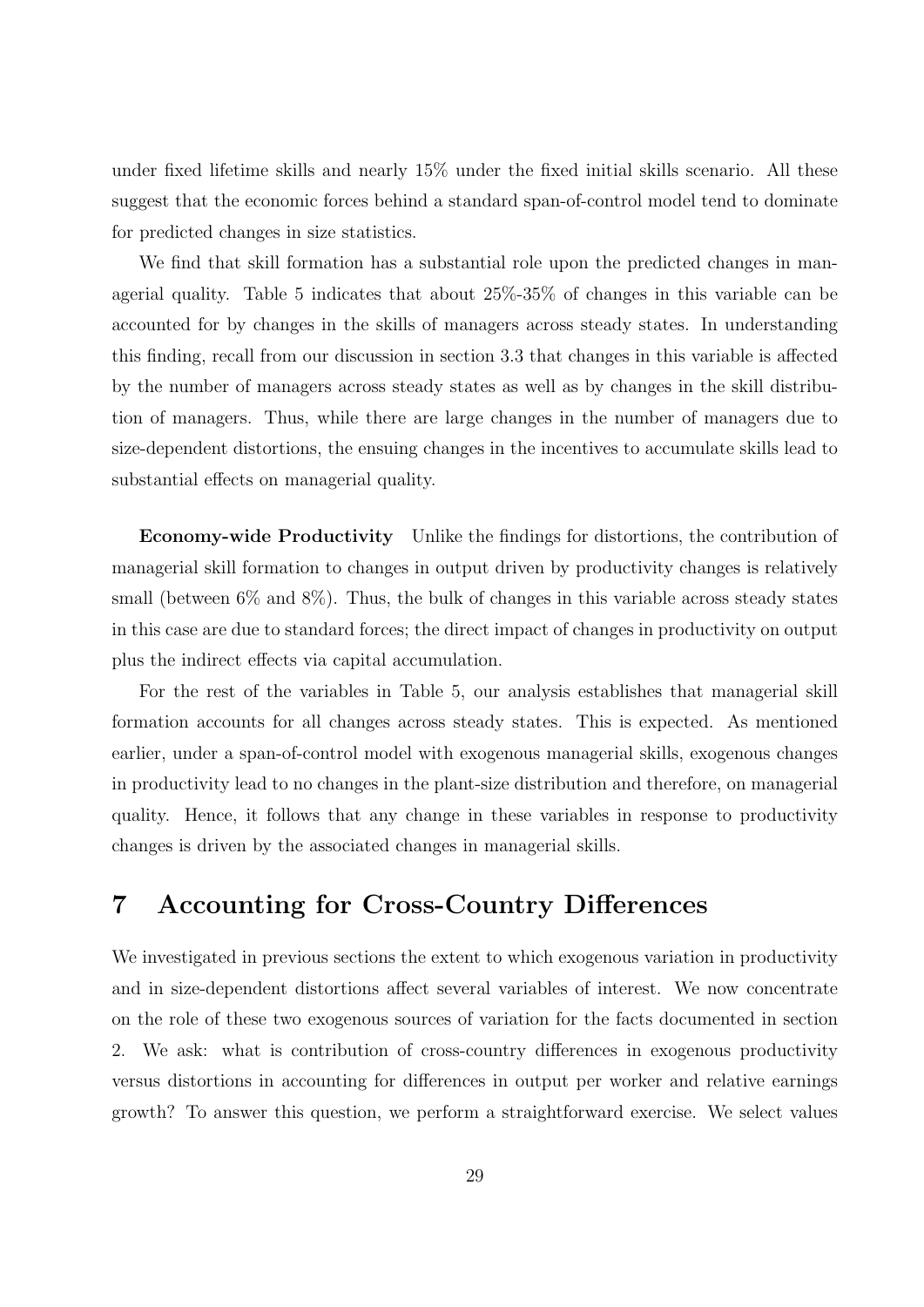under fixed lifetime skills and nearly 15% under the fixed initial skills scenario. All these suggest that the economic forces behind a standard span-of-control model tend to dominate for predicted changes in size statistics.

We find that skill formation has a substantial role upon the predicted changes in managerial quality. Table 5 indicates that about 25%-35% of changes in this variable can be accounted for by changes in the skills of managers across steady states. In understanding this finding, recall from our discussion in section 3.3 that changes in this variable is affected by the number of managers across steady states as well as by changes in the skill distribution of managers. Thus, while there are large changes in the number of managers due to size-dependent distortions, the ensuing changes in the incentives to accumulate skills lead to substantial effects on managerial quality.

**Economy-wide Productivity** Unlike the findings for distortions, the contribution of managerial skill formation to changes in output driven by productivity changes is relatively small (between 6% and 8%). Thus, the bulk of changes in this variable across steady states in this case are due to standard forces; the direct impact of changes in productivity on output plus the indirect effects via capital accumulation.

For the rest of the variables in Table 5, our analysis establishes that managerial skill formation accounts for all changes across steady states. This is expected. As mentioned earlier, under a span-of-control model with exogenous managerial skills, exogenous changes in productivity lead to no changes in the plant-size distribution and therefore, on managerial quality. Hence, it follows that any change in these variables in response to productivity changes is driven by the associated changes in managerial skills.

# 7 Accounting for Cross-Country Differences

We investigated in previous sections the extent to which exogenous variation in productivity and in size-dependent distortions affect several variables of interest. We now concentrate on the role of these two exogenous sources of variation for the facts documented in section 2. We ask: what is contribution of cross-country differences in exogenous productivity versus distortions in accounting for differences in output per worker and relative earnings growth? To answer this question, we perform a straightforward exercise. We select values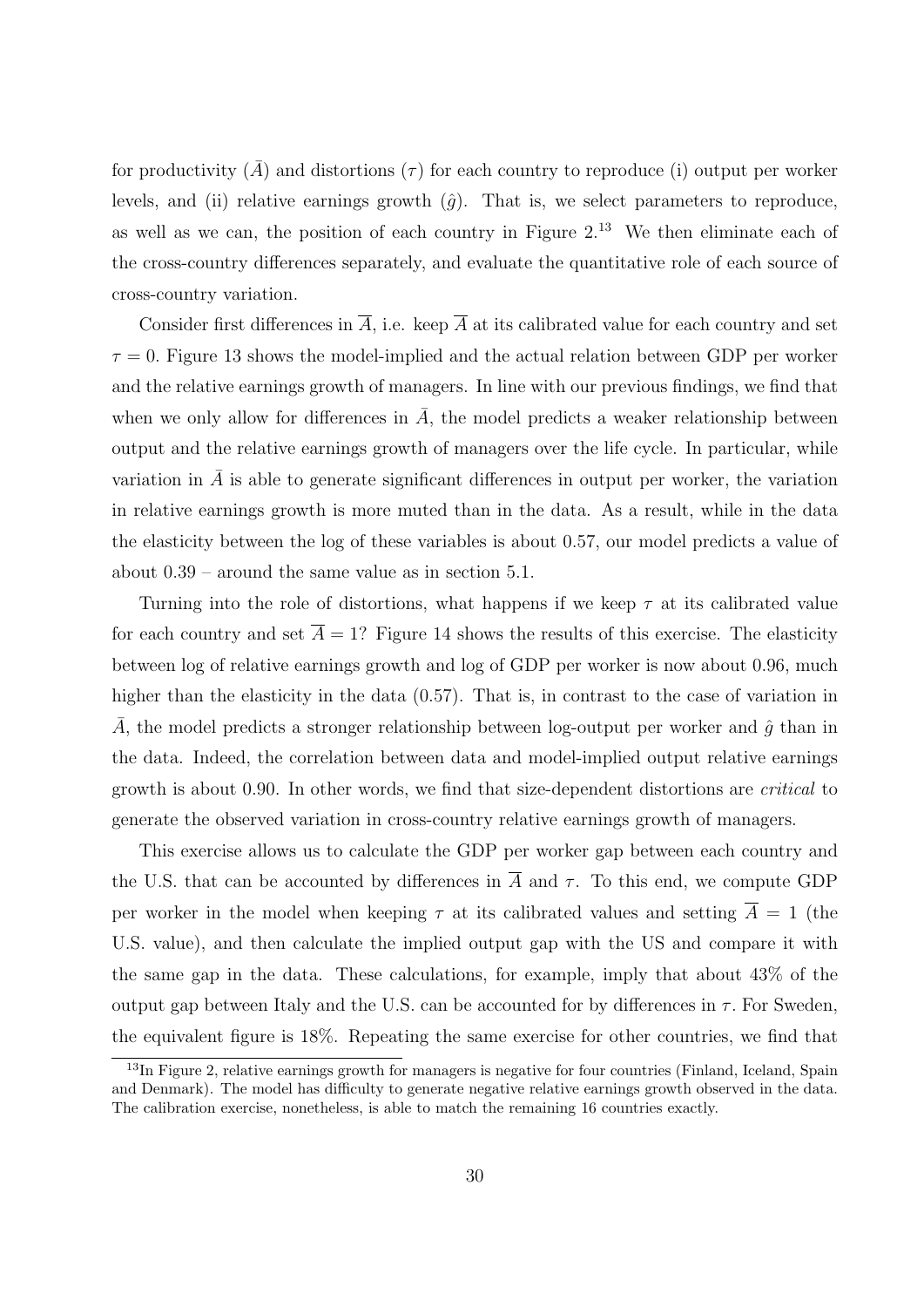for productivity ($\bar{A}$) and distortions ($\tau$) for each country to reproduce (i) output per worker levels, and (ii) relative earnings growth ($\hat{g}$). That is, we select parameters to reproduce, as well as we can, the position of each country in Figure 2.[13] We then eliminate each of the cross-country differences separately, and evaluate the quantitative role of each source of cross-country variation.

Consider first differences in $\overline{A}$, i.e. keep $\overline{A}$ at its calibrated value for each country and set $\tau = 0$. Figure 13 shows the model-implied and the actual relation between GDP per worker and the relative earnings growth of managers. In line with our previous findings, we find that when we only allow for differences in $\bar{A}$, the model predicts a weaker relationship between output and the relative earnings growth of managers over the life cycle. In particular, while variation in $\bar{A}$ is able to generate significant differences in output per worker, the variation in relative earnings growth is more muted than in the data. As a result, while in the data the elasticity between the log of these variables is about 0.57, our model predicts a value of about 0.39 – around the same value as in section 5.1.

Turning into the role of distortions, what happens if we keep $\tau$ at its calibrated value for each country and set $\overline{A} = 1$? Figure 14 shows the results of this exercise. The elasticity between log of relative earnings growth and log of GDP per worker is now about 0.96, much higher than the elasticity in the data (0.57). That is, in contrast to the case of variation in $\bar{A}$, the model predicts a stronger relationship between log-output per worker and $\hat{g}$ than in the data. Indeed, the correlation between data and model-implied output relative earnings growth is about 0.90. In other words, we find that size-dependent distortions are *critical* to generate the observed variation in cross-country relative earnings growth of managers.

This exercise allows us to calculate the GDP per worker gap between each country and the U.S. that can be accounted by differences in $\overline{A}$ and $\tau$. To this end, we compute GDP per worker in the model when keeping $\tau$ at its calibrated values and setting $\overline{A} = 1$ (the U.S. value), and then calculate the implied output gap with the US and compare it with the same gap in the data. These calculations, for example, imply that about 43% of the output gap between Italy and the U.S. can be accounted for by differences in $\tau$. For Sweden, the equivalent figure is 18%. Repeating the same exercise for other countries, we find that

[13] In Figure 2, relative earnings growth for managers is negative for four countries (Finland, Iceland, Spain and Denmark). The model has difficulty to generate negative relative earnings growth observed in the data. The calibration exercise, nonetheless, is able to match the remaining 16 countries exactly.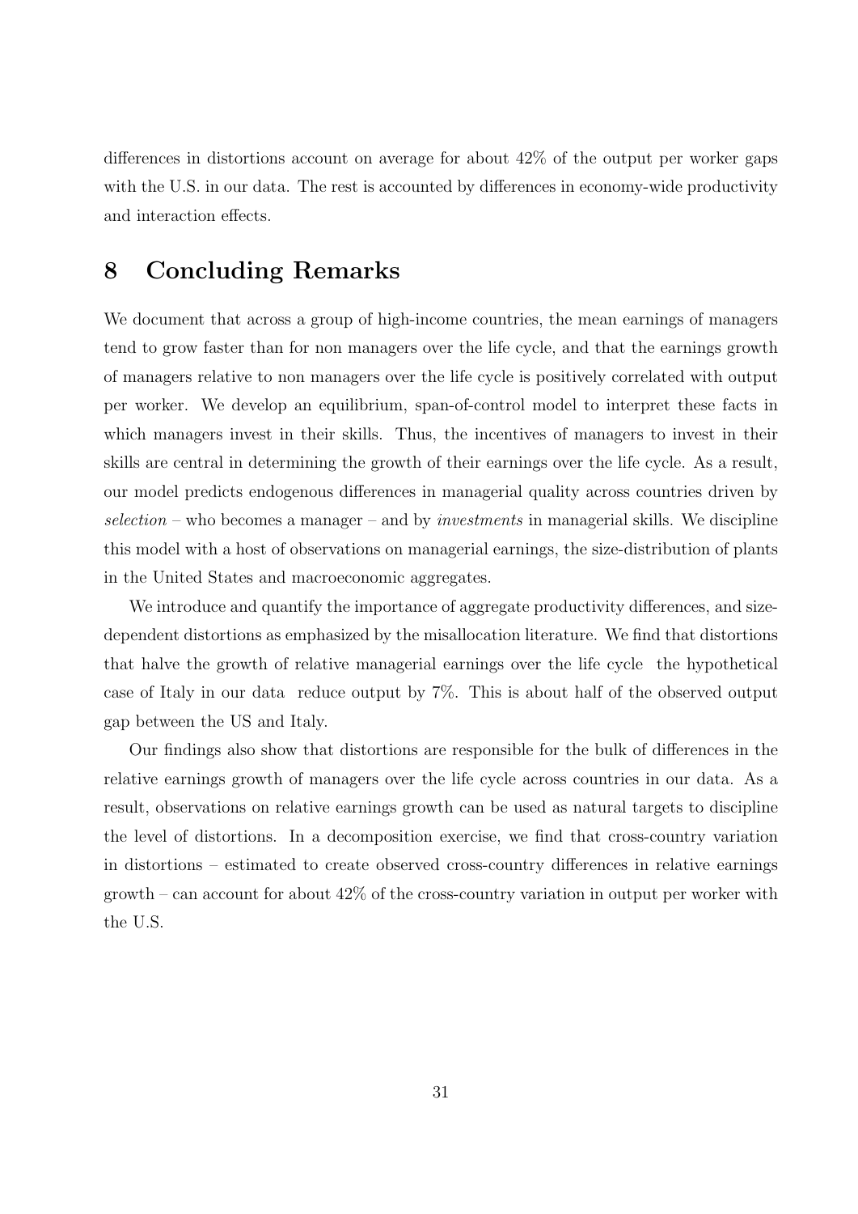differences in distortions account on average for about 42% of the output per worker gaps with the U.S. in our data. The rest is accounted by differences in economy-wide productivity and interaction effects.

# 8 Concluding Remarks

We document that across a group of high-income countries, the mean earnings of managers tend to grow faster than for non managers over the life cycle, and that the earnings growth of managers relative to non managers over the life cycle is positively correlated with output per worker. We develop an equilibrium, span-of-control model to interpret these facts in which managers invest in their skills. Thus, the incentives of managers to invest in their skills are central in determining the growth of their earnings over the life cycle. As a result, our model predicts endogenous differences in managerial quality across countries driven by *selection* – who becomes a manager – and by *investments* in managerial skills. We discipline this model with a host of observations on managerial earnings, the size-distribution of plants in the United States and macroeconomic aggregates.

We introduce and quantify the importance of aggregate productivity differences, and size-dependent distortions as emphasized by the misallocation literature. We find that distortions that halve the growth of relative managerial earnings over the life cycle  the hypothetical case of Italy in our data  reduce output by 7%. This is about half of the observed output gap between the US and Italy.

Our findings also show that distortions are responsible for the bulk of differences in the relative earnings growth of managers over the life cycle across countries in our data. As a result, observations on relative earnings growth can be used as natural targets to discipline the level of distortions. In a decomposition exercise, we find that cross-country variation in distortions – estimated to create observed cross-country differences in relative earnings growth – can account for about 42% of the cross-country variation in output per worker with the U.S.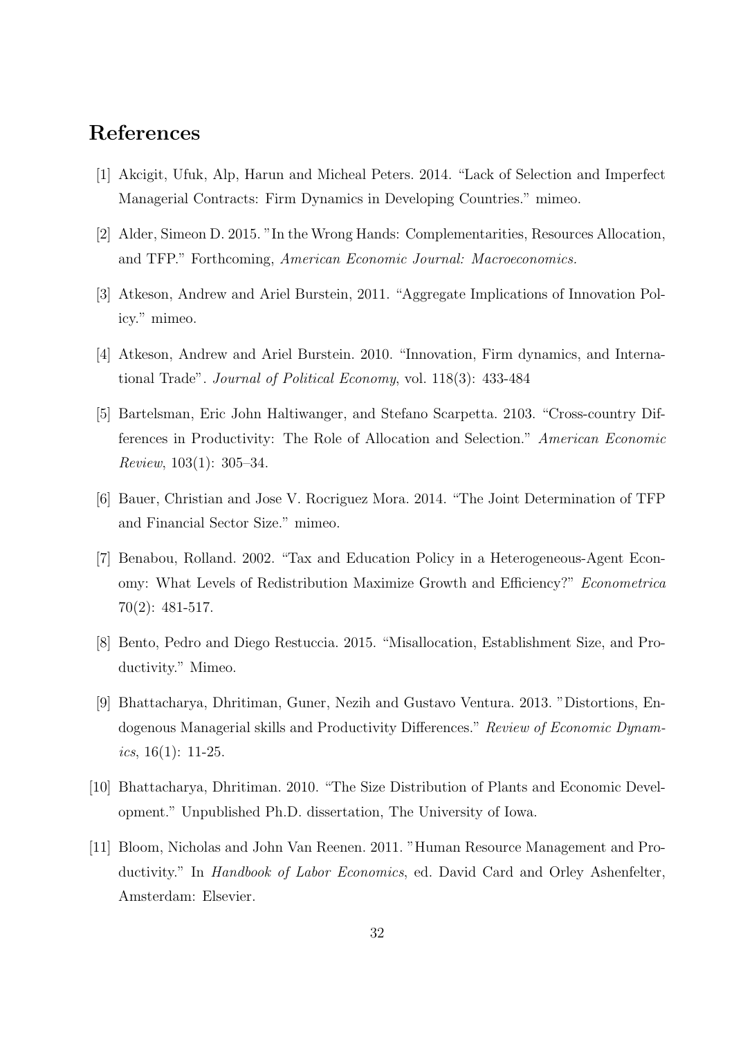## References

[1] Akcigit, Ufuk, Alp, Harun and Micheal Peters. 2014. "Lack of Selection and Imperfect Managerial Contracts: Firm Dynamics in Developing Countries." mimeo.

[2] Alder, Simeon D. 2015. "In the Wrong Hands: Complementarities, Resources Allocation, and TFP." Forthcoming, *American Economic Journal: Macroeconomics.*

[3] Atkeson, Andrew and Ariel Burstein, 2011. "Aggregate Implications of Innovation Policy." mimeo.

[4] Atkeson, Andrew and Ariel Burstein. 2010. "Innovation, Firm dynamics, and International Trade". *Journal of Political Economy*, vol. 118(3): 433-484

[5] Bartelsman, Eric John Haltiwanger, and Stefano Scarpetta. 2103. "Cross-country Differences in Productivity: The Role of Allocation and Selection." *American Economic Review*, 103(1): 305–34.

[6] Bauer, Christian and Jose V. Rocriguez Mora. 2014. "The Joint Determination of TFP and Financial Sector Size." mimeo.

[7] Benabou, Rolland. 2002. "Tax and Education Policy in a Heterogeneous-Agent Economy: What Levels of Redistribution Maximize Growth and Efficiency?" *Econometrica* 70(2): 481-517.

[8] Bento, Pedro and Diego Restuccia. 2015. "Misallocation, Establishment Size, and Productivity." Mimeo.

[9] Bhattacharya, Dhritiman, Guner, Nezih and Gustavo Ventura. 2013. "Distortions, Endogenous Managerial skills and Productivity Differences." *Review of Economic Dynamics*, 16(1): 11-25.

[10] Bhattacharya, Dhritiman. 2010. "The Size Distribution of Plants and Economic Development." Unpublished Ph.D. dissertation, The University of Iowa.

[11] Bloom, Nicholas and John Van Reenen. 2011. "Human Resource Management and Productivity." In *Handbook of Labor Economics*, ed. David Card and Orley Ashenfelter, Amsterdam: Elsevier.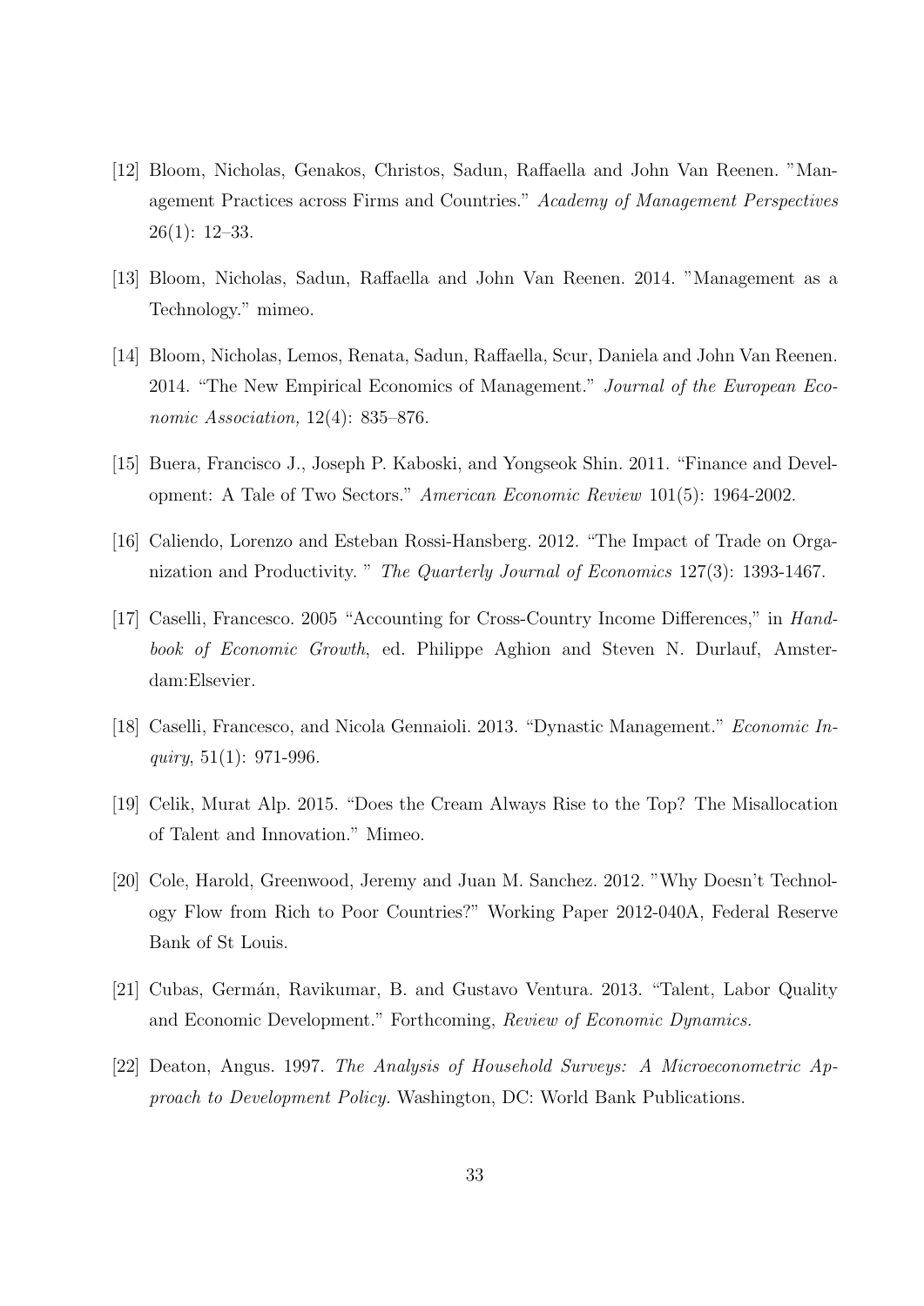[12] Bloom, Nicholas, Genakos, Christos, Sadun, Raffaella and John Van Reenen. "Management Practices across Firms and Countries." *Academy of Management Perspectives* 26(1): 12–33.

[13] Bloom, Nicholas, Sadun, Raffaella and John Van Reenen. 2014. "Management as a Technology." mimeo.

[14] Bloom, Nicholas, Lemos, Renata, Sadun, Raffaella, Scur, Daniela and John Van Reenen. 2014. "The New Empirical Economics of Management." *Journal of the European Economic Association,* 12(4): 835–876.

[15] Buera, Francisco J., Joseph P. Kaboski, and Yongseok Shin. 2011. "Finance and Development: A Tale of Two Sectors." *American Economic Review* 101(5): 1964-2002.

[16] Caliendo, Lorenzo and Esteban Rossi-Hansberg. 2012. "The Impact of Trade on Organization and Productivity. " *The Quarterly Journal of Economics* 127(3): 1393-1467.

[17] Caselli, Francesco. 2005 "Accounting for Cross-Country Income Differences," in *Handbook of Economic Growth*, ed. Philippe Aghion and Steven N. Durlauf, Amsterdam:Elsevier.

[18] Caselli, Francesco, and Nicola Gennaioli. 2013. "Dynastic Management." *Economic Inquiry*, 51(1): 971-996.

[19] Celik, Murat Alp. 2015. "Does the Cream Always Rise to the Top? The Misallocation of Talent and Innovation." Mimeo.

[20] Cole, Harold, Greenwood, Jeremy and Juan M. Sanchez. 2012. "Why Doesn't Technology Flow from Rich to Poor Countries?" Working Paper 2012-040A, Federal Reserve Bank of St Louis.

[21] Cubas, Germán, Ravikumar, B. and Gustavo Ventura. 2013. "Talent, Labor Quality and Economic Development." Forthcoming, *Review of Economic Dynamics.*

[22] Deaton, Angus. 1997. *The Analysis of Household Surveys: A Microeconometric Approach to Development Policy.* Washington, DC: World Bank Publications.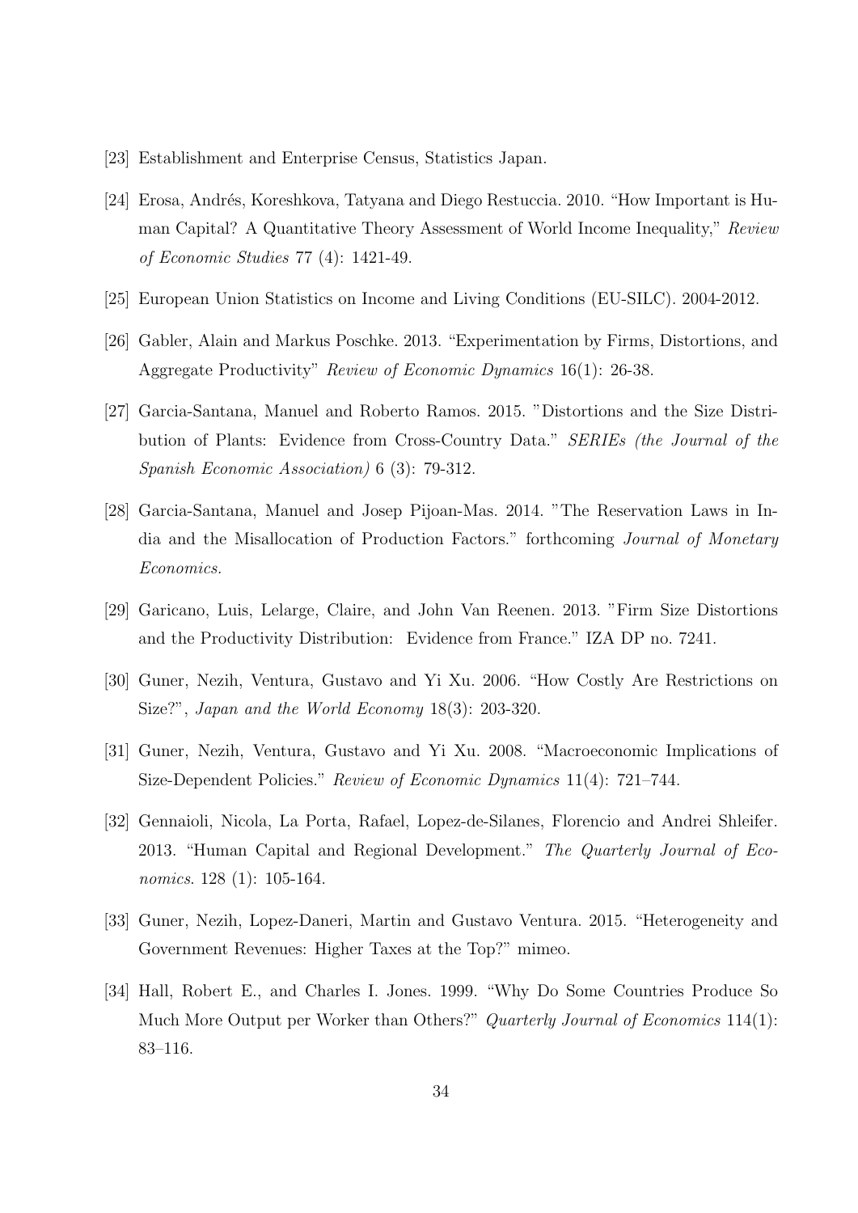[23] Establishment and Enterprise Census, Statistics Japan.

[24] Erosa, Andrés, Koreshkova, Tatyana and Diego Restuccia. 2010. "How Important is Human Capital? A Quantitative Theory Assessment of World Income Inequality," *Review of Economic Studies* 77 (4): 1421-49.

[25] European Union Statistics on Income and Living Conditions (EU-SILC). 2004-2012.

[26] Gabler, Alain and Markus Poschke. 2013. "Experimentation by Firms, Distortions, and Aggregate Productivity" *Review of Economic Dynamics* 16(1): 26-38.

[27] Garcia-Santana, Manuel and Roberto Ramos. 2015. "Distortions and the Size Distribution of Plants: Evidence from Cross-Country Data." *SERIEs (the Journal of the Spanish Economic Association)* 6 (3): 79-312.

[28] Garcia-Santana, Manuel and Josep Pijoan-Mas. 2014. "The Reservation Laws in India and the Misallocation of Production Factors." forthcoming *Journal of Monetary Economics.*

[29] Garicano, Luis, Lelarge, Claire, and John Van Reenen. 2013. "Firm Size Distortions and the Productivity Distribution: Evidence from France." IZA DP no. 7241.

[30] Guner, Nezih, Ventura, Gustavo and Yi Xu. 2006. "How Costly Are Restrictions on Size?", *Japan and the World Economy* 18(3): 203-320.

[31] Guner, Nezih, Ventura, Gustavo and Yi Xu. 2008. "Macroeconomic Implications of Size-Dependent Policies." *Review of Economic Dynamics* 11(4): 721–744.

[32] Gennaioli, Nicola, La Porta, Rafael, Lopez-de-Silanes, Florencio and Andrei Shleifer. 2013. "Human Capital and Regional Development." *The Quarterly Journal of Economics*. 128 (1): 105-164.

[33] Guner, Nezih, Lopez-Daneri, Martin and Gustavo Ventura. 2015. "Heterogeneity and Government Revenues: Higher Taxes at the Top?" mimeo.

[34] Hall, Robert E., and Charles I. Jones. 1999. "Why Do Some Countries Produce So Much More Output per Worker than Others?" *Quarterly Journal of Economics* 114(1): 83–116.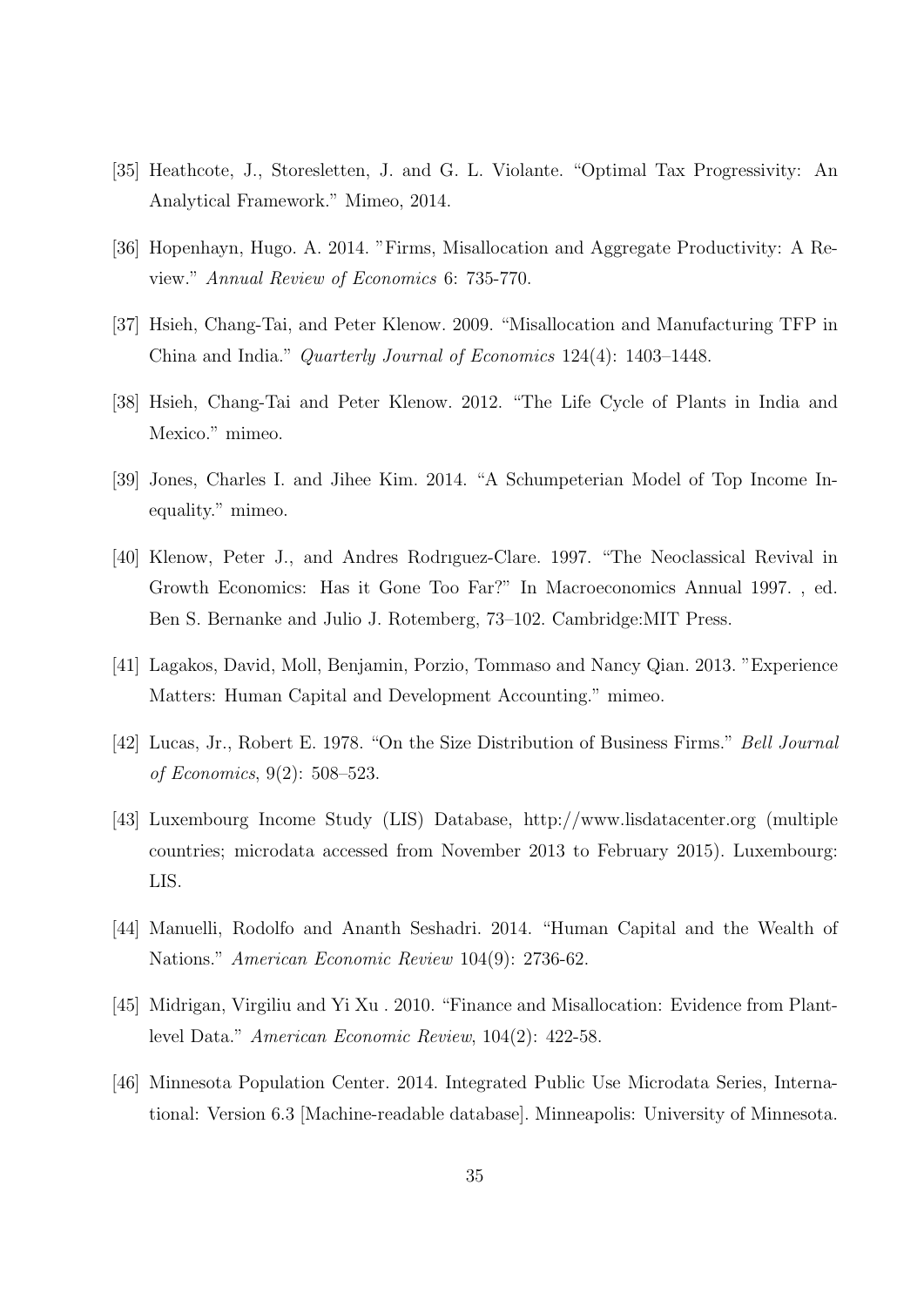[35] Heathcote, J., Storesletten, J. and G. L. Violante. "Optimal Tax Progressivity: An Analytical Framework." Mimeo, 2014.

[36] Hopenhayn, Hugo. A. 2014. "Firms, Misallocation and Aggregate Productivity: A Review." *Annual Review of Economics* 6: 735-770.

[37] Hsieh, Chang-Tai, and Peter Klenow. 2009. "Misallocation and Manufacturing TFP in China and India." *Quarterly Journal of Economics* 124(4): 1403–1448.

[38] Hsieh, Chang-Tai and Peter Klenow. 2012. "The Life Cycle of Plants in India and Mexico." mimeo.

[39] Jones, Charles I. and Jihee Kim. 2014. "A Schumpeterian Model of Top Income Inequality." mimeo.

[40] Klenow, Peter J., and Andres Rodrıguez-Clare. 1997. "The Neoclassical Revival in Growth Economics: Has it Gone Too Far?" In Macroeconomics Annual 1997. , ed. Ben S. Bernanke and Julio J. Rotemberg, 73–102. Cambridge:MIT Press.

[41] Lagakos, David, Moll, Benjamin, Porzio, Tommaso and Nancy Qian. 2013. "Experience Matters: Human Capital and Development Accounting." mimeo.

[42] Lucas, Jr., Robert E. 1978. "On the Size Distribution of Business Firms." *Bell Journal of Economics*, 9(2): 508–523.

[43] Luxembourg Income Study (LIS) Database, http://www.lisdatacenter.org (multiple countries; microdata accessed from November 2013 to February 2015). Luxembourg: LIS.

[44] Manuelli, Rodolfo and Ananth Seshadri. 2014. "Human Capital and the Wealth of Nations." *American Economic Review* 104(9): 2736-62.

[45] Midrigan, Virgiliu and Yi Xu . 2010. "Finance and Misallocation: Evidence from Plant-level Data." *American Economic Review*, 104(2): 422-58.

[46] Minnesota Population Center. 2014. Integrated Public Use Microdata Series, International: Version 6.3 [Machine-readable database]. Minneapolis: University of Minnesota.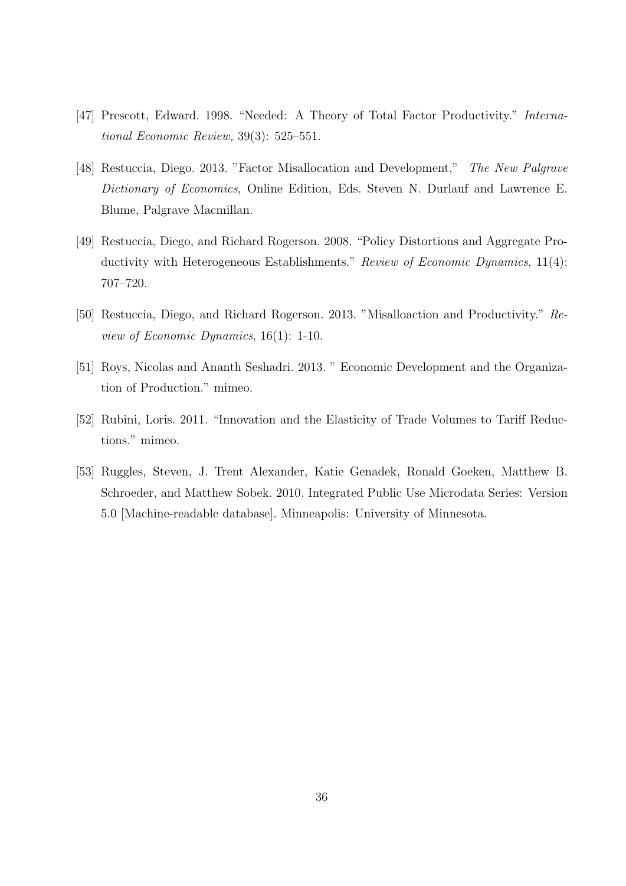[47] Prescott, Edward. 1998. "Needed: A Theory of Total Factor Productivity." *International Economic Review,* 39(3): 525–551.

[48] Restuccia, Diego. 2013. "Factor Misallocation and Development," *The New Palgrave Dictionary of Economics*, Online Edition, Eds. Steven N. Durlauf and Lawrence E. Blume, Palgrave Macmillan.

[49] Restuccia, Diego, and Richard Rogerson. 2008. "Policy Distortions and Aggregate Productivity with Heterogeneous Establishments." *Review of Economic Dynamics*, 11(4): 707–720.

[50] Restuccia, Diego, and Richard Rogerson. 2013. "Misalloaction and Productivity." *Review of Economic Dynamics*, 16(1): 1-10.

[51] Roys, Nicolas and Ananth Seshadri. 2013. " Economic Development and the Organization of Production." mimeo.

[52] Rubini, Loris. 2011. "Innovation and the Elasticity of Trade Volumes to Tariff Reductions." mimeo.

[53] Ruggles, Steven, J. Trent Alexander, Katie Genadek, Ronald Goeken, Matthew B. Schroeder, and Matthew Sobek. 2010. Integrated Public Use Microdata Series: Version 5.0 [Machine-readable database]. Minneapolis: University of Minnesota.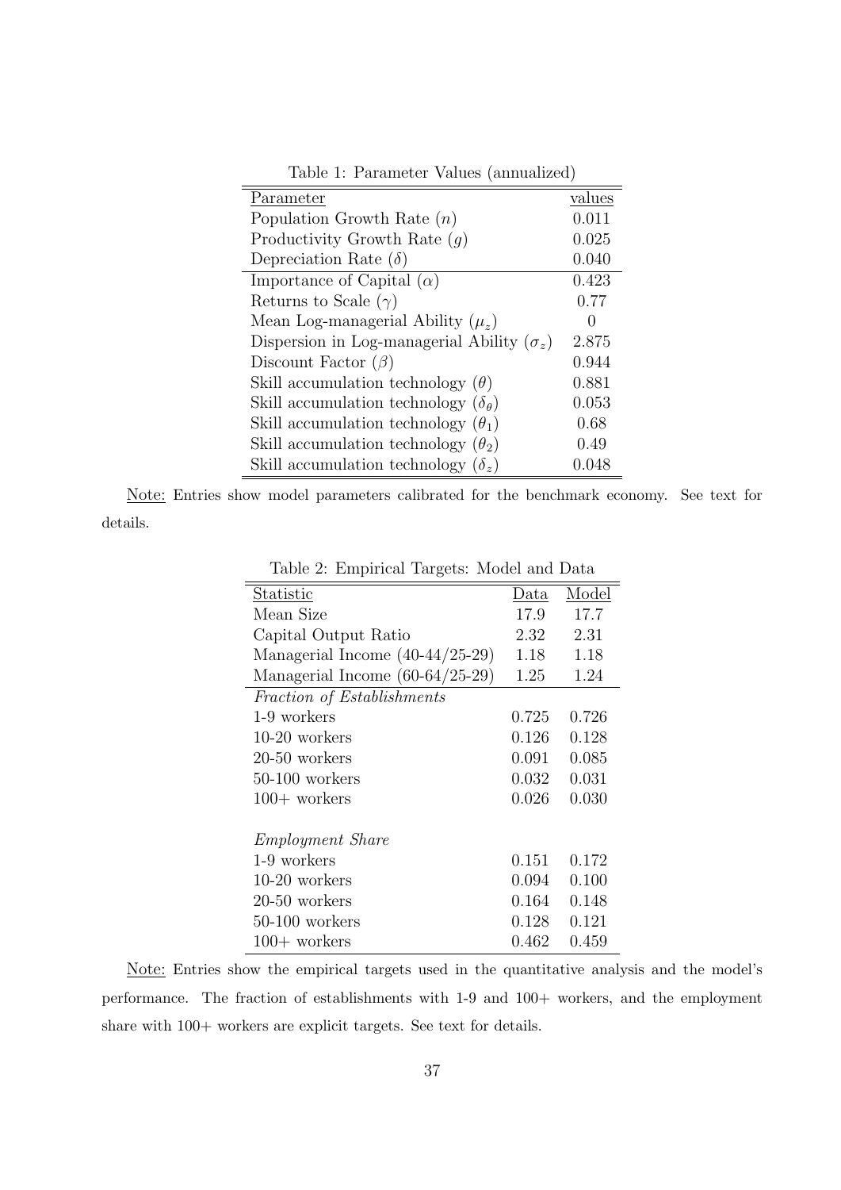Table 1: Parameter Values (annualized)

| Parameter | values |
|---|---|
| Population Growth Rate ($n$) | 0.011 |
| Productivity Growth Rate ($g$) | 0.025 |
| Depreciation Rate ($\delta$) | 0.040 |
| Importance of Capital ($\alpha$) | 0.423 |
| Returns to Scale ($\gamma$) | 0.77 |
| Mean Log-managerial Ability ($\mu_z$) | 0 |
| Dispersion in Log-managerial Ability ($\sigma_z$) | 2.875 |
| Discount Factor ($\beta$) | 0.944 |
| Skill accumulation technology ($\theta$) | 0.881 |
| Skill accumulation technology ($\delta_\theta$) | 0.053 |
| Skill accumulation technology ($\theta_1$) | 0.68 |
| Skill accumulation technology ($\theta_2$) | 0.49 |
| Skill accumulation technology ($\delta_z$) | 0.048 |

Note: Entries show model parameters calibrated for the benchmark economy. See text for details.

Table 2: Empirical Targets: Model and Data

| Statistic | Data | Model |
|---|---|---|
| Mean Size | 17.9 | 17.7 |
| Capital Output Ratio | 2.32 | 2.31 |
| Managerial Income (40-44/25-29) | 1.18 | 1.18 |
| Managerial Income (60-64/25-29) | 1.25 | 1.24 |
| *Fraction of Establishments* | | |
| 1-9 workers | 0.725 | 0.726 |
| 10-20 workers | 0.126 | 0.128 |
| 20-50 workers | 0.091 | 0.085 |
| 50-100 workers | 0.032 | 0.031 |
| 100+ workers | 0.026 | 0.030 |
| *Employment Share* | | |
| 1-9 workers | 0.151 | 0.172 |
| 10-20 workers | 0.094 | 0.100 |
| 20-50 workers | 0.164 | 0.148 |
| 50-100 workers | 0.128 | 0.121 |
| 100+ workers | 0.462 | 0.459 |

Note: Entries show the empirical targets used in the quantitative analysis and the model's performance. The fraction of establishments with 1-9 and 100+ workers, and the employment share with 100+ workers are explicit targets. See text for details.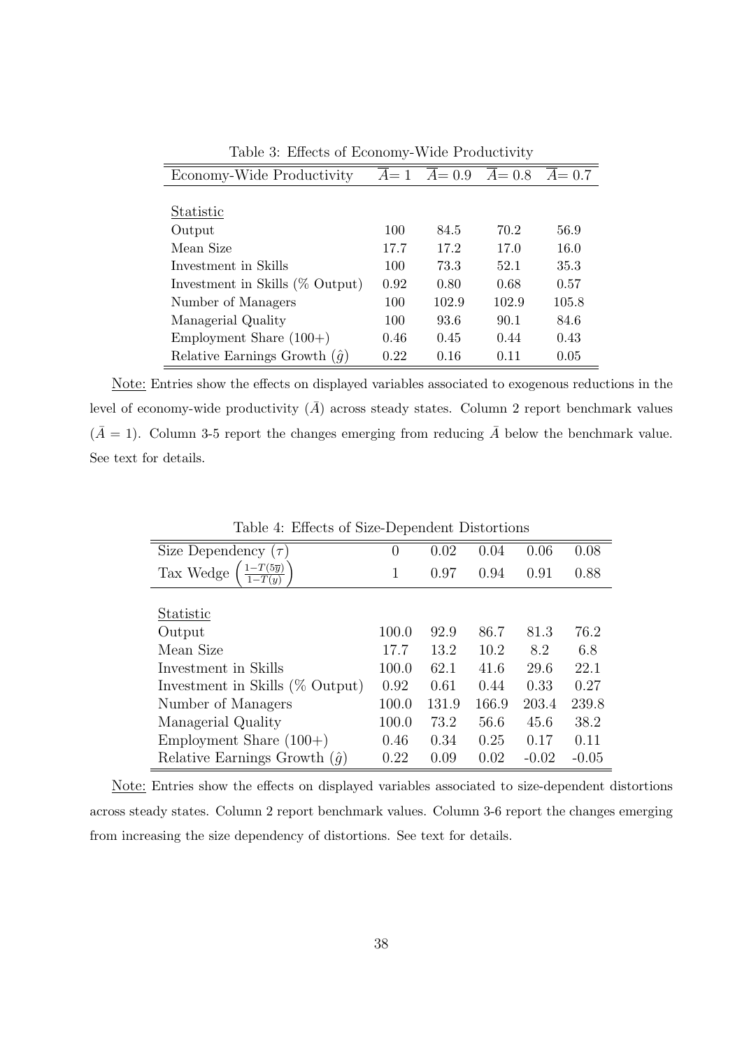Table 3: Effects of Economy-Wide Productivity

| Economy-Wide Productivity | $\overline{A}$= 1 | $\overline{A}$= 0.9 | $\overline{A}$= 0.8 | $\overline{A}$= 0.7 |
|---|---|---|---|---|
| Statistic | | | | |
| Output | 100 | 84.5 | 70.2 | 56.9 |
| Mean Size | 17.7 | 17.2 | 17.0 | 16.0 |
| Investment in Skills | 100 | 73.3 | 52.1 | 35.3 |
| Investment in Skills (% Output) | 0.92 | 0.80 | 0.68 | 0.57 |
| Number of Managers | 100 | 102.9 | 102.9 | 105.8 |
| Managerial Quality | 100 | 93.6 | 90.1 | 84.6 |
| Employment Share (100+) | 0.46 | 0.45 | 0.44 | 0.43 |
| Relative Earnings Growth ($\hat{g}$) | 0.22 | 0.16 | 0.11 | 0.05 |

Note: Entries show the effects on displayed variables associated to exogenous reductions in the level of economy-wide productivity ($\bar{A}$) across steady states. Column 2 report benchmark values ($\bar{A} = 1$). Column 3-5 report the changes emerging from reducing $\bar{A}$ below the benchmark value. See text for details.

Table 4: Effects of Size-Dependent Distortions

| Size Dependency ($\tau$) | 0 | 0.02 | 0.04 | 0.06 | 0.08 |
|---|---|---|---|---|---|
| Tax Wedge $\left(\frac{1-T(5\overline{y})}{1-T(y)}\right)$ | 1 | 0.97 | 0.94 | 0.91 | 0.88 |
| Statistic | | | | | |
| Output | 100.0 | 92.9 | 86.7 | 81.3 | 76.2 |
| Mean Size | 17.7 | 13.2 | 10.2 | 8.2 | 6.8 |
| Investment in Skills | 100.0 | 62.1 | 41.6 | 29.6 | 22.1 |
| Investment in Skills (% Output) | 0.92 | 0.61 | 0.44 | 0.33 | 0.27 |
| Number of Managers | 100.0 | 131.9 | 166.9 | 203.4 | 239.8 |
| Managerial Quality | 100.0 | 73.2 | 56.6 | 45.6 | 38.2 |
| Employment Share (100+) | 0.46 | 0.34 | 0.25 | 0.17 | 0.11 |
| Relative Earnings Growth ($\hat{g}$) | 0.22 | 0.09 | 0.02 | -0.02 | -0.05 |

Note: Entries show the effects on displayed variables associated to size-dependent distortions across steady states. Column 2 report benchmark values. Column 3-6 report the changes emerging from increasing the size dependency of distortions. See text for details.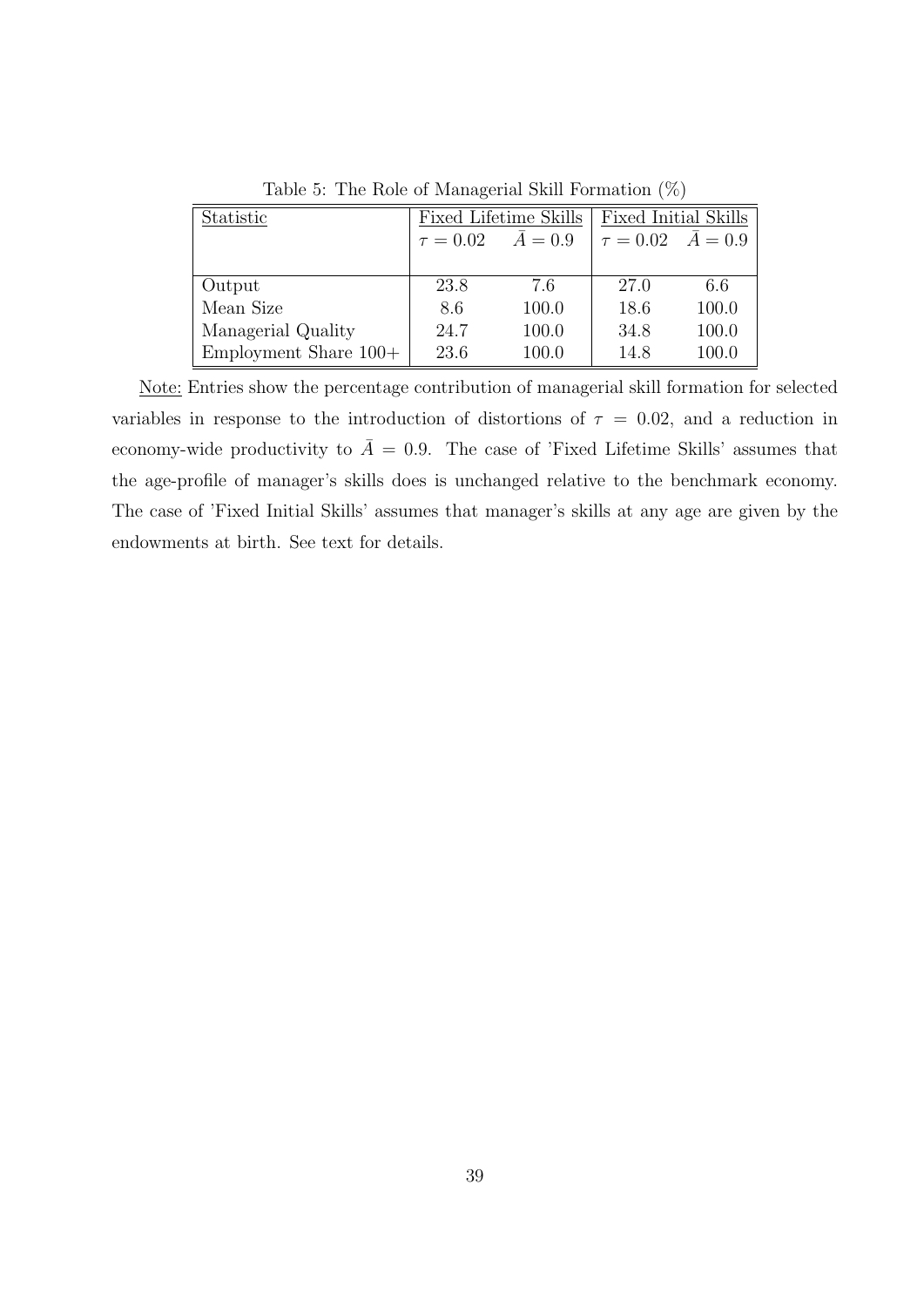Table 5: The Role of Managerial Skill Formation (%)

| Statistic | Fixed Lifetime Skills | | Fixed Initial Skills | |
|---|---|---|---|---|
| | $\tau = 0.02$ | $\bar{A} = 0.9$ | $\tau = 0.02$ | $\bar{A} = 0.9$ |
| Output | 23.8 | 7.6 | 27.0 | 6.6 |
| Mean Size | 8.6 | 100.0 | 18.6 | 100.0 |
| Managerial Quality | 24.7 | 100.0 | 34.8 | 100.0 |
| Employment Share 100+ | 23.6 | 100.0 | 14.8 | 100.0 |

Note: Entries show the percentage contribution of managerial skill formation for selected variables in response to the introduction of distortions of $\tau = 0.02$, and a reduction in economy-wide productivity to $\bar{A} = 0.9$. The case of 'Fixed Lifetime Skills' assumes that the age-profile of manager's skills does is unchanged relative to the benchmark economy. The case of 'Fixed Initial Skills' assumes that manager's skills at any age are given by the endowments at birth. See text for details.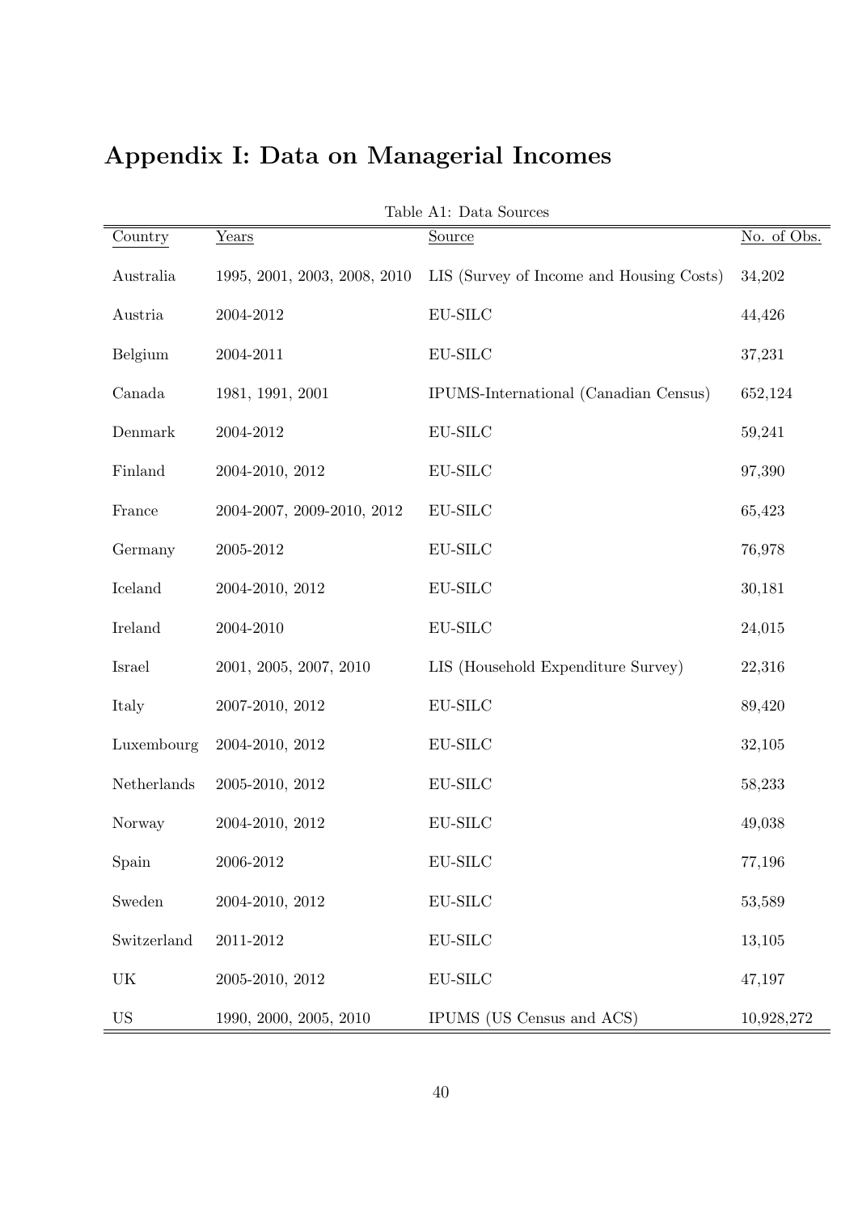# Appendix I: Data on Managerial Incomes

Table A1: Data Sources

| Country | Years | Source | No. of Obs. |
|---|---|---|---|
| Australia | 1995, 2001, 2003, 2008, 2010 | LIS (Survey of Income and Housing Costs) | 34,202 |
| Austria | 2004-2012 | EU-SILC | 44,426 |
| Belgium | 2004-2011 | EU-SILC | 37,231 |
| Canada | 1981, 1991, 2001 | IPUMS-International (Canadian Census) | 652,124 |
| Denmark | 2004-2012 | EU-SILC | 59,241 |
| Finland | 2004-2010, 2012 | EU-SILC | 97,390 |
| France | 2004-2007, 2009-2010, 2012 | EU-SILC | 65,423 |
| Germany | 2005-2012 | EU-SILC | 76,978 |
| Iceland | 2004-2010, 2012 | EU-SILC | 30,181 |
| Ireland | 2004-2010 | EU-SILC | 24,015 |
| Israel | 2001, 2005, 2007, 2010 | LIS (Household Expenditure Survey) | 22,316 |
| Italy | 2007-2010, 2012 | EU-SILC | 89,420 |
| Luxembourg | 2004-2010, 2012 | EU-SILC | 32,105 |
| Netherlands | 2005-2010, 2012 | EU-SILC | 58,233 |
| Norway | 2004-2010, 2012 | EU-SILC | 49,038 |
| Spain | 2006-2012 | EU-SILC | 77,196 |
| Sweden | 2004-2010, 2012 | EU-SILC | 53,589 |
| Switzerland | 2011-2012 | EU-SILC | 13,105 |
| UK | 2005-2010, 2012 | EU-SILC | 47,197 |
| US | 1990, 2000, 2005, 2010 | IPUMS (US Census and ACS) | 10,928,272 |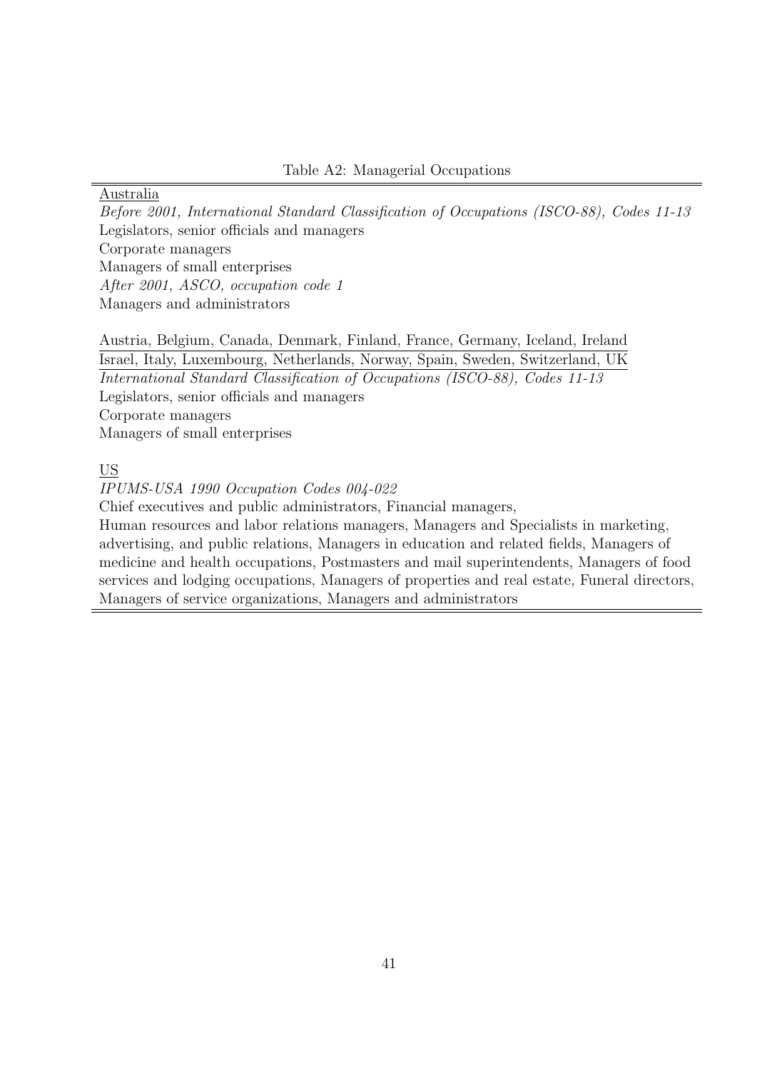Table A2: Managerial Occupations

Australia

*Before 2001, International Standard Classification of Occupations (ISCO-88), Codes 11-13*

Legislators, senior officials and managers

Corporate managers

Managers of small enterprises

*After 2001, ASCO, occupation code 1*

Managers and administrators

Austria, Belgium, Canada, Denmark, Finland, France, Germany, Iceland, Ireland
Israel, Italy, Luxembourg, Netherlands, Norway, Spain, Sweden, Switzerland, UK

*International Standard Classification of Occupations (ISCO-88), Codes 11-13*

Legislators, senior officials and managers

Corporate managers

Managers of small enterprises

US

*IPUMS-USA 1990 Occupation Codes 004-022*

Chief executives and public administrators, Financial managers,
Human resources and labor relations managers, Managers and Specialists in marketing, advertising, and public relations, Managers in education and related fields, Managers of medicine and health occupations, Postmasters and mail superintendents, Managers of food services and lodging occupations, Managers of properties and real estate, Funeral directors, Managers of service organizations, Managers and administrators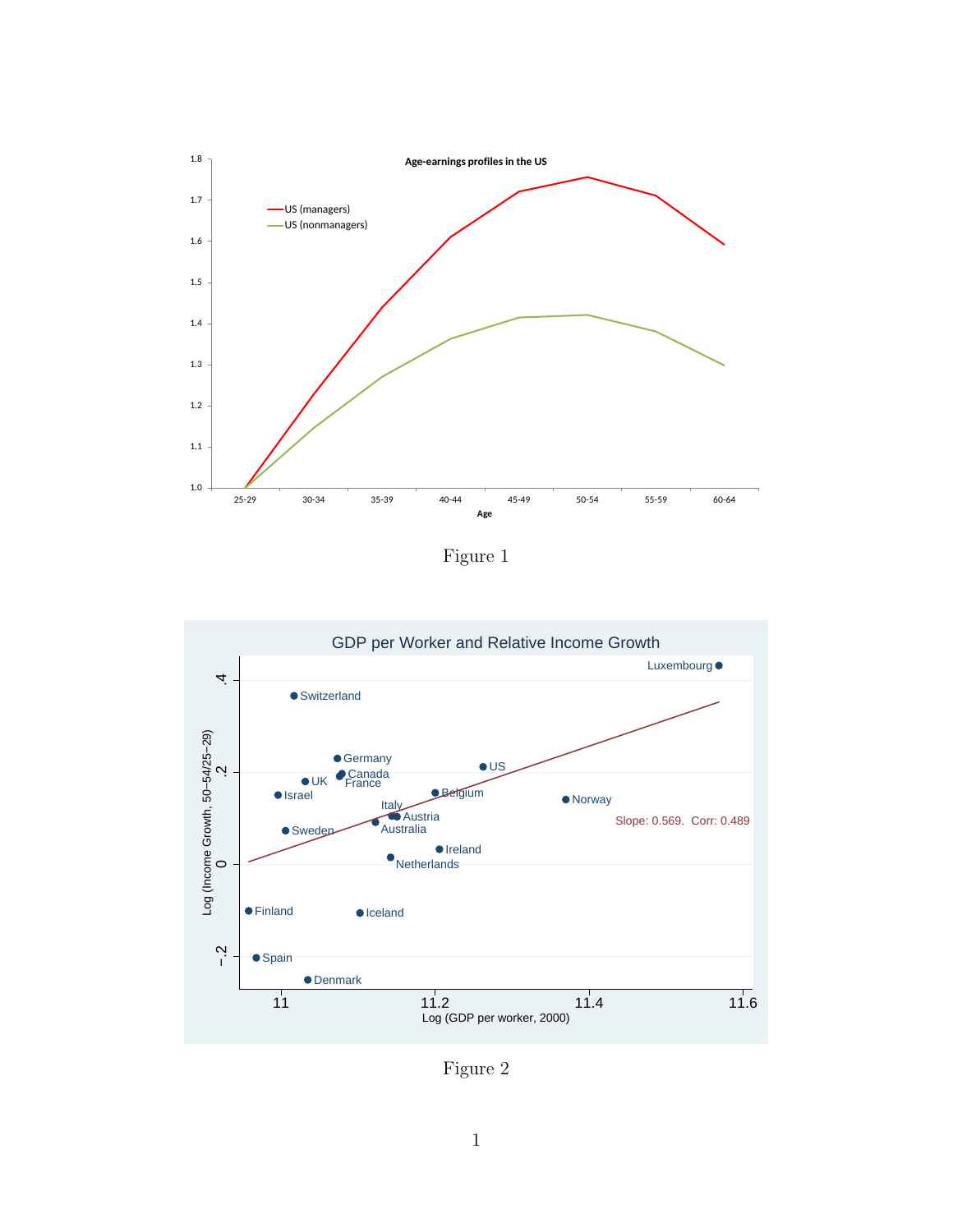Figure 1

Figure 2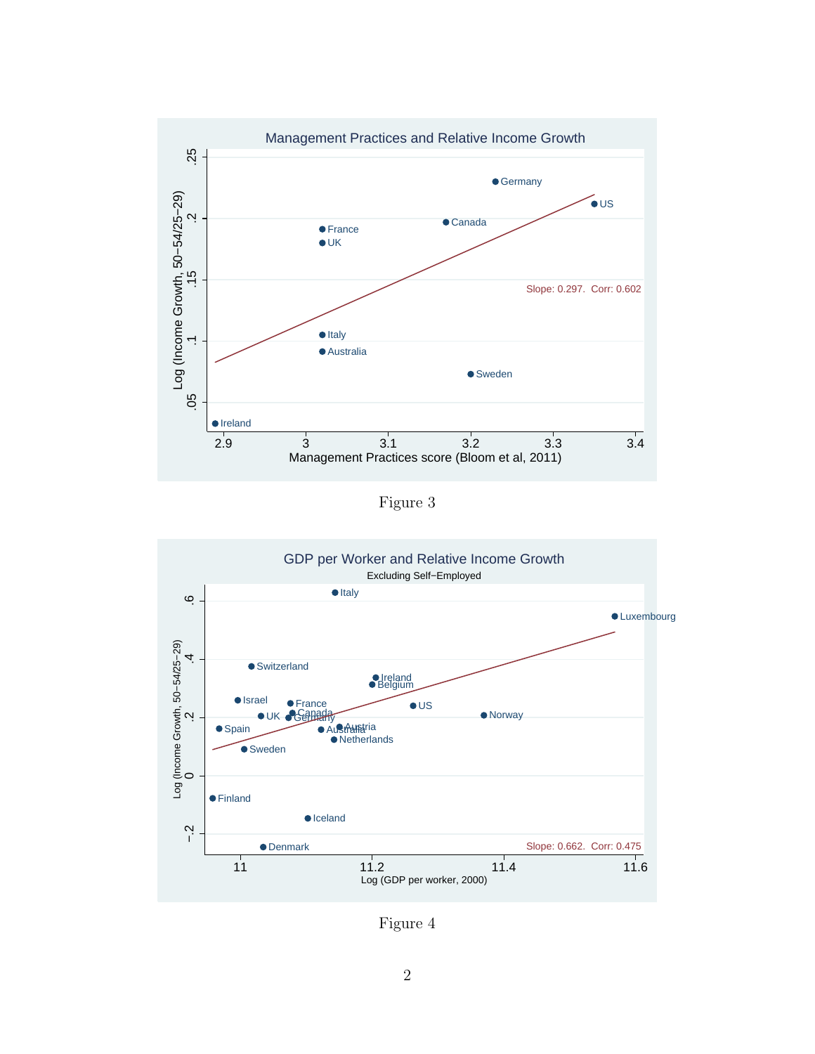Figure 3

Figure 4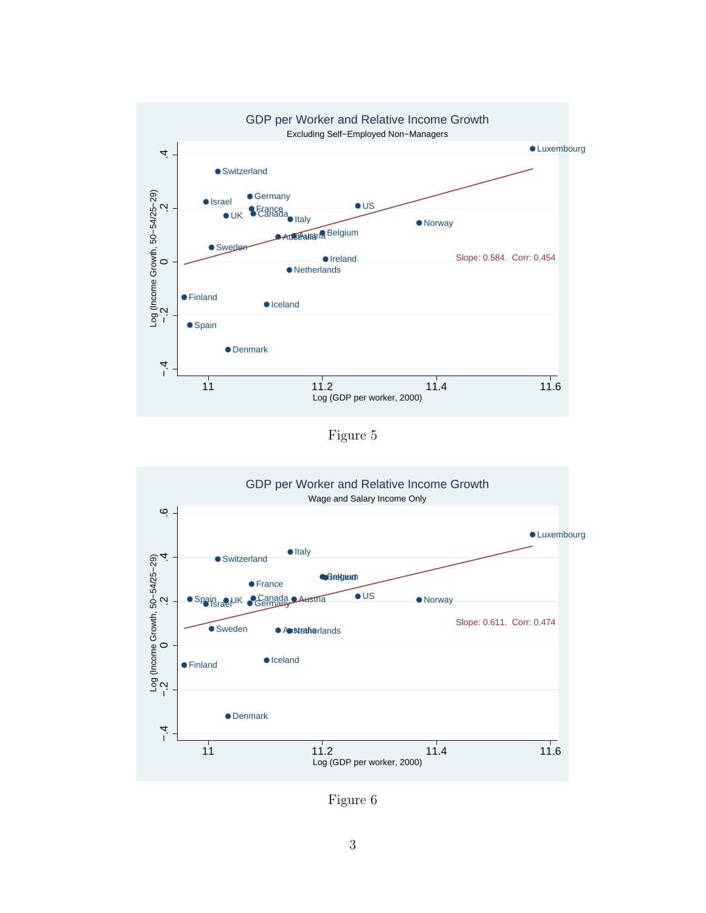Figure 5

Figure 6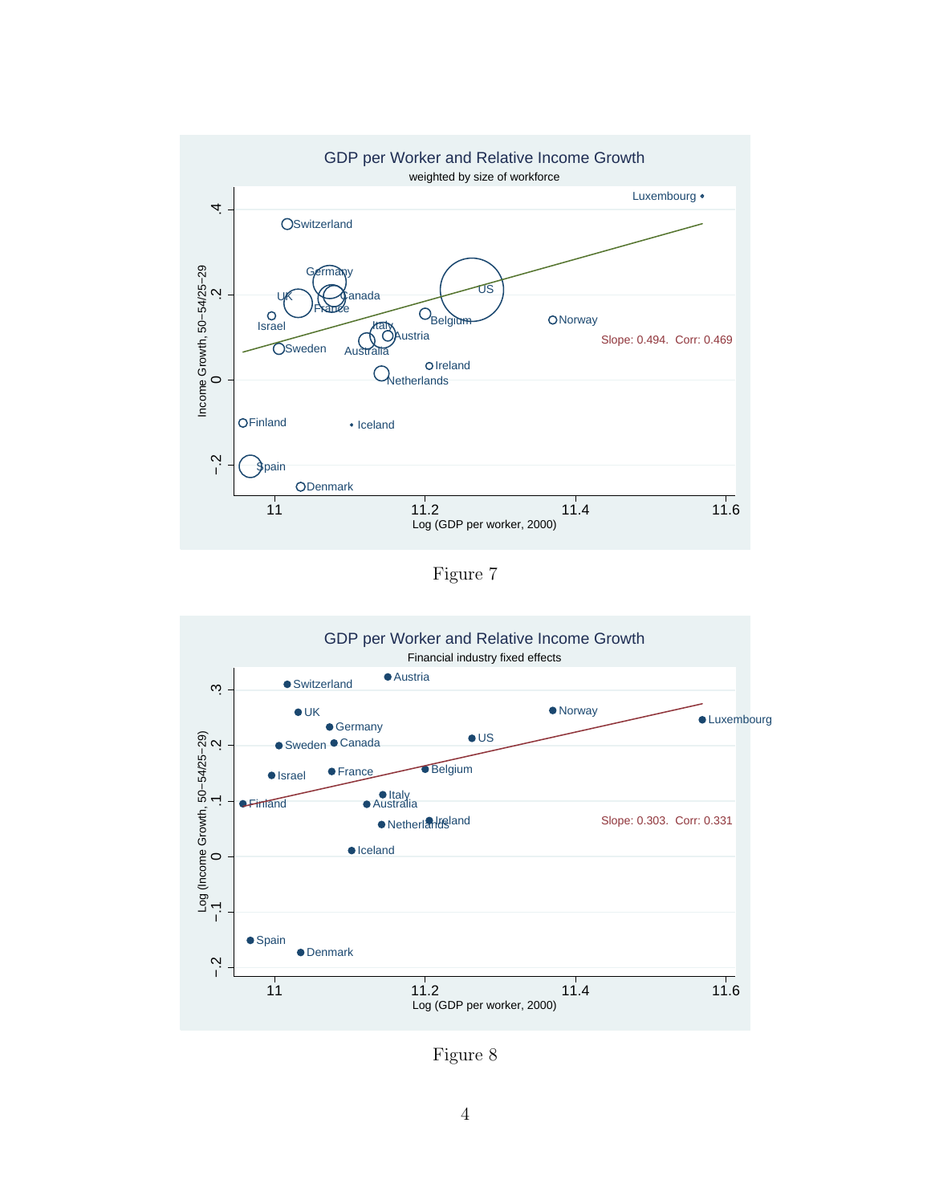Figure 7

Figure 8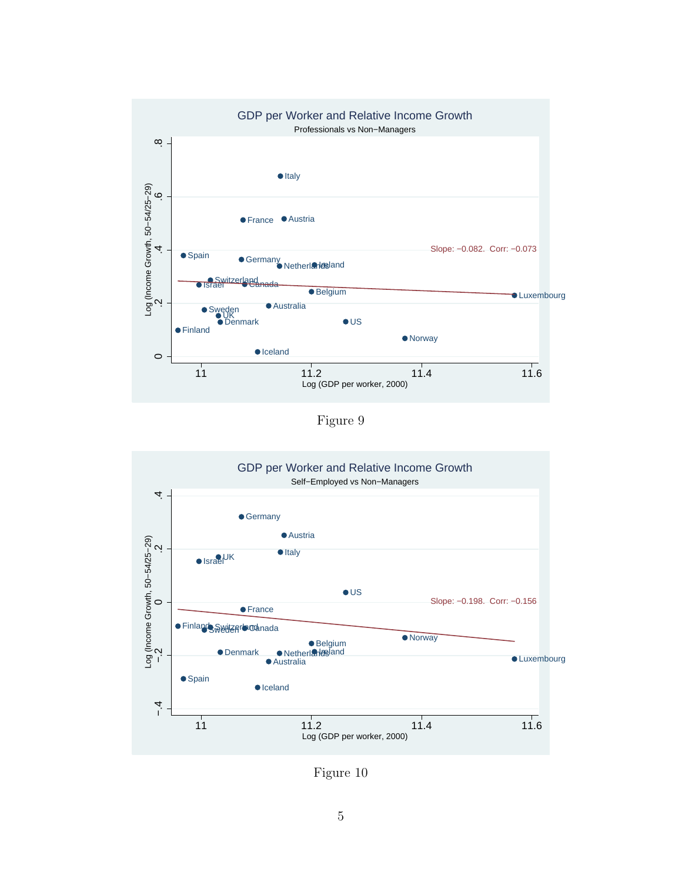GDP per Worker and Relative Income Growth

Professionals vs Non−Managers

Slope: −0.082. Corr: −0.073

Log (Income Growth, 50−54/25−29)

Log (GDP per worker, 2000)

Figure 9

GDP per Worker and Relative Income Growth

Self−Employed vs Non−Managers

Slope: −0.198. Corr: −0.156

Log (Income Growth, 50−54/25−29)

Log (GDP per worker, 2000)

Figure 10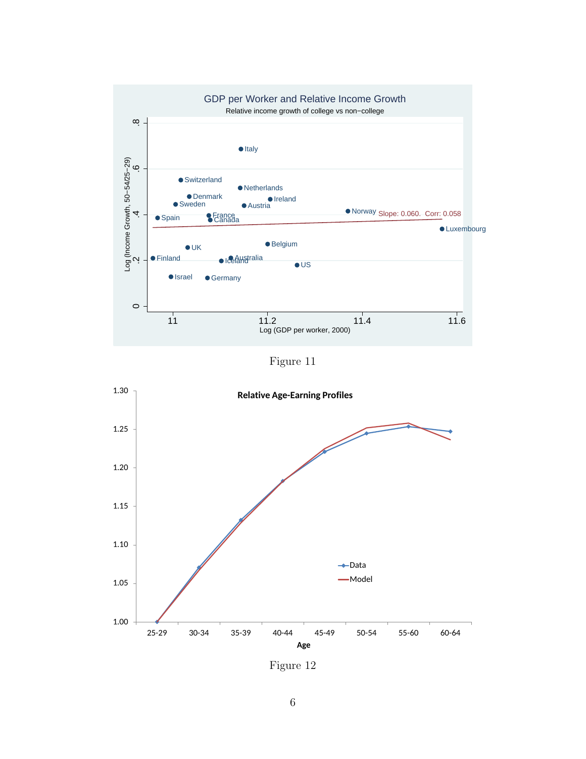Figure 11

Figure 12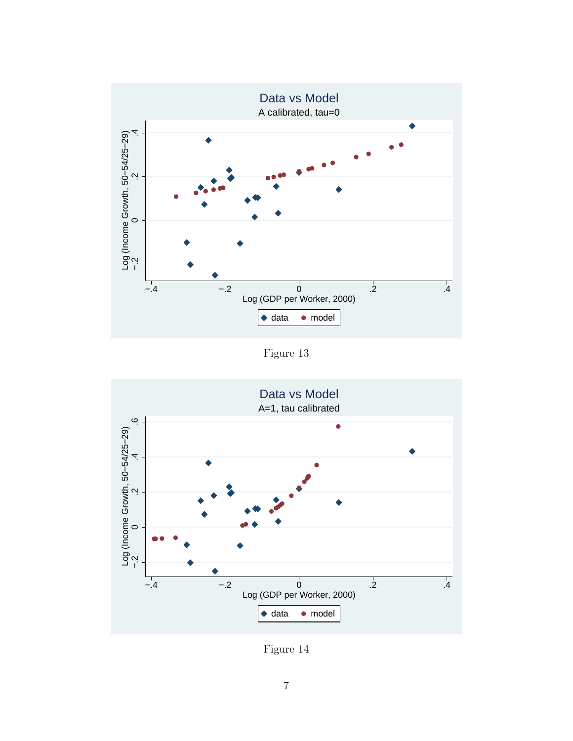Figure 13

Figure 14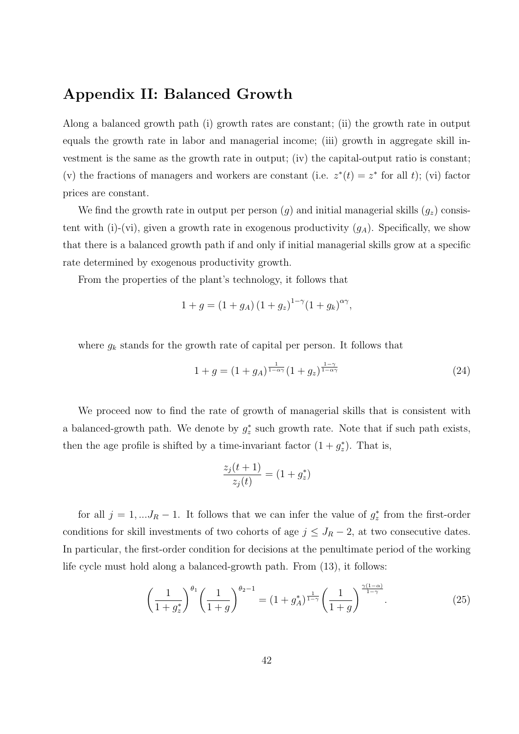## Appendix II: Balanced Growth

Along a balanced growth path (i) growth rates are constant; (ii) the growth rate in output equals the growth rate in labor and managerial income; (iii) growth in aggregate skill investment is the same as the growth rate in output; (iv) the capital-output ratio is constant; (v) the fractions of managers and workers are constant (i.e. $z^*(t) = z^*$ for all $t$); (vi) factor prices are constant.

We find the growth rate in output per person ($g$) and initial managerial skills ($g_z$) consistent with (i)-(vi), given a growth rate in exogenous productivity ($g_A$). Specifically, we show that there is a balanced growth path if and only if initial managerial skills grow at a specific rate determined by exogenous productivity growth.

From the properties of the plant's technology, it follows that

$$1 + g = (1 + g_A)\,(1 + g_z)^{1-\gamma}(1 + g_k)^{\alpha\gamma},$$

where $g_k$ stands for the growth rate of capital per person. It follows that

$$1 + g = (1 + g_A)^{\frac{1}{1-\alpha\gamma}}(1 + g_z)^{\frac{1-\gamma}{1-\alpha\gamma}} \tag{24}$$

We proceed now to find the rate of growth of managerial skills that is consistent with a balanced-growth path. We denote by $g_z^*$ such growth rate. Note that if such path exists, then the age profile is shifted by a time-invariant factor $(1 + g_z^*)$. That is,

$$\frac{z_j(t+1)}{z_j(t)} = (1 + g_z^*)$$

for all $j = 1, ...J_R - 1$. It follows that we can infer the value of $g_z^*$ from the first-order conditions for skill investments of two cohorts of age $j \leq J_R - 2$, at two consecutive dates. In particular, the first-order condition for decisions at the penultimate period of the working life cycle must hold along a balanced-growth path. From (13), it follows:

$$\left(\frac{1}{1+g_z^*}\right)^{\theta_1}\left(\frac{1}{1+g}\right)^{\theta_2 - 1} = (1 + g_A^*)^{\frac{1}{1-\gamma}}\left(\frac{1}{1+g}\right)^{\frac{\gamma(1-\alpha)}{1-\gamma}}. \tag{25}$$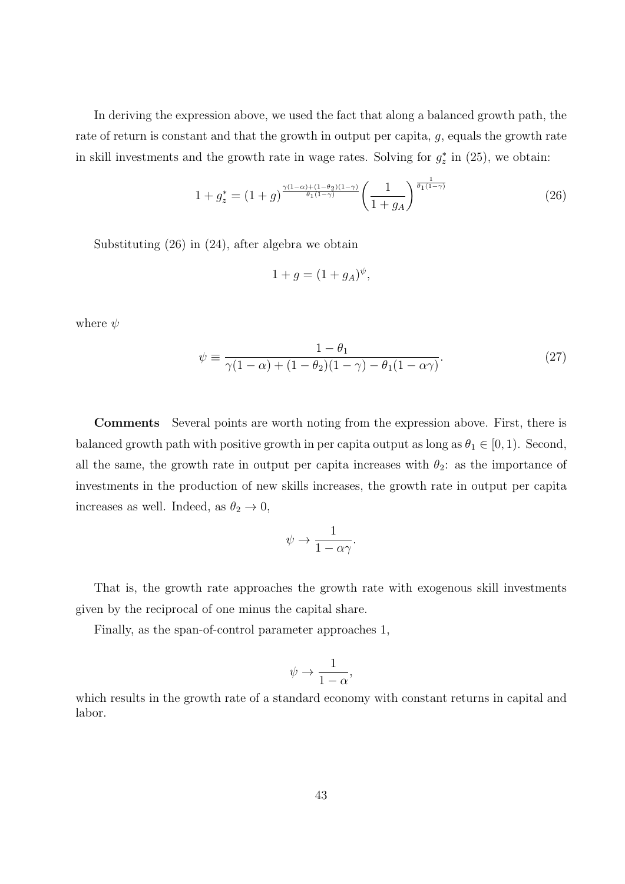In deriving the expression above, we used the fact that along a balanced growth path, the rate of return is constant and that the growth in output per capita, $g$, equals the growth rate in skill investments and the growth rate in wage rates. Solving for $g_z^*$ in (25), we obtain:

$$1 + g_z^* = (1+g)^{\frac{\gamma(1-\alpha)+(1-\theta_2)(1-\gamma)}{\theta_1(1-\gamma)}} \left(\frac{1}{1+g_A}\right)^{\frac{1}{\theta_1(1-\gamma)}} \tag{26}$$

Substituting (26) in (24), after algebra we obtain

$$1 + g = (1 + g_A)^{\psi},$$

where $\psi$

$$\psi \equiv \frac{1-\theta_1}{\gamma(1-\alpha)+(1-\theta_2)(1-\gamma)-\theta_1(1-\alpha\gamma)}. \tag{27}$$

**Comments** Several points are worth noting from the expression above. First, there is balanced growth path with positive growth in per capita output as long as $\theta_1 \in [0, 1)$. Second, all the same, the growth rate in output per capita increases with $\theta_2$: as the importance of investments in the production of new skills increases, the growth rate in output per capita increases as well. Indeed, as $\theta_2 \to 0$,

$$\psi \to \frac{1}{1-\alpha\gamma}.$$

That is, the growth rate approaches the growth rate with exogenous skill investments given by the reciprocal of one minus the capital share.

Finally, as the span-of-control parameter approaches 1,

$$\psi \to \frac{1}{1-\alpha},$$

which results in the growth rate of a standard economy with constant returns in capital and labor.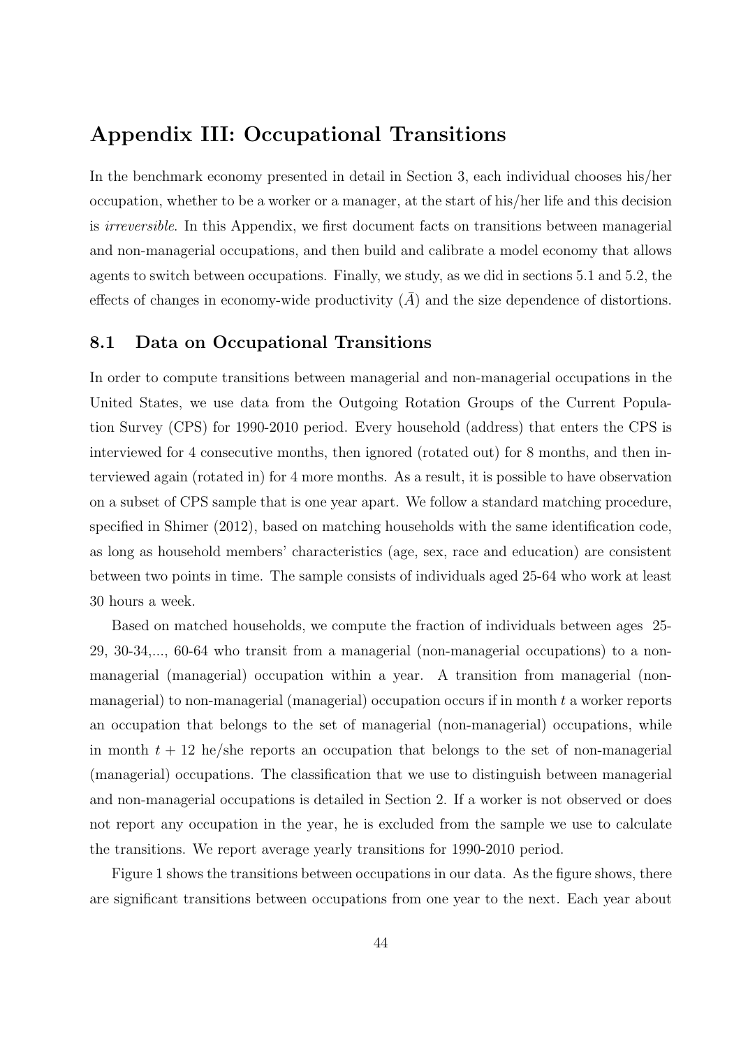# Appendix III: Occupational Transitions

In the benchmark economy presented in detail in Section 3, each individual chooses his/her occupation, whether to be a worker or a manager, at the start of his/her life and this decision is *irreversible*. In this Appendix, we first document facts on transitions between managerial and non-managerial occupations, and then build and calibrate a model economy that allows agents to switch between occupations. Finally, we study, as we did in sections 5.1 and 5.2, the effects of changes in economy-wide productivity ($\bar{A}$) and the size dependence of distortions.

## 8.1 Data on Occupational Transitions

In order to compute transitions between managerial and non-managerial occupations in the United States, we use data from the Outgoing Rotation Groups of the Current Population Survey (CPS) for 1990-2010 period. Every household (address) that enters the CPS is interviewed for 4 consecutive months, then ignored (rotated out) for 8 months, and then interviewed again (rotated in) for 4 more months. As a result, it is possible to have observation on a subset of CPS sample that is one year apart. We follow a standard matching procedure, specified in Shimer (2012), based on matching households with the same identification code, as long as household members' characteristics (age, sex, race and education) are consistent between two points in time. The sample consists of individuals aged 25-64 who work at least 30 hours a week.

Based on matched households, we compute the fraction of individuals between ages 25-29, 30-34,..., 60-64 who transit from a managerial (non-managerial occupations) to a non-managerial (managerial) occupation within a year. A transition from managerial (non-managerial) to non-managerial (managerial) occupation occurs if in month $t$ a worker reports an occupation that belongs to the set of managerial (non-managerial) occupations, while in month $t + 12$ he/she reports an occupation that belongs to the set of non-managerial (managerial) occupations. The classification that we use to distinguish between managerial and non-managerial occupations is detailed in Section 2. If a worker is not observed or does not report any occupation in the year, he is excluded from the sample we use to calculate the transitions. We report average yearly transitions for 1990-2010 period.

Figure 1 shows the transitions between occupations in our data. As the figure shows, there are significant transitions between occupations from one year to the next. Each year about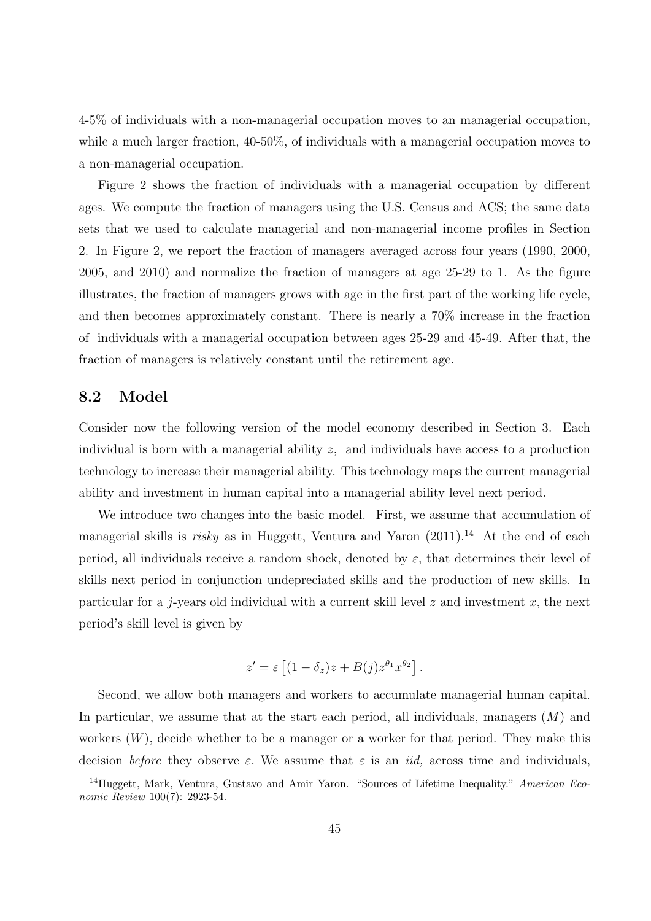4-5% of individuals with a non-managerial occupation moves to an managerial occupation, while a much larger fraction, 40-50%, of individuals with a managerial occupation moves to a non-managerial occupation.

Figure 2 shows the fraction of individuals with a managerial occupation by different ages. We compute the fraction of managers using the U.S. Census and ACS; the same data sets that we used to calculate managerial and non-managerial income profiles in Section 2. In Figure 2, we report the fraction of managers averaged across four years (1990, 2000, 2005, and 2010) and normalize the fraction of managers at age 25-29 to 1. As the figure illustrates, the fraction of managers grows with age in the first part of the working life cycle, and then becomes approximately constant. There is nearly a 70% increase in the fraction of individuals with a managerial occupation between ages 25-29 and 45-49. After that, the fraction of managers is relatively constant until the retirement age.

## 8.2 Model

Consider now the following version of the model economy described in Section 3. Each individual is born with a managerial ability $z$, and individuals have access to a production technology to increase their managerial ability. This technology maps the current managerial ability and investment in human capital into a managerial ability level next period.

We introduce two changes into the basic model. First, we assume that accumulation of managerial skills is *risky* as in Huggett, Ventura and Yaron (2011).[14] At the end of each period, all individuals receive a random shock, denoted by $\varepsilon$, that determines their level of skills next period in conjunction undepreciated skills and the production of new skills. In particular for a $j$-years old individual with a current skill level $z$ and investment $x$, the next period's skill level is given by

$$z' = \varepsilon \left[ (1 - \delta_z) z + B(j) z^{\theta_1} x^{\theta_2} \right].$$

Second, we allow both managers and workers to accumulate managerial human capital. In particular, we assume that at the start each period, all individuals, managers ($M$) and workers ($W$), decide whether to be a manager or a worker for that period. They make this decision *before* they observe $\varepsilon$. We assume that $\varepsilon$ is an *iid,* across time and individuals,

[14] Huggett, Mark, Ventura, Gustavo and Amir Yaron. "Sources of Lifetime Inequality." *American Economic Review* 100(7): 2923-54.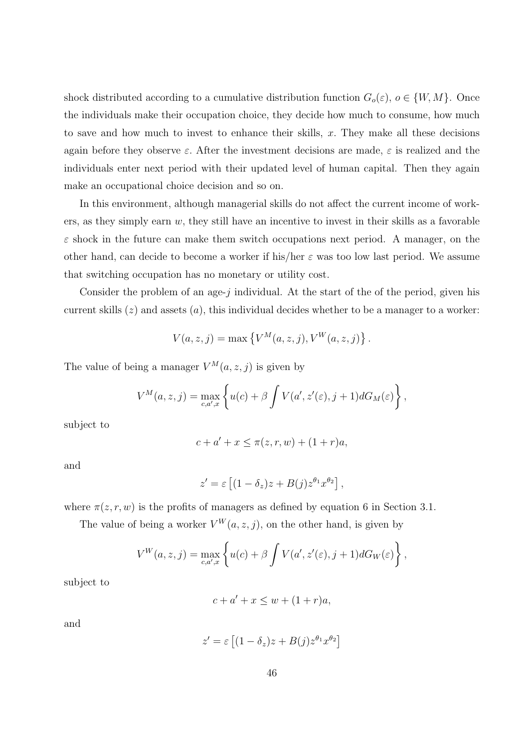shock distributed according to a cumulative distribution function $G_o(\varepsilon)$, $o \in \{W, M\}$. Once the individuals make their occupation choice, they decide how much to consume, how much to save and how much to invest to enhance their skills, $x$. They make all these decisions again before they observe $\varepsilon$. After the investment decisions are made, $\varepsilon$ is realized and the individuals enter next period with their updated level of human capital. Then they again make an occupational choice decision and so on.

In this environment, although managerial skills do not affect the current income of workers, as they simply earn $w$, they still have an incentive to invest in their skills as a favorable $\varepsilon$ shock in the future can make them switch occupations next period. A manager, on the other hand, can decide to become a worker if his/her $\varepsilon$ was too low last period. We assume that switching occupation has no monetary or utility cost.

Consider the problem of an age-$j$ individual. At the start of the of the period, given his current skills ($z$) and assets ($a$), this individual decides whether to be a manager to a worker:

$$V(a, z, j) = \max \left\{ V^M(a, z, j), V^W(a, z, j) \right\}.$$

The value of being a manager $V^M(a, z, j)$ is given by

$$V^M(a, z, j) = \max_{c, a', x} \left\{ u(c) + \beta \int V(a', z'(\varepsilon), j+1) dG_M(\varepsilon) \right\},$$

subject to

$$c + a' + x \leq \pi(z, r, w) + (1+r)a,$$

and

$$z' = \varepsilon \left[ (1 - \delta_z) z + B(j) z^{\theta_1} x^{\theta_2} \right],$$

where $\pi(z, r, w)$ is the profits of managers as defined by equation 6 in Section 3.1.

The value of being a worker $V^W(a, z, j)$, on the other hand, is given by

$$V^W(a, z, j) = \max_{c, a', x} \left\{ u(c) + \beta \int V(a', z'(\varepsilon), j+1) dG_W(\varepsilon) \right\},$$

subject to

$$c + a' + x \leq w + (1+r)a,$$

and

$$z' = \varepsilon \left[ (1 - \delta_z) z + B(j) z^{\theta_1} x^{\theta_2} \right]$$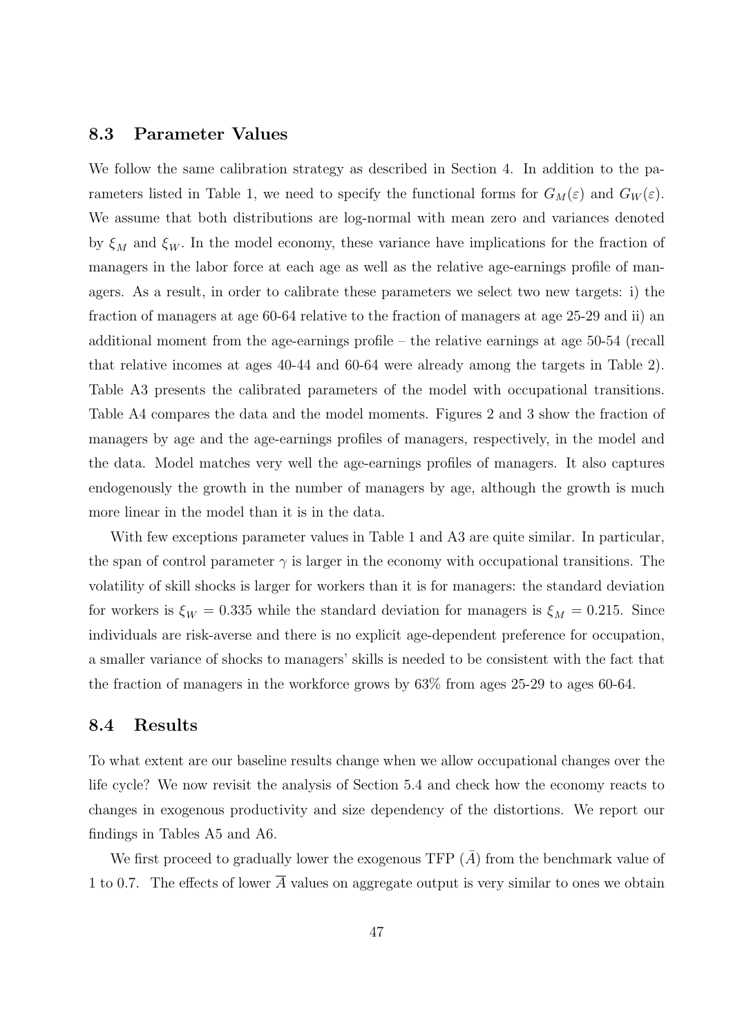### 8.3 Parameter Values

We follow the same calibration strategy as described in Section 4. In addition to the parameters listed in Table 1, we need to specify the functional forms for $G_M(\varepsilon)$ and $G_W(\varepsilon)$. We assume that both distributions are log-normal with mean zero and variances denoted by $\xi_M$ and $\xi_W$. In the model economy, these variance have implications for the fraction of managers in the labor force at each age as well as the relative age-earnings profile of managers. As a result, in order to calibrate these parameters we select two new targets: i) the fraction of managers at age 60-64 relative to the fraction of managers at age 25-29 and ii) an additional moment from the age-earnings profile – the relative earnings at age 50-54 (recall that relative incomes at ages 40-44 and 60-64 were already among the targets in Table 2). Table A3 presents the calibrated parameters of the model with occupational transitions. Table A4 compares the data and the model moments. Figures 2 and 3 show the fraction of managers by age and the age-earnings profiles of managers, respectively, in the model and the data. Model matches very well the age-earnings profiles of managers. It also captures endogenously the growth in the number of managers by age, although the growth is much more linear in the model than it is in the data.

With few exceptions parameter values in Table 1 and A3 are quite similar. In particular, the span of control parameter $\gamma$ is larger in the economy with occupational transitions. The volatility of skill shocks is larger for workers than it is for managers: the standard deviation for workers is $\xi_W = 0.335$ while the standard deviation for managers is $\xi_M = 0.215$. Since individuals are risk-averse and there is no explicit age-dependent preference for occupation, a smaller variance of shocks to managers' skills is needed to be consistent with the fact that the fraction of managers in the workforce grows by 63% from ages 25-29 to ages 60-64.

### 8.4 Results

To what extent are our baseline results change when we allow occupational changes over the life cycle? We now revisit the analysis of Section 5.4 and check how the economy reacts to changes in exogenous productivity and size dependency of the distortions. We report our findings in Tables A5 and A6.

We first proceed to gradually lower the exogenous TFP ($\bar{A}$) from the benchmark value of 1 to 0.7. The effects of lower $\overline{A}$ values on aggregate output is very similar to ones we obtain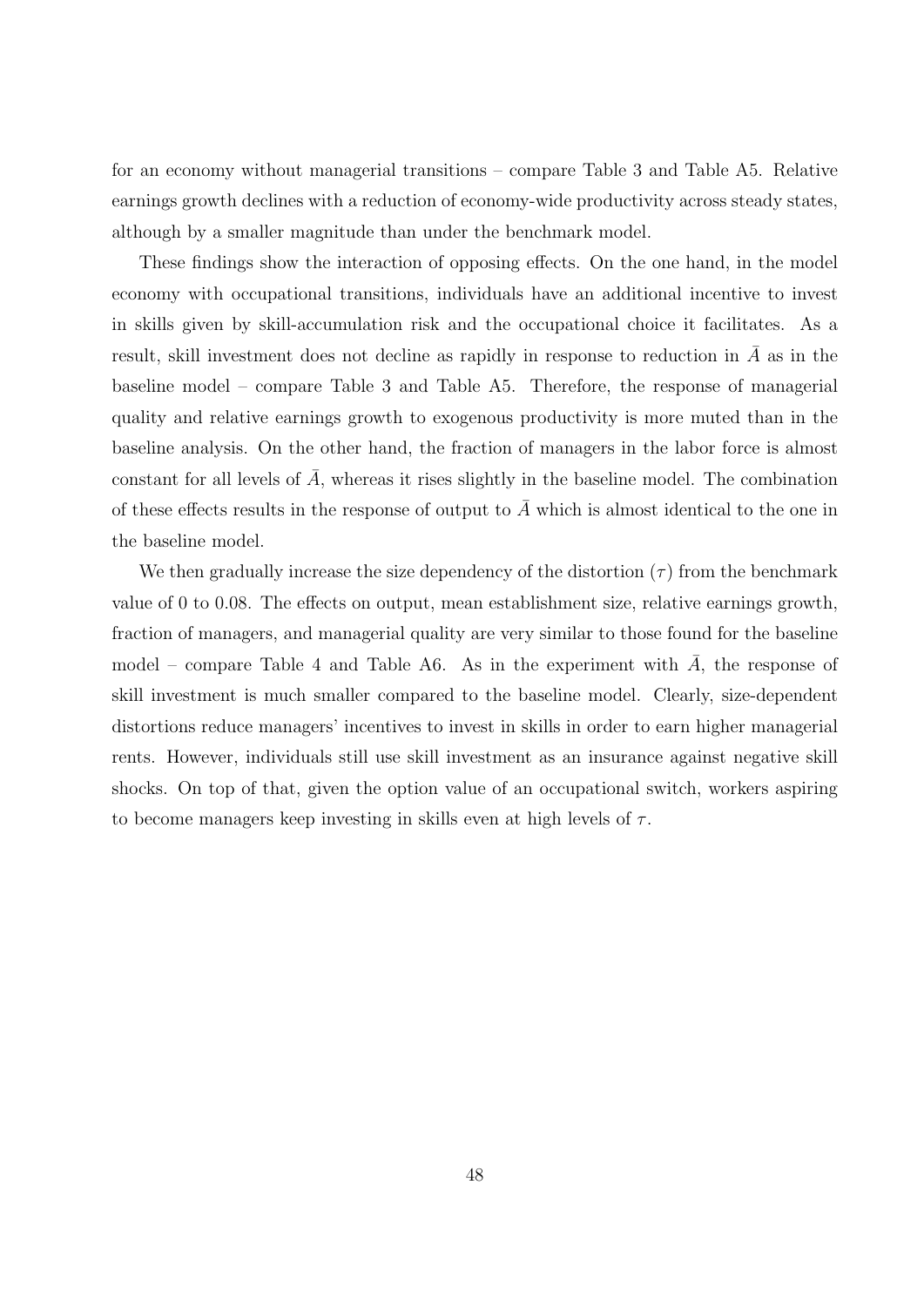for an economy without managerial transitions – compare Table 3 and Table A5. Relative earnings growth declines with a reduction of economy-wide productivity across steady states, although by a smaller magnitude than under the benchmark model.

These findings show the interaction of opposing effects. On the one hand, in the model economy with occupational transitions, individuals have an additional incentive to invest in skills given by skill-accumulation risk and the occupational choice it facilitates. As a result, skill investment does not decline as rapidly in response to reduction in $\bar{A}$ as in the baseline model – compare Table 3 and Table A5. Therefore, the response of managerial quality and relative earnings growth to exogenous productivity is more muted than in the baseline analysis. On the other hand, the fraction of managers in the labor force is almost constant for all levels of $\bar{A}$, whereas it rises slightly in the baseline model. The combination of these effects results in the response of output to $\bar{A}$ which is almost identical to the one in the baseline model.

We then gradually increase the size dependency of the distortion ($\tau$) from the benchmark value of 0 to 0.08. The effects on output, mean establishment size, relative earnings growth, fraction of managers, and managerial quality are very similar to those found for the baseline model – compare Table 4 and Table A6. As in the experiment with $\bar{A}$, the response of skill investment is much smaller compared to the baseline model. Clearly, size-dependent distortions reduce managers' incentives to invest in skills in order to earn higher managerial rents. However, individuals still use skill investment as an insurance against negative skill shocks. On top of that, given the option value of an occupational switch, workers aspiring to become managers keep investing in skills even at high levels of $\tau$.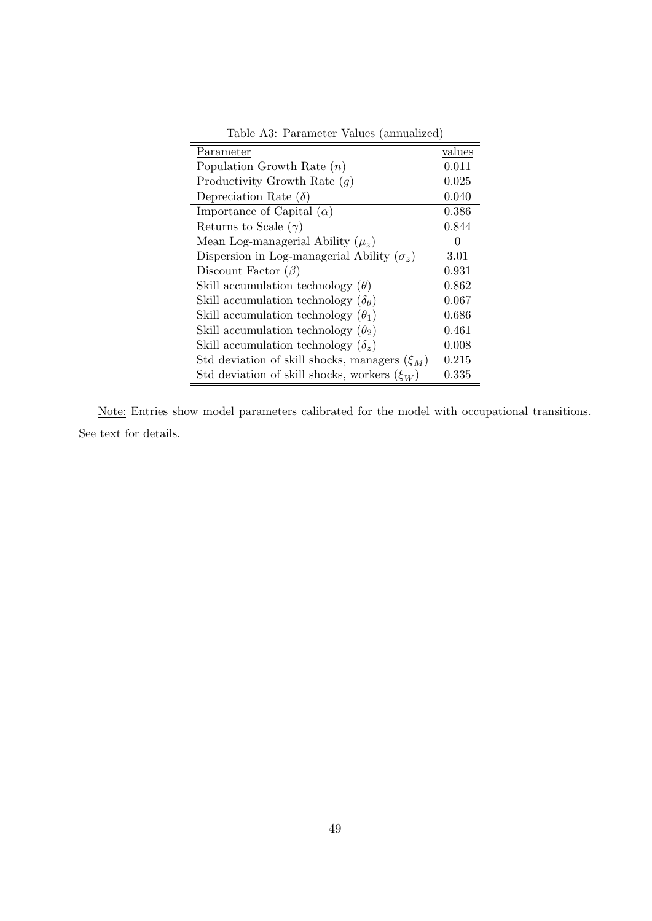Table A3: Parameter Values (annualized)

| Parameter | values |
|---|---|
| Population Growth Rate ($n$) | 0.011 |
| Productivity Growth Rate ($g$) | 0.025 |
| Depreciation Rate ($\delta$) | 0.040 |
| Importance of Capital ($\alpha$) | 0.386 |
| Returns to Scale ($\gamma$) | 0.844 |
| Mean Log-managerial Ability ($\mu_z$) | 0 |
| Dispersion in Log-managerial Ability ($\sigma_z$) | 3.01 |
| Discount Factor ($\beta$) | 0.931 |
| Skill accumulation technology ($\theta$) | 0.862 |
| Skill accumulation technology ($\delta_\theta$) | 0.067 |
| Skill accumulation technology ($\theta_1$) | 0.686 |
| Skill accumulation technology ($\theta_2$) | 0.461 |
| Skill accumulation technology ($\delta_z$) | 0.008 |
| Std deviation of skill shocks, managers ($\xi_M$) | 0.215 |
| Std deviation of skill shocks, workers ($\xi_W$) | 0.335 |

Note: Entries show model parameters calibrated for the model with occupational transitions. See text for details.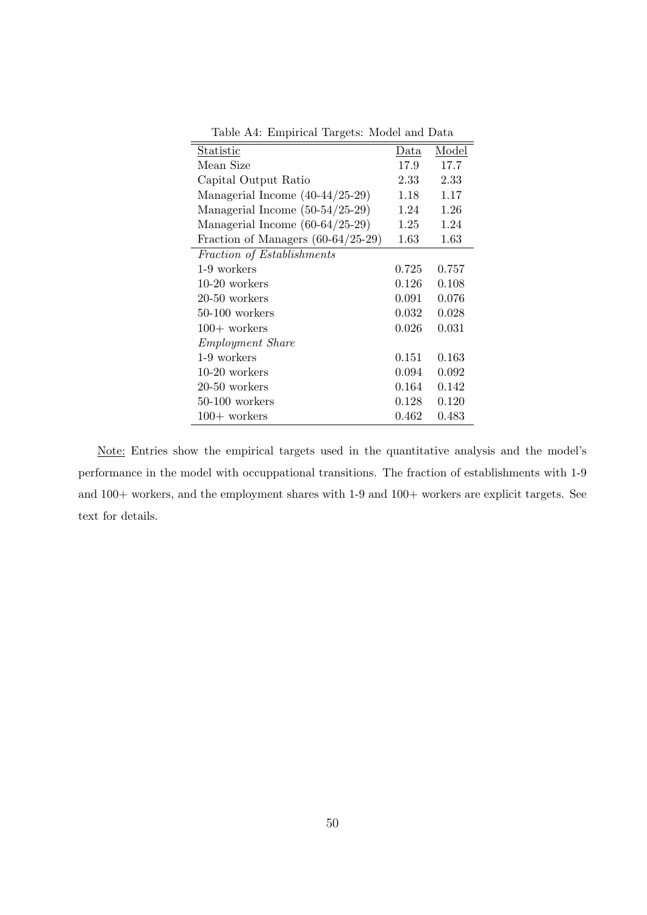Table A4: Empirical Targets: Model and Data

| Statistic | Data | Model |
|---|---|---|
| Mean Size | 17.9 | 17.7 |
| Capital Output Ratio | 2.33 | 2.33 |
| Managerial Income (40-44/25-29) | 1.18 | 1.17 |
| Managerial Income (50-54/25-29) | 1.24 | 1.26 |
| Managerial Income (60-64/25-29) | 1.25 | 1.24 |
| Fraction of Managers (60-64/25-29) | 1.63 | 1.63 |
| *Fraction of Establishments* | | |
| 1-9 workers | 0.725 | 0.757 |
| 10-20 workers | 0.126 | 0.108 |
| 20-50 workers | 0.091 | 0.076 |
| 50-100 workers | 0.032 | 0.028 |
| 100+ workers | 0.026 | 0.031 |
| *Employment Share* | | |
| 1-9 workers | 0.151 | 0.163 |
| 10-20 workers | 0.094 | 0.092 |
| 20-50 workers | 0.164 | 0.142 |
| 50-100 workers | 0.128 | 0.120 |
| 100+ workers | 0.462 | 0.483 |

Note: Entries show the empirical targets used in the quantitative analysis and the model's performance in the model with occuppational transitions. The fraction of establishments with 1-9 and 100+ workers, and the employment shares with 1-9 and 100+ workers are explicit targets. See text for details.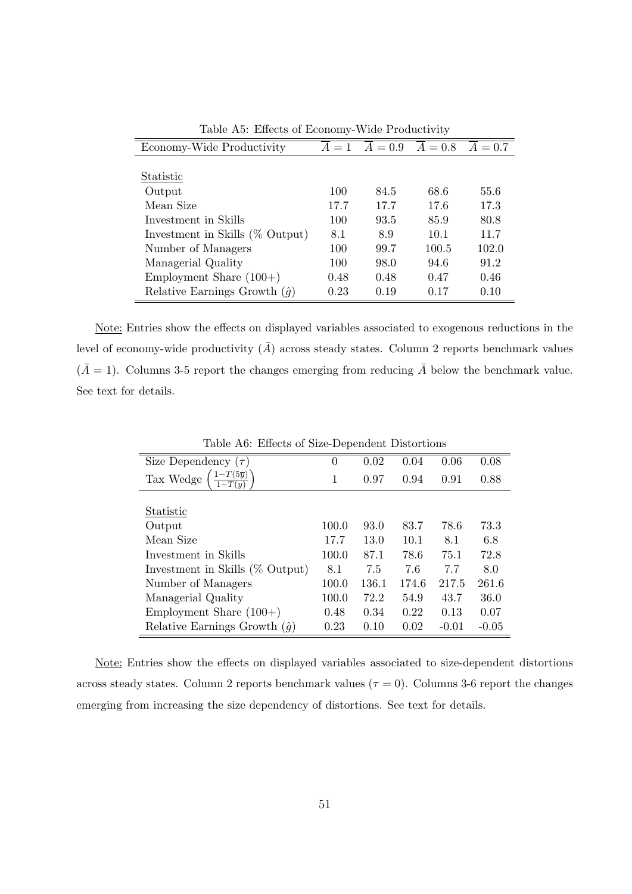Table A5: Effects of Economy-Wide Productivity

| Economy-Wide Productivity | $\bar{A} = 1$ | $\bar{A} = 0.9$ | $\bar{A} = 0.8$ | $\bar{A} = 0.7$ |
|---|---|---|---|---|
| Statistic | | | | |
| Output | 100 | 84.5 | 68.6 | 55.6 |
| Mean Size | 17.7 | 17.7 | 17.6 | 17.3 |
| Investment in Skills | 100 | 93.5 | 85.9 | 80.8 |
| Investment in Skills (% Output) | 8.1 | 8.9 | 10.1 | 11.7 |
| Number of Managers | 100 | 99.7 | 100.5 | 102.0 |
| Managerial Quality | 100 | 98.0 | 94.6 | 91.2 |
| Employment Share (100+) | 0.48 | 0.48 | 0.47 | 0.46 |
| Relative Earnings Growth ($\hat{g}$) | 0.23 | 0.19 | 0.17 | 0.10 |

Note: Entries show the effects on displayed variables associated to exogenous reductions in the level of economy-wide productivity ($\bar{A}$) across steady states. Column 2 reports benchmark values ($\bar{A} = 1$). Columns 3-5 report the changes emerging from reducing $\bar{A}$ below the benchmark value. See text for details.

Table A6: Effects of Size-Dependent Distortions

| Size Dependency ($\tau$) | 0 | 0.02 | 0.04 | 0.06 | 0.08 |
|---|---|---|---|---|---|
| Tax Wedge $\left(\frac{1-T(5\overline{y})}{1-T(y)}\right)$ | 1 | 0.97 | 0.94 | 0.91 | 0.88 |
| Statistic | | | | | |
| Output | 100.0 | 93.0 | 83.7 | 78.6 | 73.3 |
| Mean Size | 17.7 | 13.0 | 10.1 | 8.1 | 6.8 |
| Investment in Skills | 100.0 | 87.1 | 78.6 | 75.1 | 72.8 |
| Investment in Skills (% Output) | 8.1 | 7.5 | 7.6 | 7.7 | 8.0 |
| Number of Managers | 100.0 | 136.1 | 174.6 | 217.5 | 261.6 |
| Managerial Quality | 100.0 | 72.2 | 54.9 | 43.7 | 36.0 |
| Employment Share (100+) | 0.48 | 0.34 | 0.22 | 0.13 | 0.07 |
| Relative Earnings Growth ($\hat{g}$) | 0.23 | 0.10 | 0.02 | -0.01 | -0.05 |

Note: Entries show the effects on displayed variables associated to size-dependent distortions across steady states. Column 2 reports benchmark values ($\tau = 0$). Columns 3-6 report the changes emerging from increasing the size dependency of distortions. See text for details.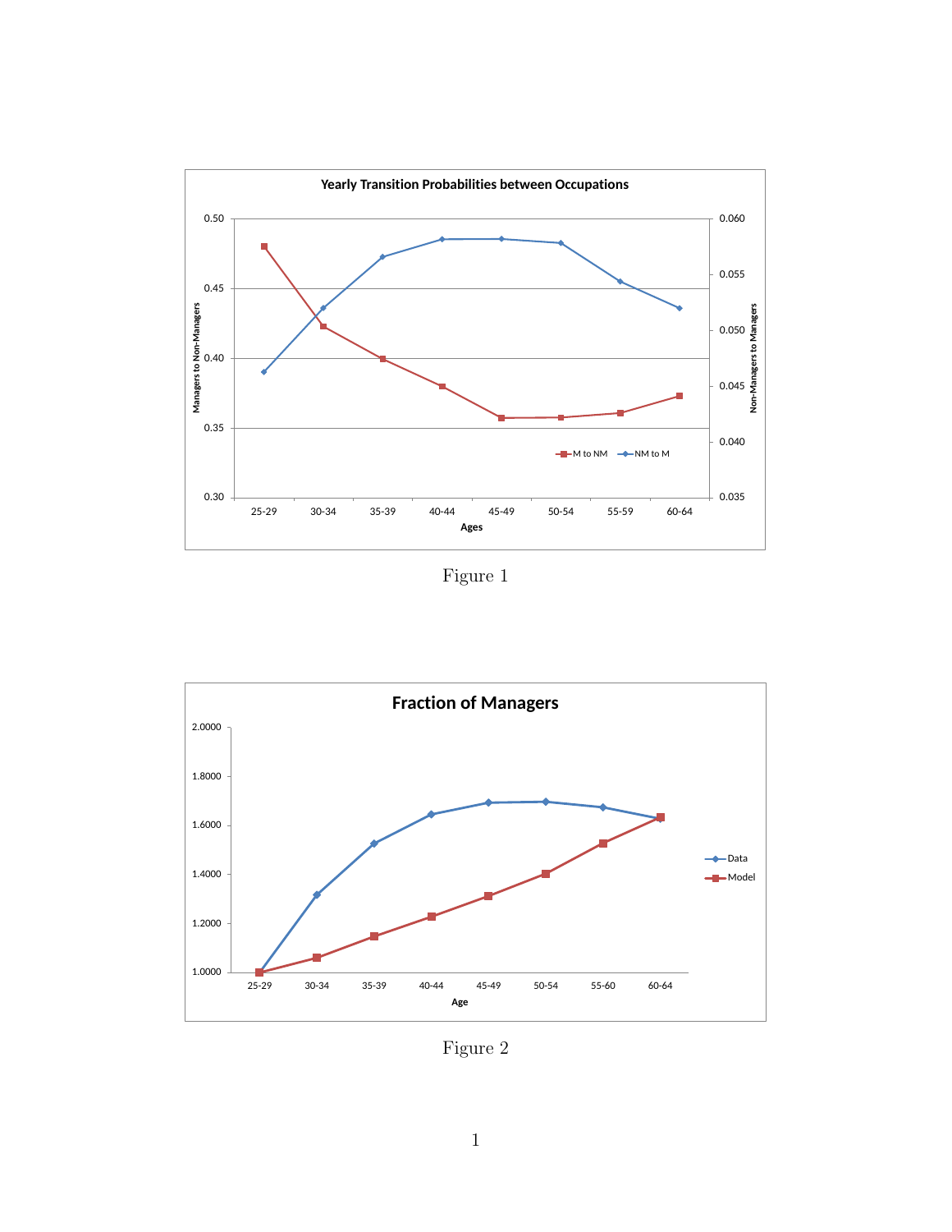Figure 1

Figure 2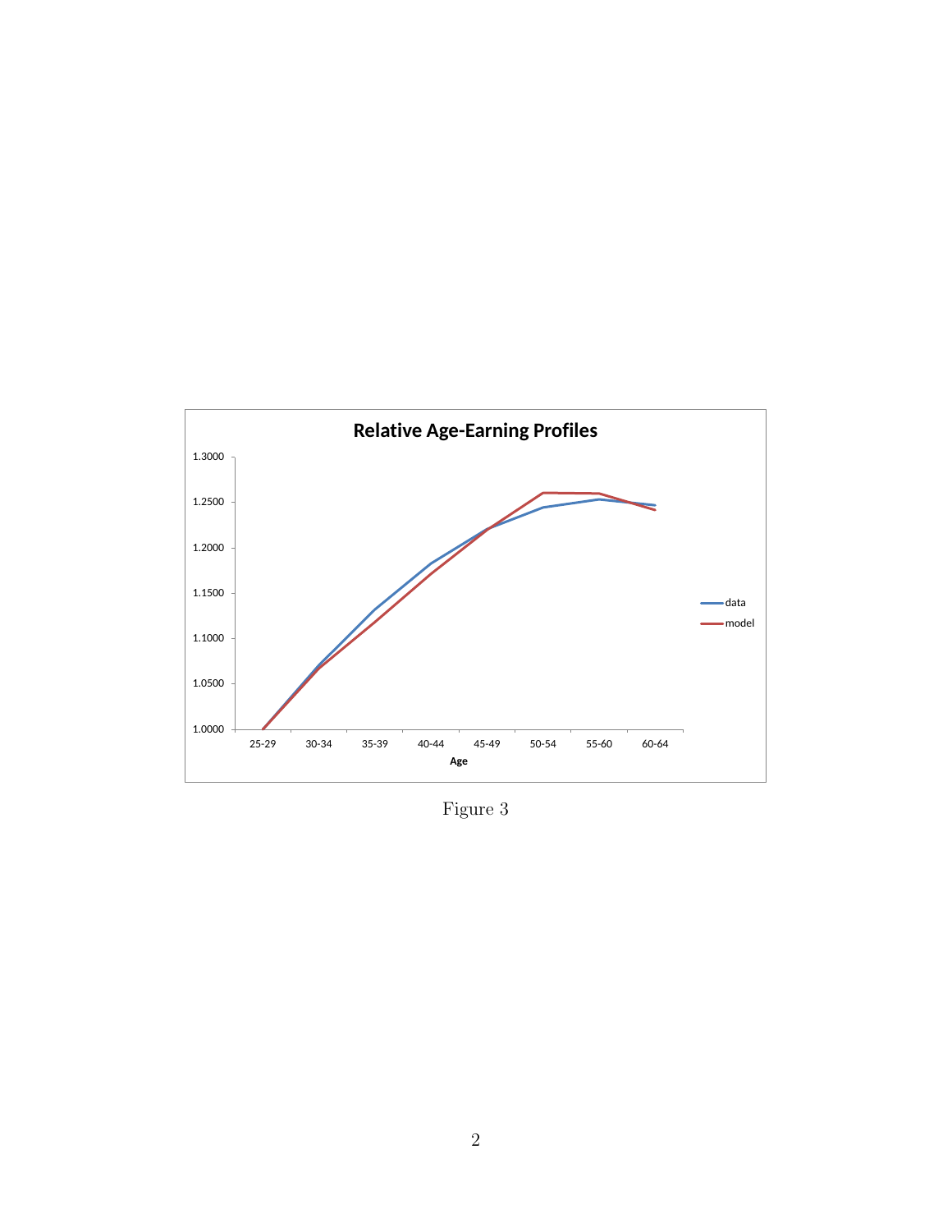Relative Age-Earning Profiles

1.3000
1.2500
1.2000
1.1500
1.1000
1.0500
1.0000

25-29
30-34
35-39
40-44
45-49
50-54
55-60
60-64

Age

data
model

Figure 3